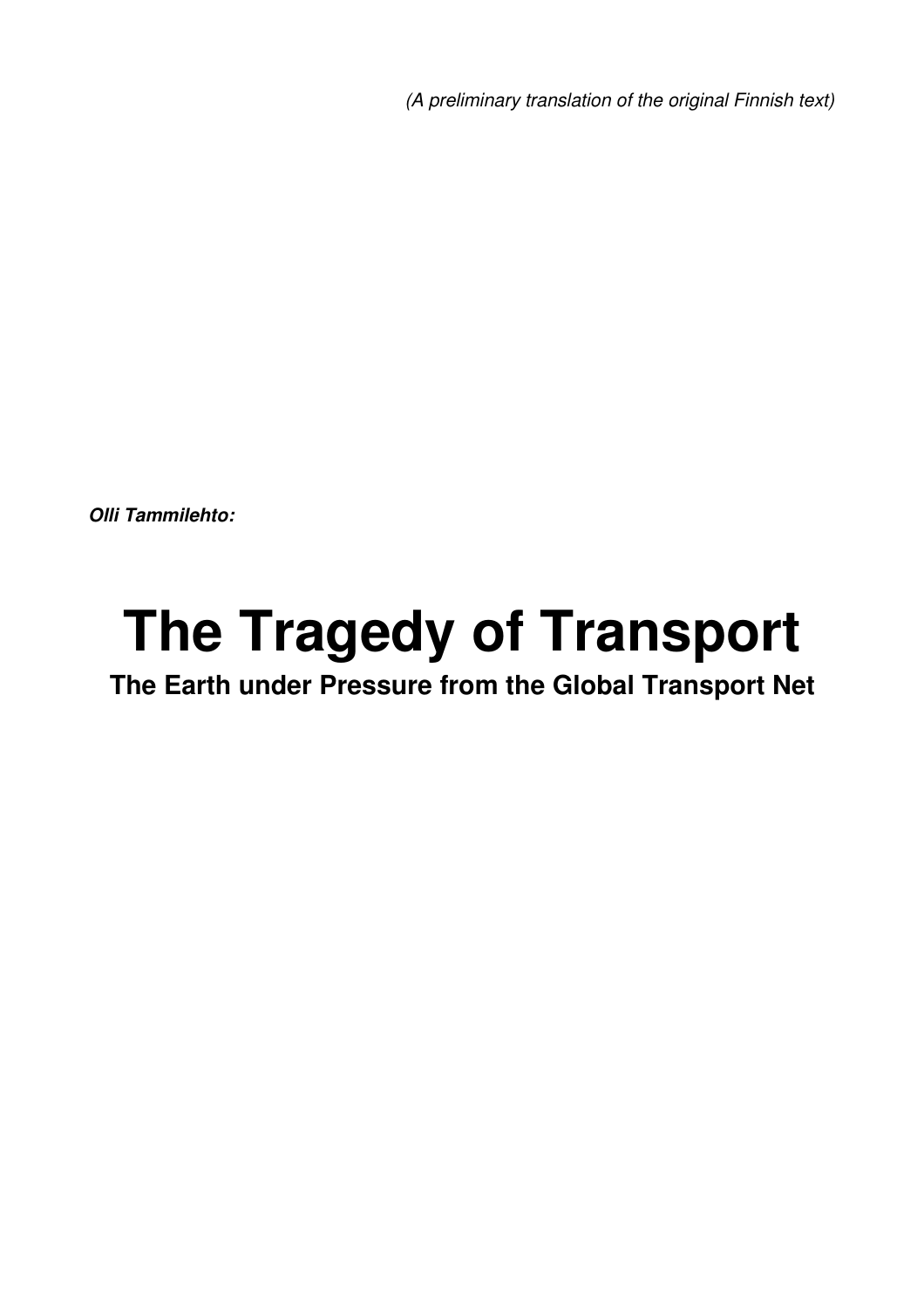*(A preliminary translation of the original Finnish text)*

***Olli Tammilehto:***

# The Tragedy of Transport

## The Earth under Pressure from the Global Transport Net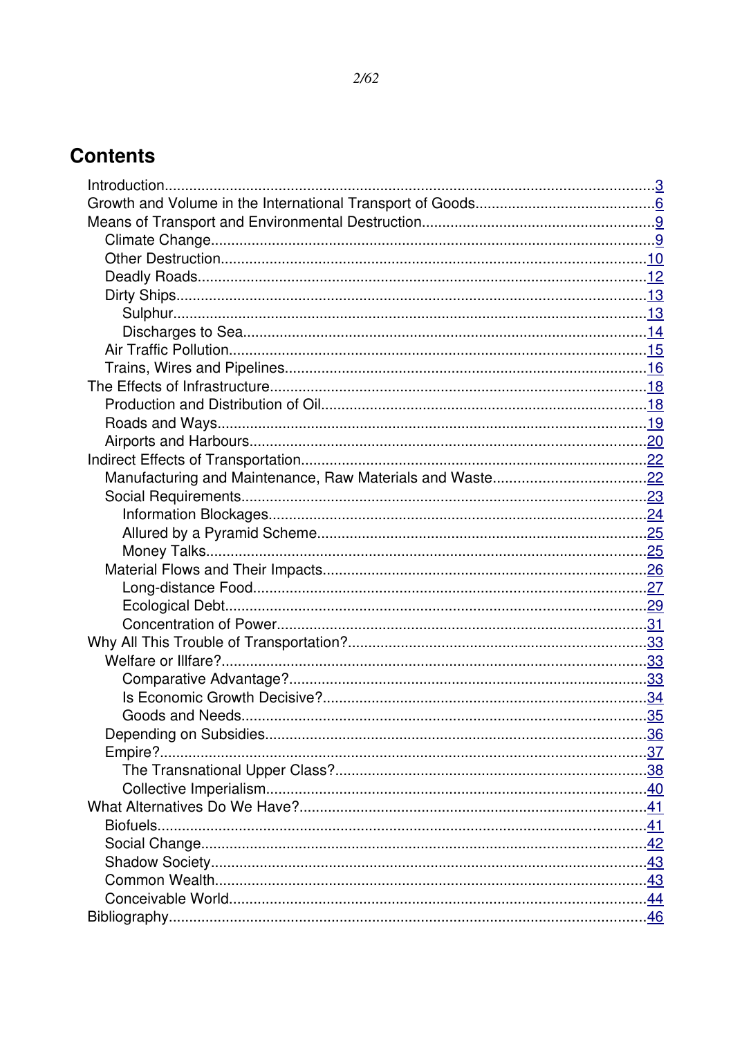## Contents

- Introduction ........ 3
- Growth and Volume in the International Transport of Goods ........ 6
- Means of Transport and Environmental Destruction ........ 9
  - Climate Change ........ 9
  - Other Destruction ........ 10
  - Deadly Roads ........ 12
  - Dirty Ships ........ 13
    - Sulphur ........ 13
    - Discharges to Sea ........ 14
  - Air Traffic Pollution ........ 15
  - Trains, Wires and Pipelines ........ 16
- The Effects of Infrastructure ........ 18
  - Production and Distribution of Oil ........ 18
  - Roads and Ways ........ 19
  - Airports and Harbours ........ 20
- Indirect Effects of Transportation ........ 22
  - Manufacturing and Maintenance, Raw Materials and Waste ........ 22
  - Social Requirements ........ 23
    - Information Blockages ........ 24
    - Allured by a Pyramid Scheme ........ 25
    - Money Talks ........ 25
  - Material Flows and Their Impacts ........ 26
    - Long-distance Food ........ 27
    - Ecological Debt ........ 29
    - Concentration of Power ........ 31
- Why All This Trouble of Transportation? ........ 33
  - Welfare or Illfare? ........ 33
    - Comparative Advantage? ........ 33
    - Is Economic Growth Decisive? ........ 34
    - Goods and Needs ........ 35
  - Depending on Subsidies ........ 36
  - Empire? ........ 37
    - The Transnational Upper Class? ........ 38
    - Collective Imperialism ........ 40
- What Alternatives Do We Have? ........ 41
  - Biofuels ........ 41
  - Social Change ........ 42
  - Shadow Society ........ 43
  - Common Wealth ........ 43
  - Conceivable World ........ 44
- Bibliography ........ 46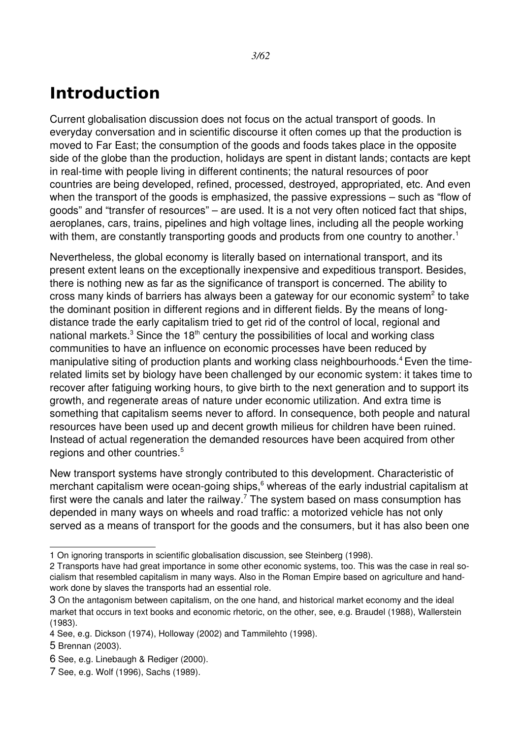# Introduction

Current globalisation discussion does not focus on the actual transport of goods. In everyday conversation and in scientific discourse it often comes up that the production is moved to Far East; the consumption of the goods and foods takes place in the opposite side of the globe than the production, holidays are spent in distant lands; contacts are kept in real-time with people living in different continents; the natural resources of poor countries are being developed, refined, processed, destroyed, appropriated, etc. And even when the transport of the goods is emphasized, the passive expressions – such as "flow of goods" and "transfer of resources" – are used. It is a not very often noticed fact that ships, aeroplanes, cars, trains, pipelines and high voltage lines, including all the people working with them, are constantly transporting goods and products from one country to another.[1]

Nevertheless, the global economy is literally based on international transport, and its present extent leans on the exceptionally inexpensive and expeditious transport. Besides, there is nothing new as far as the significance of transport is concerned. The ability to cross many kinds of barriers has always been a gateway for our economic system[2] to take the dominant position in different regions and in different fields. By the means of long-distance trade the early capitalism tried to get rid of the control of local, regional and national markets.[3] Since the 18th century the possibilities of local and working class communities to have an influence on economic processes have been reduced by manipulative siting of production plants and working class neighbourhoods.[4] Even the time-related limits set by biology have been challenged by our economic system: it takes time to recover after fatiguing working hours, to give birth to the next generation and to support its growth, and regenerate areas of nature under economic utilization. And extra time is something that capitalism seems never to afford. In consequence, both people and natural resources have been used up and decent growth milieus for children have been ruined. Instead of actual regeneration the demanded resources have been acquired from other regions and other countries.[5]

New transport systems have strongly contributed to this development. Characteristic of merchant capitalism were ocean-going ships,[6] whereas of the early industrial capitalism at first were the canals and later the railway.[7] The system based on mass consumption has depended in many ways on wheels and road traffic: a motorized vehicle has not only served as a means of transport for the goods and the consumers, but it has also been one

---

1 On ignoring transports in scientific globalisation discussion, see Steinberg (1998).

2 Transports have had great importance in some other economic systems, too. This was the case in real socialism that resembled capitalism in many ways. Also in the Roman Empire based on agriculture and handwork done by slaves the transports had an essential role.

3 On the antagonism between capitalism, on the one hand, and historical market economy and the ideal market that occurs in text books and economic rhetoric, on the other, see, e.g. Braudel (1988), Wallerstein (1983).

4 See, e.g. Dickson (1974), Holloway (2002) and Tammilehto (1998).

5 Brennan (2003).

6 See, e.g. Linebaugh & Rediger (2000).

7 See, e.g. Wolf (1996), Sachs (1989).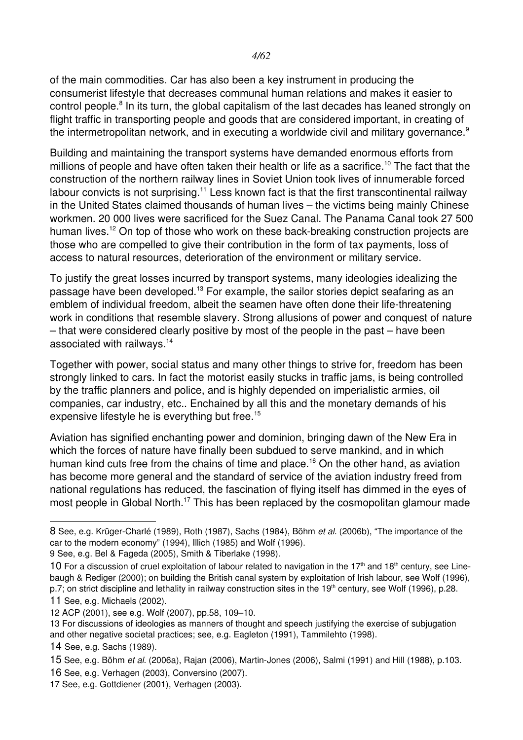of the main commodities. Car has also been a key instrument in producing the consumerist lifestyle that decreases communal human relations and makes it easier to control people.[8] In its turn, the global capitalism of the last decades has leaned strongly on flight traffic in transporting people and goods that are considered important, in creating of the intermetropolitan network, and in executing a worldwide civil and military governance.[9]

Building and maintaining the transport systems have demanded enormous efforts from millions of people and have often taken their health or life as a sacrifice.[10] The fact that the construction of the northern railway lines in Soviet Union took lives of innumerable forced labour convicts is not surprising.[11] Less known fact is that the first transcontinental railway in the United States claimed thousands of human lives – the victims being mainly Chinese workmen. 20 000 lives were sacrificed for the Suez Canal. The Panama Canal took 27 500 human lives.[12] On top of those who work on these back-breaking construction projects are those who are compelled to give their contribution in the form of tax payments, loss of access to natural resources, deterioration of the environment or military service.

To justify the great losses incurred by transport systems, many ideologies idealizing the passage have been developed.[13] For example, the sailor stories depict seafaring as an emblem of individual freedom, albeit the seamen have often done their life-threatening work in conditions that resemble slavery. Strong allusions of power and conquest of nature – that were considered clearly positive by most of the people in the past – have been associated with railways.[14]

Together with power, social status and many other things to strive for, freedom has been strongly linked to cars. In fact the motorist easily stucks in traffic jams, is being controlled by the traffic planners and police, and is highly depended on imperialistic armies, oil companies, car industry, etc.. Enchained by all this and the monetary demands of his expensive lifestyle he is everything but free.[15]

Aviation has signified enchanting power and dominion, bringing dawn of the New Era in which the forces of nature have finally been subdued to serve mankind, and in which human kind cuts free from the chains of time and place.[16] On the other hand, as aviation has become more general and the standard of service of the aviation industry freed from national regulations has reduced, the fascination of flying itself has dimmed in the eyes of most people in Global North.[17] This has been replaced by the cosmopolitan glamour made

---

8 See, e.g. Krüger-Charlé (1989), Roth (1987), Sachs (1984), Böhm *et al.* (2006b), "The importance of the car to the modern economy" (1994), Illich (1985) and Wolf (1996).

9 See, e.g. Bel & Fageda (2005), Smith & Tiberlake (1998).

10 For a discussion of cruel exploitation of labour related to navigation in the 17th and 18th century, see Linebaugh & Rediger (2000); on building the British canal system by exploitation of Irish labour, see Wolf (1996), p.7; on strict discipline and lethality in railway construction sites in the 19th century, see Wolf (1996), p.28.

11 See, e.g. Michaels (2002).

12 ACP (2001), see e.g. Wolf (2007), pp.58, 109–10.

13 For discussions of ideologies as manners of thought and speech justifying the exercise of subjugation and other negative societal practices; see, e.g. Eagleton (1991), Tammilehto (1998).

14 See, e.g. Sachs (1989).

15 See, e.g. Böhm *et al.* (2006a), Rajan (2006), Martin-Jones (2006), Salmi (1991) and Hill (1988), p.103.

16 See, e.g. Verhagen (2003), Conversino (2007).

17 See, e.g. Gottdiener (2001), Verhagen (2003).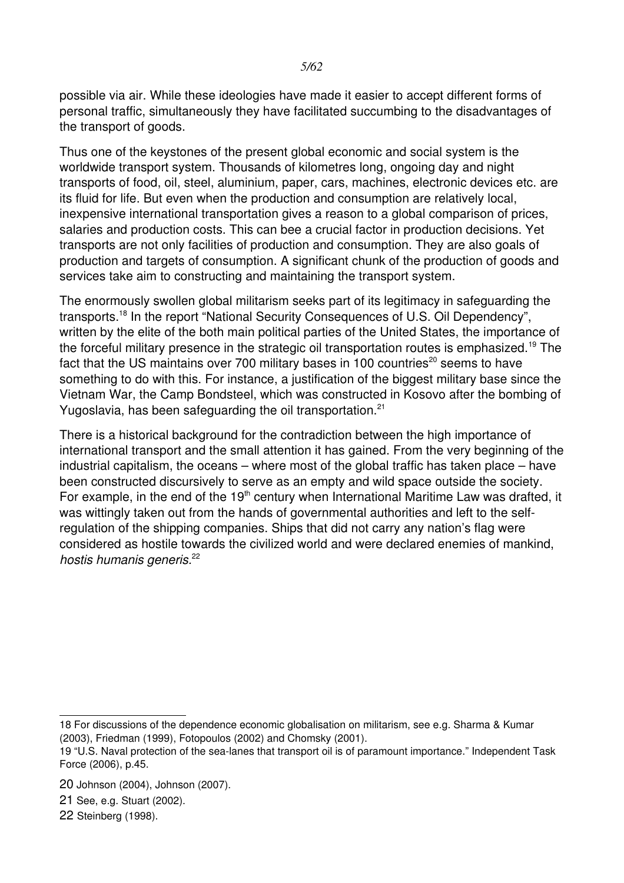possible via air. While these ideologies have made it easier to accept different forms of personal traffic, simultaneously they have facilitated succumbing to the disadvantages of the transport of goods.

Thus one of the keystones of the present global economic and social system is the worldwide transport system. Thousands of kilometres long, ongoing day and night transports of food, oil, steel, aluminium, paper, cars, machines, electronic devices etc. are its fluid for life. But even when the production and consumption are relatively local, inexpensive international transportation gives a reason to a global comparison of prices, salaries and production costs. This can bee a crucial factor in production decisions. Yet transports are not only facilities of production and consumption. They are also goals of production and targets of consumption. A significant chunk of the production of goods and services take aim to constructing and maintaining the transport system.

The enormously swollen global militarism seeks part of its legitimacy in safeguarding the transports.[18] In the report "National Security Consequences of U.S. Oil Dependency", written by the elite of the both main political parties of the United States, the importance of the forceful military presence in the strategic oil transportation routes is emphasized.[19] The fact that the US maintains over 700 military bases in 100 countries[20] seems to have something to do with this. For instance, a justification of the biggest military base since the Vietnam War, the Camp Bondsteel, which was constructed in Kosovo after the bombing of Yugoslavia, has been safeguarding the oil transportation.[21]

There is a historical background for the contradiction between the high importance of international transport and the small attention it has gained. From the very beginning of the industrial capitalism, the oceans – where most of the global traffic has taken place – have been constructed discursively to serve as an empty and wild space outside the society. For example, in the end of the 19th century when International Maritime Law was drafted, it was wittingly taken out from the hands of governmental authorities and left to the self-regulation of the shipping companies. Ships that did not carry any nation's flag were considered as hostile towards the civilized world and were declared enemies of mankind, *hostis humanis generis*.[22]

---

18 For discussions of the dependence economic globalisation on militarism, see e.g. Sharma & Kumar (2003), Friedman (1999), Fotopoulos (2002) and Chomsky (2001).

19 "U.S. Naval protection of the sea-lanes that transport oil is of paramount importance." Independent Task Force (2006), p.45.

20 Johnson (2004), Johnson (2007).

21 See, e.g. Stuart (2002).

22 Steinberg (1998).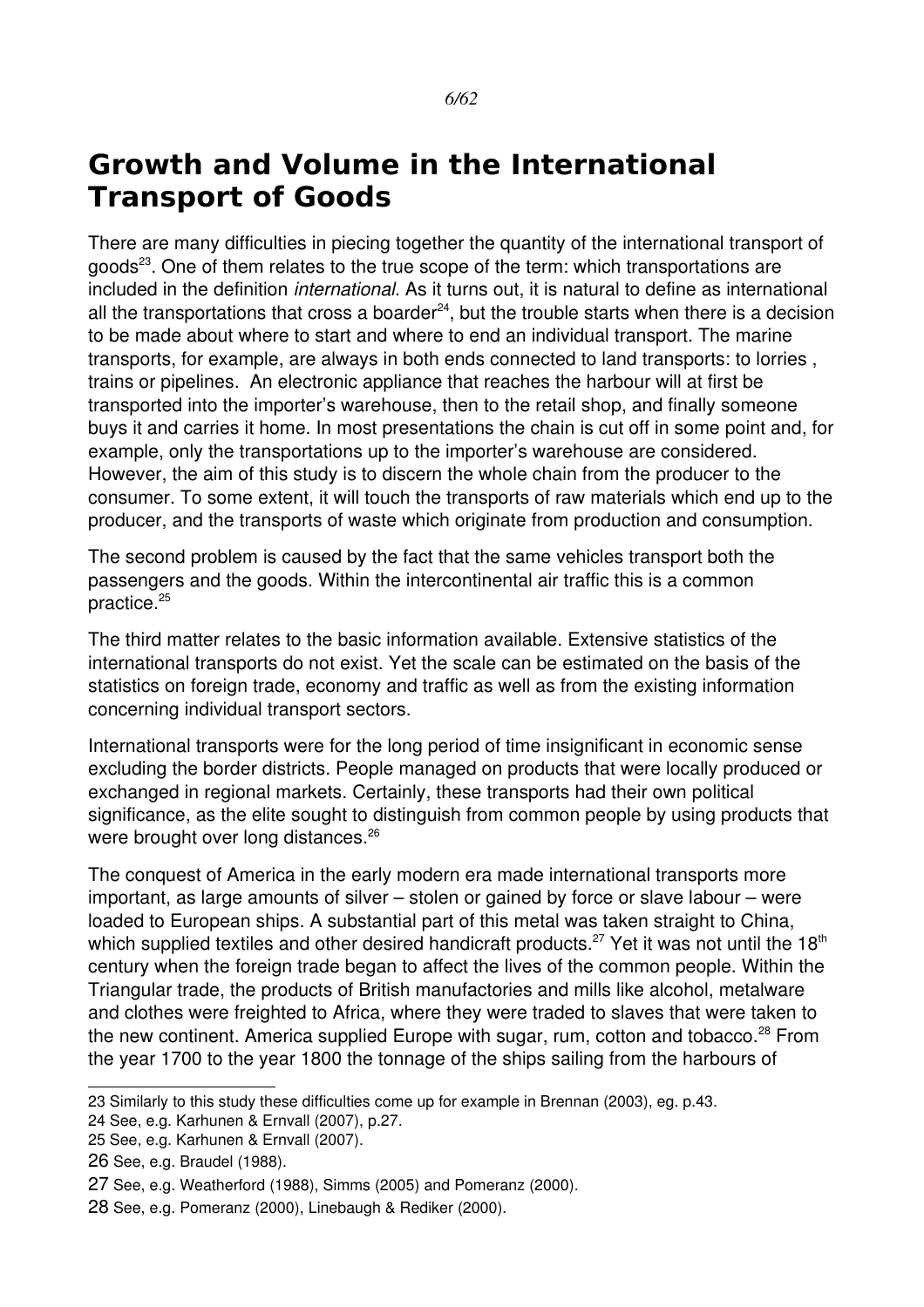# Growth and Volume in the International Transport of Goods

There are many difficulties in piecing together the quantity of the international transport of goods[23]. One of them relates to the true scope of the term: which transportations are included in the definition *international*. As it turns out, it is natural to define as international all the transportations that cross a boarder[24], but the trouble starts when there is a decision to be made about where to start and where to end an individual transport. The marine transports, for example, are always in both ends connected to land transports: to lorries , trains or pipelines. An electronic appliance that reaches the harbour will at first be transported into the importer's warehouse, then to the retail shop, and finally someone buys it and carries it home. In most presentations the chain is cut off in some point and, for example, only the transportations up to the importer's warehouse are considered. However, the aim of this study is to discern the whole chain from the producer to the consumer. To some extent, it will touch the transports of raw materials which end up to the producer, and the transports of waste which originate from production and consumption.

The second problem is caused by the fact that the same vehicles transport both the passengers and the goods. Within the intercontinental air traffic this is a common practice.[25]

The third matter relates to the basic information available. Extensive statistics of the international transports do not exist. Yet the scale can be estimated on the basis of the statistics on foreign trade, economy and traffic as well as from the existing information concerning individual transport sectors.

International transports were for the long period of time insignificant in economic sense excluding the border districts. People managed on products that were locally produced or exchanged in regional markets. Certainly, these transports had their own political significance, as the elite sought to distinguish from common people by using products that were brought over long distances.[26]

The conquest of America in the early modern era made international transports more important, as large amounts of silver – stolen or gained by force or slave labour – were loaded to European ships. A substantial part of this metal was taken straight to China, which supplied textiles and other desired handicraft products.[27] Yet it was not until the 18th century when the foreign trade began to affect the lives of the common people. Within the Triangular trade, the products of British manufactories and mills like alcohol, metalware and clothes were freighted to Africa, where they were traded to slaves that were taken to the new continent. America supplied Europe with sugar, rum, cotton and tobacco.[28] From the year 1700 to the year 1800 the tonnage of the ships sailing from the harbours of

---

23 Similarly to this study these difficulties come up for example in Brennan (2003), eg. p.43.

24 See, e.g. Karhunen & Ernvall (2007), p.27.

25 See, e.g. Karhunen & Ernvall (2007).

26 See, e.g. Braudel (1988).

27 See, e.g. Weatherford (1988), Simms (2005) and Pomeranz (2000).

28 See, e.g. Pomeranz (2000), Linebaugh & Rediker (2000).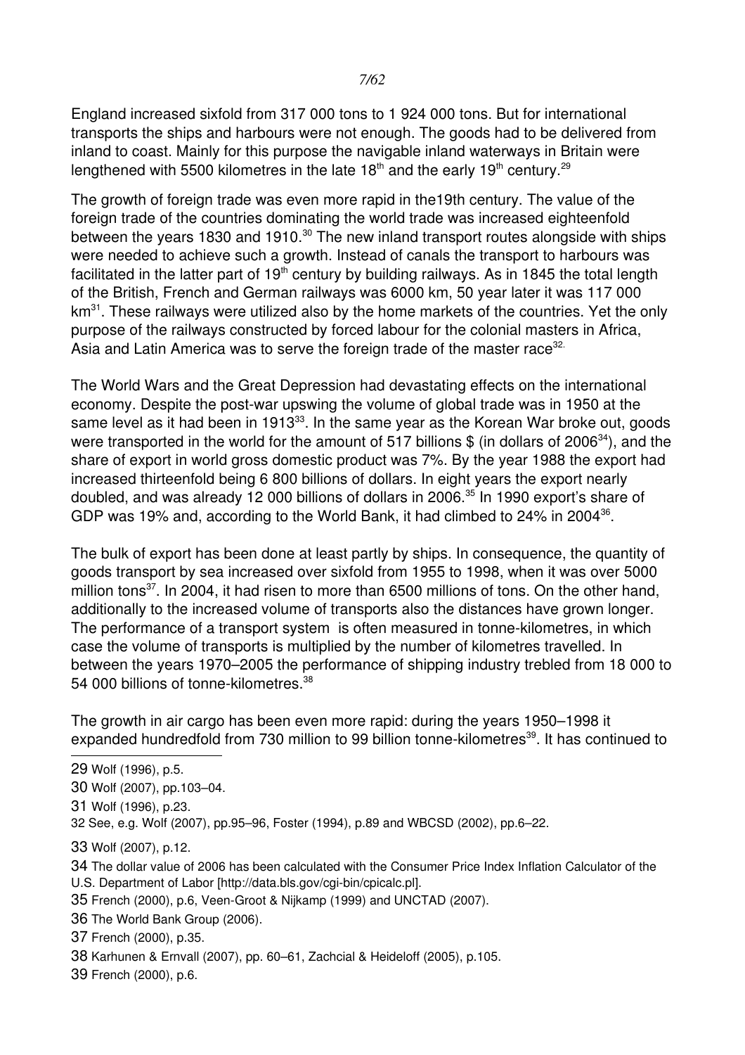England increased sixfold from 317 000 tons to 1 924 000 tons. But for international transports the ships and harbours were not enough. The goods had to be delivered from inland to coast. Mainly for this purpose the navigable inland waterways in Britain were lengthened with 5500 kilometres in the late 18th and the early 19th century.[29]

The growth of foreign trade was even more rapid in the19th century. The value of the foreign trade of the countries dominating the world trade was increased eighteenfold between the years 1830 and 1910.[30] The new inland transport routes alongside with ships were needed to achieve such a growth. Instead of canals the transport to harbours was facilitated in the latter part of 19th century by building railways. As in 1845 the total length of the British, French and German railways was 6000 km, 50 year later it was 117 000 km[31]. These railways were utilized also by the home markets of the countries. Yet the only purpose of the railways constructed by forced labour for the colonial masters in Africa, Asia and Latin America was to serve the foreign trade of the master race[32].

The World Wars and the Great Depression had devastating effects on the international economy. Despite the post-war upswing the volume of global trade was in 1950 at the same level as it had been in 1913[33]. In the same year as the Korean War broke out, goods were transported in the world for the amount of 517 billions $ (in dollars of 2006[34]), and the share of export in world gross domestic product was 7%. By the year 1988 the export had increased thirteenfold being 6 800 billions of dollars. In eight years the export nearly doubled, and was already 12 000 billions of dollars in 2006.[35] In 1990 export's share of GDP was 19% and, according to the World Bank, it had climbed to 24% in 2004[36].

The bulk of export has been done at least partly by ships. In consequence, the quantity of goods transport by sea increased over sixfold from 1955 to 1998, when it was over 5000 million tons[37]. In 2004, it had risen to more than 6500 millions of tons. On the other hand, additionally to the increased volume of transports also the distances have grown longer. The performance of a transport system is often measured in tonne-kilometres, in which case the volume of transports is multiplied by the number of kilometres travelled. In between the years 1970–2005 the performance of shipping industry trebled from 18 000 to 54 000 billions of tonne-kilometres.[38]

The growth in air cargo has been even more rapid: during the years 1950–1998 it expanded hundredfold from 730 million to 99 billion tonne-kilometres[39]. It has continued to

29 Wolf (1996), p.5.

30 Wolf (2007), pp.103–04.

31 Wolf (1996), p.23.

32 See, e.g. Wolf (2007), pp.95–96, Foster (1994), p.89 and WBCSD (2002), pp.6–22.

33 Wolf (2007), p.12.

34 The dollar value of 2006 has been calculated with the Consumer Price Index Inflation Calculator of the U.S. Department of Labor [http://data.bls.gov/cgi-bin/cpicalc.pl].

35 French (2000), p.6, Veen-Groot & Nijkamp (1999) and UNCTAD (2007).

36 The World Bank Group (2006).

37 French (2000), p.35.

38 Karhunen & Ernvall (2007), pp. 60–61, Zachcial & Heideloff (2005), p.105.

39 French (2000), p.6.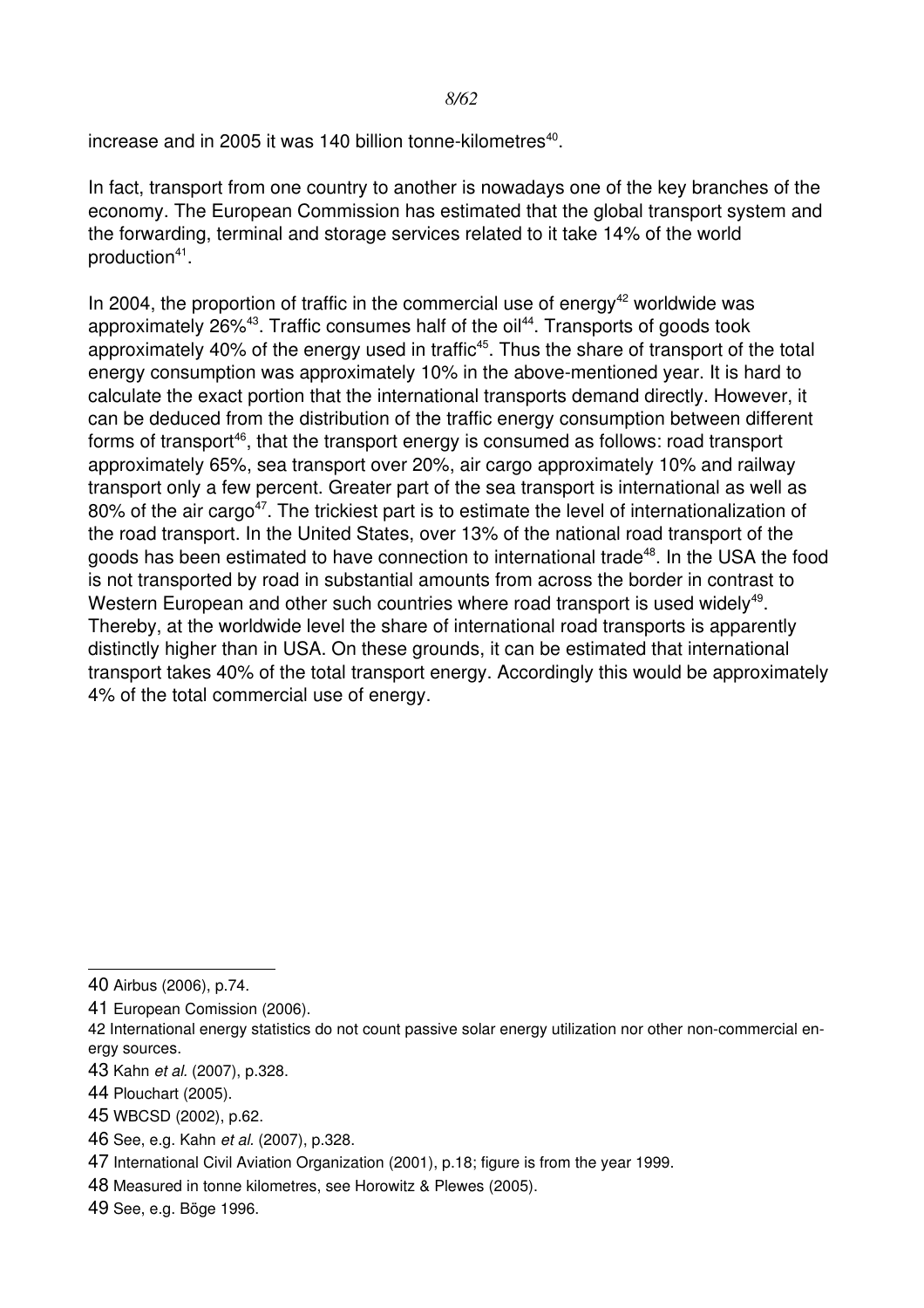increase and in 2005 it was 140 billion tonne-kilometres[40].

In fact, transport from one country to another is nowadays one of the key branches of the economy. The European Commission has estimated that the global transport system and the forwarding, terminal and storage services related to it take 14% of the world production[41].

In 2004, the proportion of traffic in the commercial use of energy[42] worldwide was approximately 26%[43]. Traffic consumes half of the oil[44]. Transports of goods took approximately 40% of the energy used in traffic[45]. Thus the share of transport of the total energy consumption was approximately 10% in the above-mentioned year. It is hard to calculate the exact portion that the international transports demand directly. However, it can be deduced from the distribution of the traffic energy consumption between different forms of transport[46], that the transport energy is consumed as follows: road transport approximately 65%, sea transport over 20%, air cargo approximately 10% and railway transport only a few percent. Greater part of the sea transport is international as well as 80% of the air cargo[47]. The trickiest part is to estimate the level of internationalization of the road transport. In the United States, over 13% of the national road transport of the goods has been estimated to have connection to international trade[48]. In the USA the food is not transported by road in substantial amounts from across the border in contrast to Western European and other such countries where road transport is used widely[49]. Thereby, at the worldwide level the share of international road transports is apparently distinctly higher than in USA. On these grounds, it can be estimated that international transport takes 40% of the total transport energy. Accordingly this would be approximately 4% of the total commercial use of energy.

---

40 Airbus (2006), p.74.

41 European Comission (2006).

42 International energy statistics do not count passive solar energy utilization nor other non-commercial energy sources.

43 Kahn *et al.* (2007), p.328.

44 Plouchart (2005).

45 WBCSD (2002), p.62.

46 See, e.g. Kahn *et al.* (2007), p.328.

47 International Civil Aviation Organization (2001), p.18; figure is from the year 1999.

48 Measured in tonne kilometres, see Horowitz & Plewes (2005).

49 See, e.g. Böge 1996.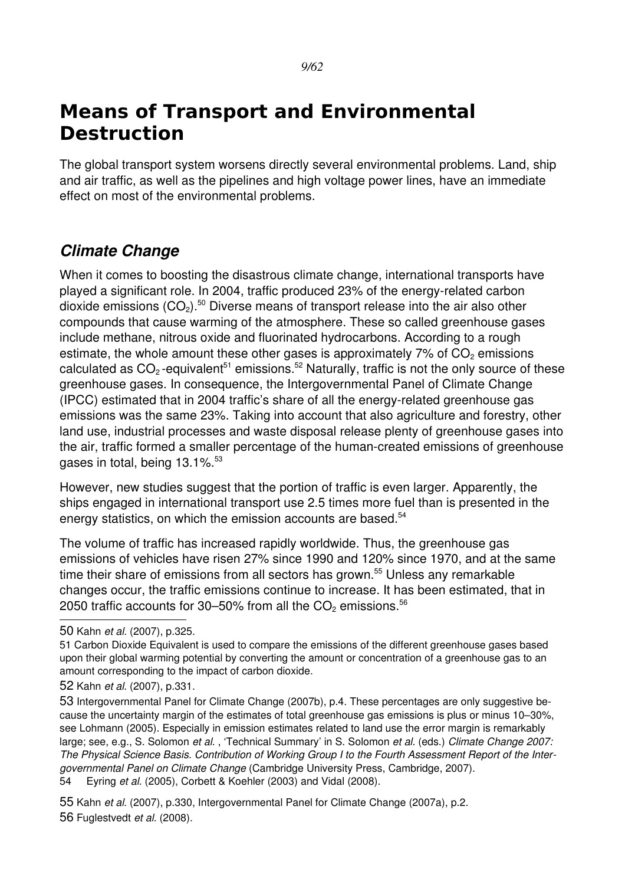# Means of Transport and Environmental Destruction

The global transport system worsens directly several environmental problems. Land, ship and air traffic, as well as the pipelines and high voltage power lines, have an immediate effect on most of the environmental problems.

## *Climate Change*

When it comes to boosting the disastrous climate change, international transports have played a significant role. In 2004, traffic produced 23% of the energy-related carbon dioxide emissions ($CO_2$).[50] Diverse means of transport release into the air also other compounds that cause warming of the atmosphere. These so called greenhouse gases include methane, nitrous oxide and fluorinated hydrocarbons. According to a rough estimate, the whole amount these other gases is approximately 7% of $CO_2$ emissions calculated as $CO_2$-equivalent[51] emissions.[52] Naturally, traffic is not the only source of these greenhouse gases. In consequence, the Intergovernmental Panel of Climate Change (IPCC) estimated that in 2004 traffic's share of all the energy-related greenhouse gas emissions was the same 23%. Taking into account that also agriculture and forestry, other land use, industrial processes and waste disposal release plenty of greenhouse gases into the air, traffic formed a smaller percentage of the human-created emissions of greenhouse gases in total, being 13.1%.[53]

However, new studies suggest that the portion of traffic is even larger. Apparently, the ships engaged in international transport use 2.5 times more fuel than is presented in the energy statistics, on which the emission accounts are based.[54]

The volume of traffic has increased rapidly worldwide. Thus, the greenhouse gas emissions of vehicles have risen 27% since 1990 and 120% since 1970, and at the same time their share of emissions from all sectors has grown.[55] Unless any remarkable changes occur, the traffic emissions continue to increase. It has been estimated, that in 2050 traffic accounts for 30–50% from all the $CO_2$ emissions.[56]

---

50 Kahn *et al.* (2007), p.325.

51 Carbon Dioxide Equivalent is used to compare the emissions of the different greenhouse gases based upon their global warming potential by converting the amount or concentration of a greenhouse gas to an amount corresponding to the impact of carbon dioxide.

52 Kahn *et al.* (2007), p.331.

53 Intergovernmental Panel for Climate Change (2007b), p.4. These percentages are only suggestive because the uncertainty margin of the estimates of total greenhouse gas emissions is plus or minus 10–30%, see Lohmann (2005). Especially in emission estimates related to land use the error margin is remarkably large; see, e.g., S. Solomon *et al.* , 'Technical Summary' in S. Solomon *et al.* (eds.) *Climate Change 2007: The Physical Science Basis. Contribution of Working Group I to the Fourth Assessment Report of the Intergovernmental Panel on Climate Change* (Cambridge University Press, Cambridge, 2007).

54 Eyring *et al.* (2005), Corbett & Koehler (2003) and Vidal (2008).

55 Kahn *et al.* (2007), p.330, Intergovernmental Panel for Climate Change (2007a), p.2.

56 Fuglestvedt *et al.* (2008).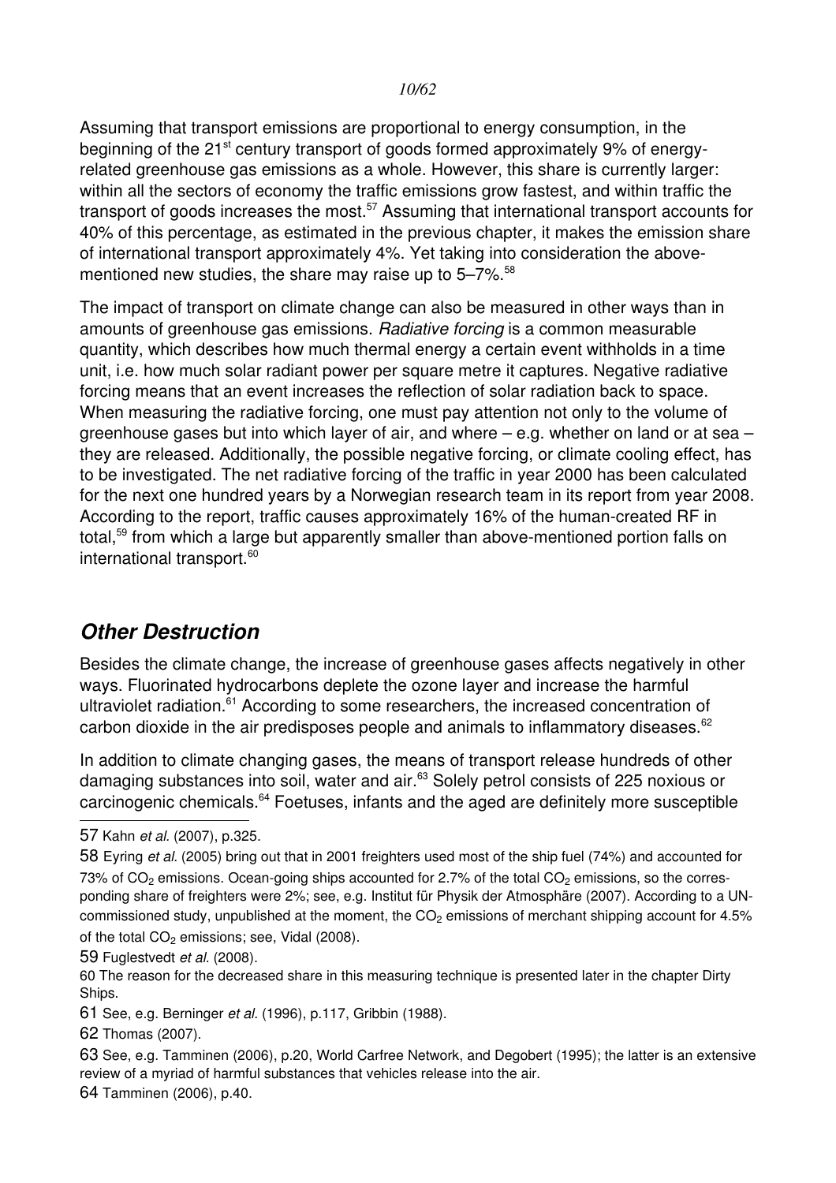Assuming that transport emissions are proportional to energy consumption, in the beginning of the 21st century transport of goods formed approximately 9% of energy-related greenhouse gas emissions as a whole. However, this share is currently larger: within all the sectors of economy the traffic emissions grow fastest, and within traffic the transport of goods increases the most.[57] Assuming that international transport accounts for 40% of this percentage, as estimated in the previous chapter, it makes the emission share of international transport approximately 4%. Yet taking into consideration the above-mentioned new studies, the share may raise up to 5–7%.[58]

The impact of transport on climate change can also be measured in other ways than in amounts of greenhouse gas emissions. *Radiative forcing* is a common measurable quantity, which describes how much thermal energy a certain event withholds in a time unit, i.e. how much solar radiant power per square metre it captures. Negative radiative forcing means that an event increases the reflection of solar radiation back to space. When measuring the radiative forcing, one must pay attention not only to the volume of greenhouse gases but into which layer of air, and where – e.g. whether on land or at sea – they are released. Additionally, the possible negative forcing, or climate cooling effect, has to be investigated. The net radiative forcing of the traffic in year 2000 has been calculated for the next one hundred years by a Norwegian research team in its report from year 2008. According to the report, traffic causes approximately 16% of the human-created RF in total,[59] from which a large but apparently smaller than above-mentioned portion falls on international transport.[60]

## *Other Destruction*

Besides the climate change, the increase of greenhouse gases affects negatively in other ways. Fluorinated hydrocarbons deplete the ozone layer and increase the harmful ultraviolet radiation.[61] According to some researchers, the increased concentration of carbon dioxide in the air predisposes people and animals to inflammatory diseases.[62]

In addition to climate changing gases, the means of transport release hundreds of other damaging substances into soil, water and air.[63] Solely petrol consists of 225 noxious or carcinogenic chemicals.[64] Foetuses, infants and the aged are definitely more susceptible

---

57 Kahn *et al.* (2007), p.325.

58 Eyring *et al.* (2005) bring out that in 2001 freighters used most of the ship fuel (74%) and accounted for 73% of $CO_2$ emissions. Ocean-going ships accounted for 2.7% of the total $CO_2$ emissions, so the corresponding share of freighters were 2%; see, e.g. Institut für Physik der Atmosphäre (2007). According to a UN-commissioned study, unpublished at the moment, the $CO_2$ emissions of merchant shipping account for 4.5% of the total $CO_2$ emissions; see, Vidal (2008).

59 Fuglestvedt *et al.* (2008).

60 The reason for the decreased share in this measuring technique is presented later in the chapter Dirty Ships.

61 See, e.g. Berninger *et al.* (1996), p.117, Gribbin (1988).

62 Thomas (2007).

63 See, e.g. Tamminen (2006), p.20, World Carfree Network, and Degobert (1995); the latter is an extensive review of a myriad of harmful substances that vehicles release into the air.

64 Tamminen (2006), p.40.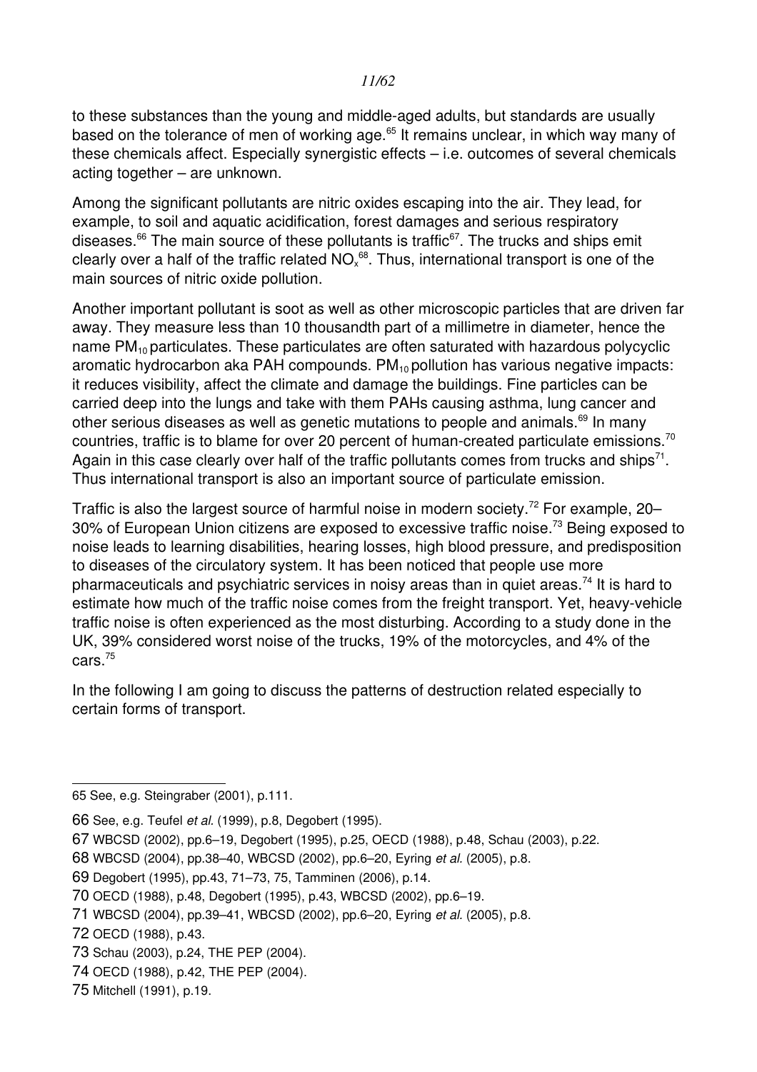to these substances than the young and middle-aged adults, but standards are usually based on the tolerance of men of working age.[65] It remains unclear, in which way many of these chemicals affect. Especially synergistic effects – i.e. outcomes of several chemicals acting together – are unknown.

Among the significant pollutants are nitric oxides escaping into the air. They lead, for example, to soil and aquatic acidification, forest damages and serious respiratory diseases.[66] The main source of these pollutants is traffic[67]. The trucks and ships emit clearly over a half of the traffic related $NO_x$[68]. Thus, international transport is one of the main sources of nitric oxide pollution.

Another important pollutant is soot as well as other microscopic particles that are driven far away. They measure less than 10 thousandth part of a millimetre in diameter, hence the name $PM_{10}$ particulates. These particulates are often saturated with hazardous polycyclic aromatic hydrocarbon aka PAH compounds. $PM_{10}$ pollution has various negative impacts: it reduces visibility, affect the climate and damage the buildings. Fine particles can be carried deep into the lungs and take with them PAHs causing asthma, lung cancer and other serious diseases as well as genetic mutations to people and animals.[69] In many countries, traffic is to blame for over 20 percent of human-created particulate emissions.[70] Again in this case clearly over half of the traffic pollutants comes from trucks and ships[71]. Thus international transport is also an important source of particulate emission.

Traffic is also the largest source of harmful noise in modern society.[72] For example, 20–30% of European Union citizens are exposed to excessive traffic noise.[73] Being exposed to noise leads to learning disabilities, hearing losses, high blood pressure, and predisposition to diseases of the circulatory system. It has been noticed that people use more pharmaceuticals and psychiatric services in noisy areas than in quiet areas.[74] It is hard to estimate how much of the traffic noise comes from the freight transport. Yet, heavy-vehicle traffic noise is often experienced as the most disturbing. According to a study done in the UK, 39% considered worst noise of the trucks, 19% of the motorcycles, and 4% of the cars.[75]

In the following I am going to discuss the patterns of destruction related especially to certain forms of transport.

---

65 See, e.g. Steingraber (2001), p.111.

66 See, e.g. Teufel *et al.* (1999), p.8, Degobert (1995).

67 WBCSD (2002), pp.6–19, Degobert (1995), p.25, OECD (1988), p.48, Schau (2003), p.22.

68 WBCSD (2004), pp.38–40, WBCSD (2002), pp.6–20, Eyring *et al.* (2005), p.8.

69 Degobert (1995), pp.43, 71–73, 75, Tamminen (2006), p.14.

70 OECD (1988), p.48, Degobert (1995), p.43, WBCSD (2002), pp.6–19.

71 WBCSD (2004), pp.39–41, WBCSD (2002), pp.6–20, Eyring *et al.* (2005), p.8.

72 OECD (1988), p.43.

73 Schau (2003), p.24, THE PEP (2004).

74 OECD (1988), p.42, THE PEP (2004).

75 Mitchell (1991), p.19.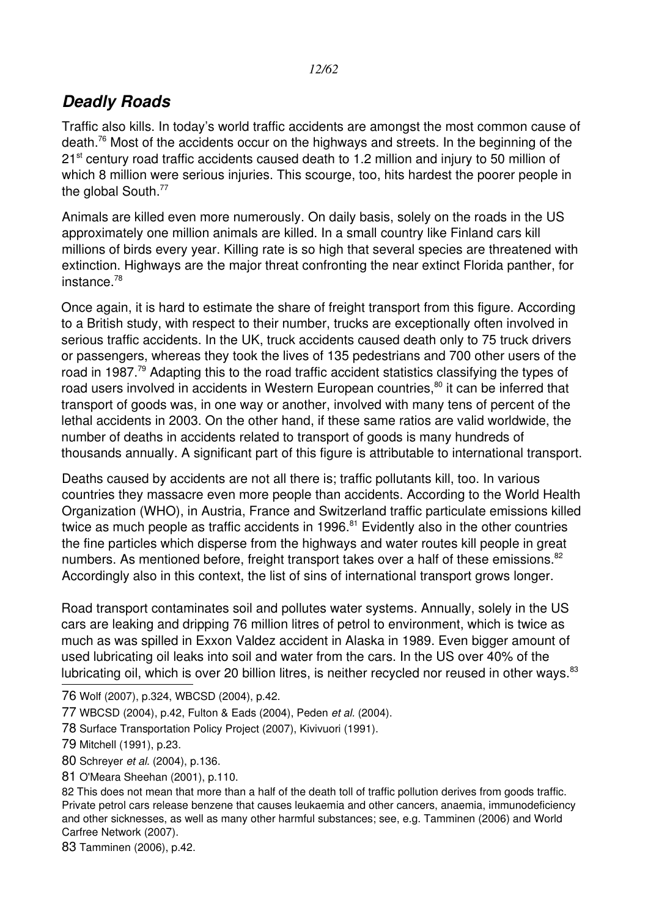## *Deadly Roads*

Traffic also kills. In today's world traffic accidents are amongst the most common cause of death.[76] Most of the accidents occur on the highways and streets. In the beginning of the 21st century road traffic accidents caused death to 1.2 million and injury to 50 million of which 8 million were serious injuries. This scourge, too, hits hardest the poorer people in the global South.[77]

Animals are killed even more numerously. On daily basis, solely on the roads in the US approximately one million animals are killed. In a small country like Finland cars kill millions of birds every year. Killing rate is so high that several species are threatened with extinction. Highways are the major threat confronting the near extinct Florida panther, for instance.[78]

Once again, it is hard to estimate the share of freight transport from this figure. According to a British study, with respect to their number, trucks are exceptionally often involved in serious traffic accidents. In the UK, truck accidents caused death only to 75 truck drivers or passengers, whereas they took the lives of 135 pedestrians and 700 other users of the road in 1987.[79] Adapting this to the road traffic accident statistics classifying the types of road users involved in accidents in Western European countries,[80] it can be inferred that transport of goods was, in one way or another, involved with many tens of percent of the lethal accidents in 2003. On the other hand, if these same ratios are valid worldwide, the number of deaths in accidents related to transport of goods is many hundreds of thousands annually. A significant part of this figure is attributable to international transport.

Deaths caused by accidents are not all there is; traffic pollutants kill, too. In various countries they massacre even more people than accidents. According to the World Health Organization (WHO), in Austria, France and Switzerland traffic particulate emissions killed twice as much people as traffic accidents in 1996.[81] Evidently also in the other countries the fine particles which disperse from the highways and water routes kill people in great numbers. As mentioned before, freight transport takes over a half of these emissions.[82] Accordingly also in this context, the list of sins of international transport grows longer.

Road transport contaminates soil and pollutes water systems. Annually, solely in the US cars are leaking and dripping 76 million litres of petrol to environment, which is twice as much as was spilled in Exxon Valdez accident in Alaska in 1989. Even bigger amount of used lubricating oil leaks into soil and water from the cars. In the US over 40% of the lubricating oil, which is over 20 billion litres, is neither recycled nor reused in other ways.[83]

---

76 Wolf (2007), p.324, WBCSD (2004), p.42.

77 WBCSD (2004), p.42, Fulton & Eads (2004), Peden *et al.* (2004).

78 Surface Transportation Policy Project (2007), Kivivuori (1991).

79 Mitchell (1991), p.23.

80 Schreyer *et al.* (2004), p.136.

81 O'Meara Sheehan (2001), p.110.

82 This does not mean that more than a half of the death toll of traffic pollution derives from goods traffic. Private petrol cars release benzene that causes leukaemia and other cancers, anaemia, immunodeficiency and other sicknesses, as well as many other harmful substances; see, e.g. Tamminen (2006) and World Carfree Network (2007).

83 Tamminen (2006), p.42.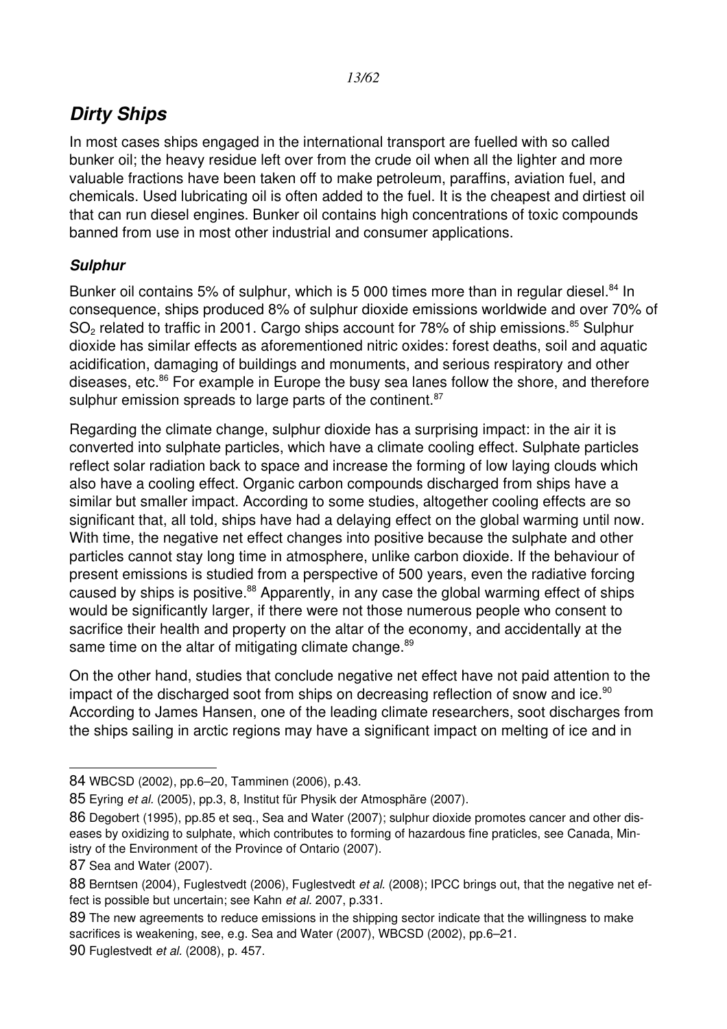## *Dirty Ships*

In most cases ships engaged in the international transport are fuelled with so called bunker oil; the heavy residue left over from the crude oil when all the lighter and more valuable fractions have been taken off to make petroleum, paraffins, aviation fuel, and chemicals. Used lubricating oil is often added to the fuel. It is the cheapest and dirtiest oil that can run diesel engines. Bunker oil contains high concentrations of toxic compounds banned from use in most other industrial and consumer applications.

### *Sulphur*

Bunker oil contains 5% of sulphur, which is 5 000 times more than in regular diesel.[84] In consequence, ships produced 8% of sulphur dioxide emissions worldwide and over 70% of $SO_2$ related to traffic in 2001. Cargo ships account for 78% of ship emissions.[85] Sulphur dioxide has similar effects as aforementioned nitric oxides: forest deaths, soil and aquatic acidification, damaging of buildings and monuments, and serious respiratory and other diseases, etc.[86] For example in Europe the busy sea lanes follow the shore, and therefore sulphur emission spreads to large parts of the continent.[87]

Regarding the climate change, sulphur dioxide has a surprising impact: in the air it is converted into sulphate particles, which have a climate cooling effect. Sulphate particles reflect solar radiation back to space and increase the forming of low laying clouds which also have a cooling effect. Organic carbon compounds discharged from ships have a similar but smaller impact. According to some studies, altogether cooling effects are so significant that, all told, ships have had a delaying effect on the global warming until now. With time, the negative net effect changes into positive because the sulphate and other particles cannot stay long time in atmosphere, unlike carbon dioxide. If the behaviour of present emissions is studied from a perspective of 500 years, even the radiative forcing caused by ships is positive.[88] Apparently, in any case the global warming effect of ships would be significantly larger, if there were not those numerous people who consent to sacrifice their health and property on the altar of the economy, and accidentally at the same time on the altar of mitigating climate change.[89]

On the other hand, studies that conclude negative net effect have not paid attention to the impact of the discharged soot from ships on decreasing reflection of snow and ice.[90] According to James Hansen, one of the leading climate researchers, soot discharges from the ships sailing in arctic regions may have a significant impact on melting of ice and in

---

84 WBCSD (2002), pp.6–20, Tamminen (2006), p.43.

85 Eyring *et al.* (2005), pp.3, 8, Institut für Physik der Atmosphäre (2007).

86 Degobert (1995), pp.85 et seq., Sea and Water (2007); sulphur dioxide promotes cancer and other diseases by oxidizing to sulphate, which contributes to forming of hazardous fine praticles, see Canada, Ministry of the Environment of the Province of Ontario (2007).

87 Sea and Water (2007).

88 Berntsen (2004), Fuglestvedt (2006), Fuglestvedt *et al.* (2008); IPCC brings out, that the negative net effect is possible but uncertain; see Kahn *et al.* 2007, p.331.

89 The new agreements to reduce emissions in the shipping sector indicate that the willingness to make sacrifices is weakening, see, e.g. Sea and Water (2007), WBCSD (2002), pp.6–21.

90 Fuglestvedt *et al.* (2008), p. 457.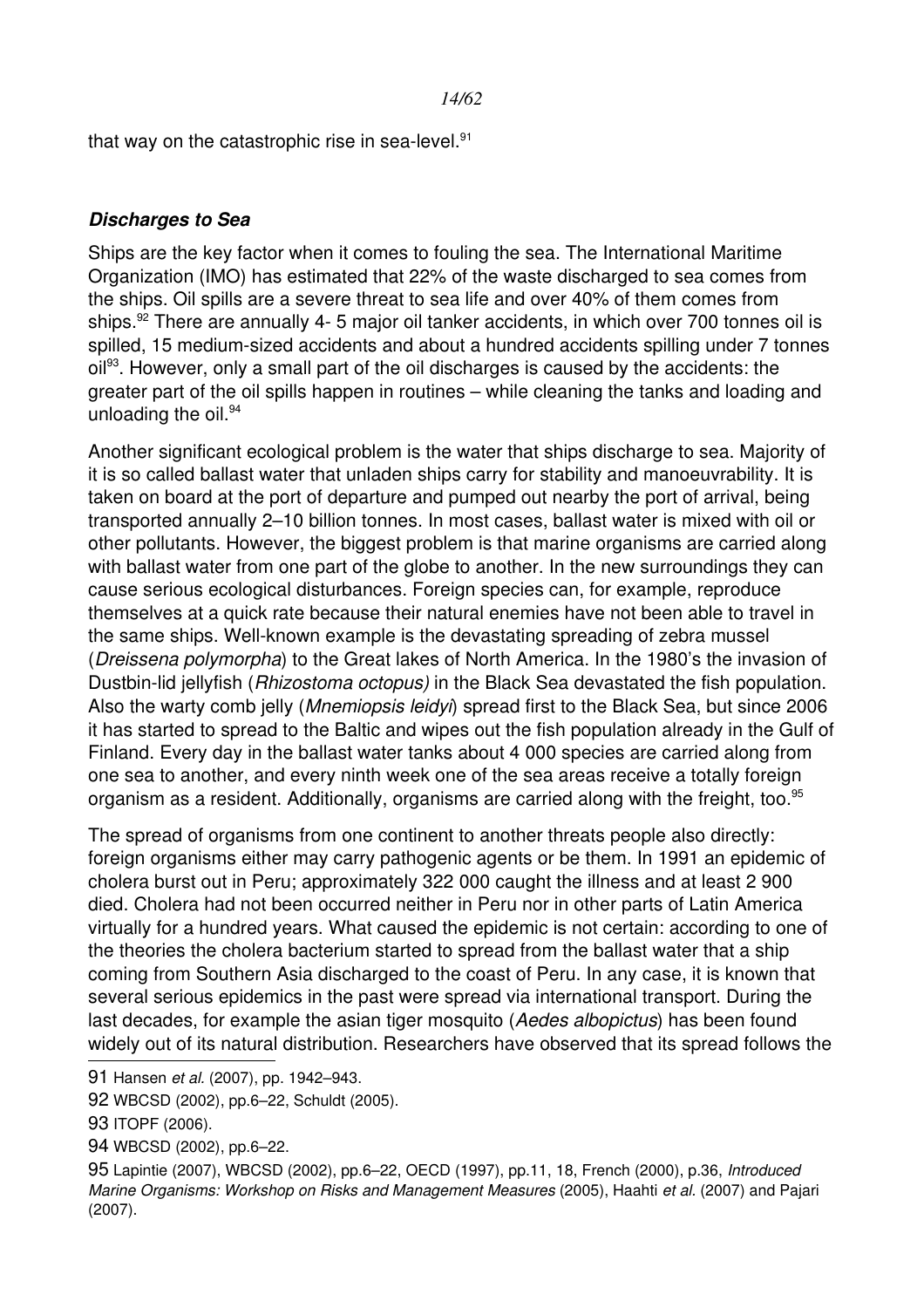that way on the catastrophic rise in sea-level.[91]

### ***Discharges to Sea***

Ships are the key factor when it comes to fouling the sea. The International Maritime Organization (IMO) has estimated that 22% of the waste discharged to sea comes from the ships. Oil spills are a severe threat to sea life and over 40% of them comes from ships.[92] There are annually 4- 5 major oil tanker accidents, in which over 700 tonnes oil is spilled, 15 medium-sized accidents and about a hundred accidents spilling under 7 tonnes oil[93]. However, only a small part of the oil discharges is caused by the accidents: the greater part of the oil spills happen in routines – while cleaning the tanks and loading and unloading the oil.[94]

Another significant ecological problem is the water that ships discharge to sea. Majority of it is so called ballast water that unladen ships carry for stability and manoeuvrability. It is taken on board at the port of departure and pumped out nearby the port of arrival, being transported annually 2–10 billion tonnes. In most cases, ballast water is mixed with oil or other pollutants. However, the biggest problem is that marine organisms are carried along with ballast water from one part of the globe to another. In the new surroundings they can cause serious ecological disturbances. Foreign species can, for example, reproduce themselves at a quick rate because their natural enemies have not been able to travel in the same ships. Well-known example is the devastating spreading of zebra mussel (*Dreissena polymorpha*) to the Great lakes of North America. In the 1980's the invasion of Dustbin-lid jellyfish (*Rhizostoma octopus)* in the Black Sea devastated the fish population. Also the warty comb jelly (*Mnemiopsis leidyi*) spread first to the Black Sea, but since 2006 it has started to spread to the Baltic and wipes out the fish population already in the Gulf of Finland. Every day in the ballast water tanks about 4 000 species are carried along from one sea to another, and every ninth week one of the sea areas receive a totally foreign organism as a resident. Additionally, organisms are carried along with the freight, too.[95]

The spread of organisms from one continent to another threats people also directly: foreign organisms either may carry pathogenic agents or be them. In 1991 an epidemic of cholera burst out in Peru; approximately 322 000 caught the illness and at least 2 900 died. Cholera had not been occurred neither in Peru nor in other parts of Latin America virtually for a hundred years. What caused the epidemic is not certain: according to one of the theories the cholera bacterium started to spread from the ballast water that a ship coming from Southern Asia discharged to the coast of Peru. In any case, it is known that several serious epidemics in the past were spread via international transport. During the last decades, for example the asian tiger mosquito (*Aedes albopictus*) has been found widely out of its natural distribution. Researchers have observed that its spread follows the

---

91 Hansen *et al.* (2007), pp. 1942–943.

92 WBCSD (2002), pp.6–22, Schuldt (2005).

93 ITOPF (2006).

94 WBCSD (2002), pp.6–22.

95 Lapintie (2007), WBCSD (2002), pp.6–22, OECD (1997), pp.11, 18, French (2000), p.36, *Introduced Marine Organisms: Workshop on Risks and Management Measures* (2005), Haahti *et al.* (2007) and Pajari (2007).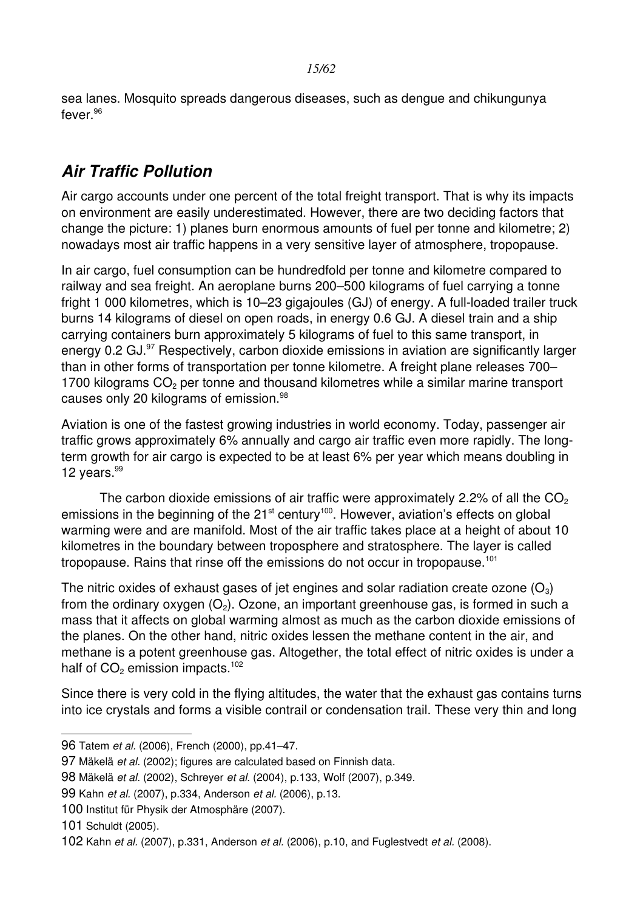sea lanes. Mosquito spreads dangerous diseases, such as dengue and chikungunya fever.[96]

## *Air Traffic Pollution*

Air cargo accounts under one percent of the total freight transport. That is why its impacts on environment are easily underestimated. However, there are two deciding factors that change the picture: 1) planes burn enormous amounts of fuel per tonne and kilometre; 2) nowadays most air traffic happens in a very sensitive layer of atmosphere, tropopause.

In air cargo, fuel consumption can be hundredfold per tonne and kilometre compared to railway and sea freight. An aeroplane burns 200–500 kilograms of fuel carrying a tonne fright 1 000 kilometres, which is 10–23 gigajoules (GJ) of energy. A full-loaded trailer truck burns 14 kilograms of diesel on open roads, in energy 0.6 GJ. A diesel train and a ship carrying containers burn approximately 5 kilograms of fuel to this same transport, in energy 0.2 GJ.[97] Respectively, carbon dioxide emissions in aviation are significantly larger than in other forms of transportation per tonne kilometre. A freight plane releases 700–1700 kilograms $CO_2$ per tonne and thousand kilometres while a similar marine transport causes only 20 kilograms of emission.[98]

Aviation is one of the fastest growing industries in world economy. Today, passenger air traffic grows approximately 6% annually and cargo air traffic even more rapidly. The long-term growth for air cargo is expected to be at least 6% per year which means doubling in 12 years.[99]

The carbon dioxide emissions of air traffic were approximately 2.2% of all the $CO_2$ emissions in the beginning of the 21$^{st}$ century[100]. However, aviation's effects on global warming were and are manifold. Most of the air traffic takes place at a height of about 10 kilometres in the boundary between troposphere and stratosphere. The layer is called tropopause. Rains that rinse off the emissions do not occur in tropopause.[101]

The nitric oxides of exhaust gases of jet engines and solar radiation create ozone ($O_3$) from the ordinary oxygen ($O_2$). Ozone, an important greenhouse gas, is formed in such a mass that it affects on global warming almost as much as the carbon dioxide emissions of the planes. On the other hand, nitric oxides lessen the methane content in the air, and methane is a potent greenhouse gas. Altogether, the total effect of nitric oxides is under a half of $CO_2$ emission impacts.[102]

Since there is very cold in the flying altitudes, the water that the exhaust gas contains turns into ice crystals and forms a visible contrail or condensation trail. These very thin and long

---

96 Tatem *et al.* (2006), French (2000), pp.41–47.

97 Mäkelä *et al.* (2002); figures are calculated based on Finnish data.

98 Mäkelä *et al.* (2002), Schreyer *et al.* (2004), p.133, Wolf (2007), p.349.

99 Kahn *et al.* (2007), p.334, Anderson *et al.* (2006), p.13.

100 Institut für Physik der Atmosphäre (2007).

101 Schuldt (2005).

102 Kahn *et al.* (2007), p.331, Anderson *et al.* (2006), p.10, and Fuglestvedt *et al.* (2008).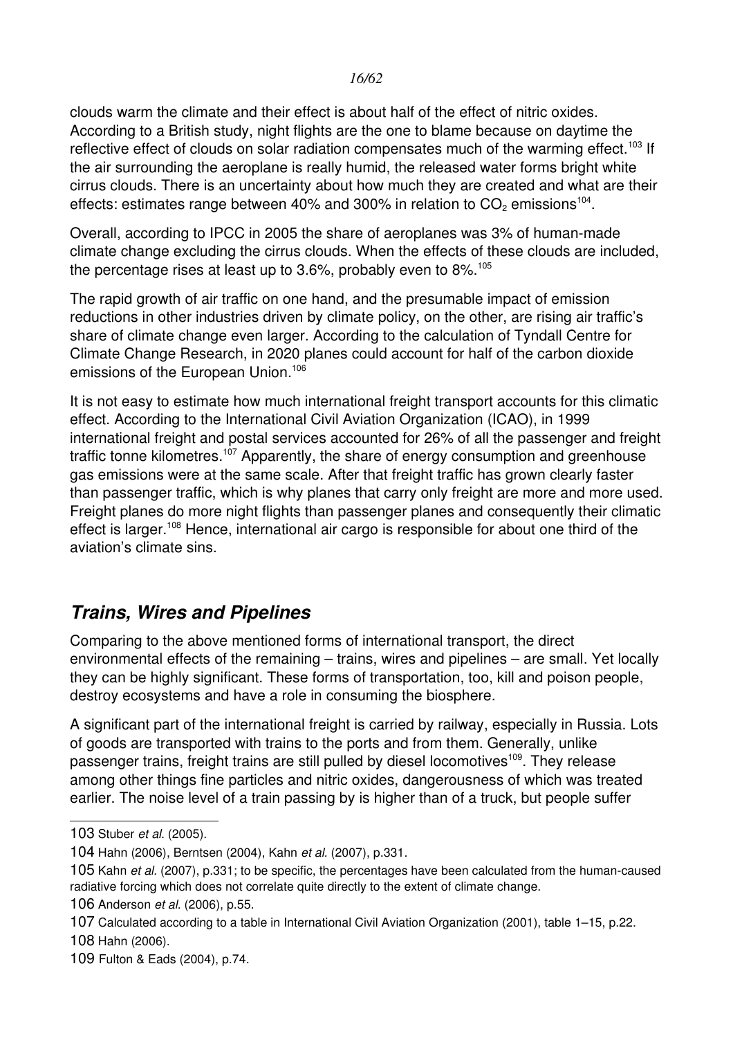clouds warm the climate and their effect is about half of the effect of nitric oxides. According to a British study, night flights are the one to blame because on daytime the reflective effect of clouds on solar radiation compensates much of the warming effect.[103] If the air surrounding the aeroplane is really humid, the released water forms bright white cirrus clouds. There is an uncertainty about how much they are created and what are their effects: estimates range between 40% and 300% in relation to $CO_2$ emissions[104].

Overall, according to IPCC in 2005 the share of aeroplanes was 3% of human-made climate change excluding the cirrus clouds. When the effects of these clouds are included, the percentage rises at least up to 3.6%, probably even to 8%.[105]

The rapid growth of air traffic on one hand, and the presumable impact of emission reductions in other industries driven by climate policy, on the other, are rising air traffic's share of climate change even larger. According to the calculation of Tyndall Centre for Climate Change Research, in 2020 planes could account for half of the carbon dioxide emissions of the European Union.[106]

It is not easy to estimate how much international freight transport accounts for this climatic effect. According to the International Civil Aviation Organization (ICAO), in 1999 international freight and postal services accounted for 26% of all the passenger and freight traffic tonne kilometres.[107] Apparently, the share of energy consumption and greenhouse gas emissions were at the same scale. After that freight traffic has grown clearly faster than passenger traffic, which is why planes that carry only freight are more and more used. Freight planes do more night flights than passenger planes and consequently their climatic effect is larger.[108] Hence, international air cargo is responsible for about one third of the aviation's climate sins.

## *Trains, Wires and Pipelines*

Comparing to the above mentioned forms of international transport, the direct environmental effects of the remaining – trains, wires and pipelines – are small. Yet locally they can be highly significant. These forms of transportation, too, kill and poison people, destroy ecosystems and have a role in consuming the biosphere.

A significant part of the international freight is carried by railway, especially in Russia. Lots of goods are transported with trains to the ports and from them. Generally, unlike passenger trains, freight trains are still pulled by diesel locomotives[109]. They release among other things fine particles and nitric oxides, dangerousness of which was treated earlier. The noise level of a train passing by is higher than of a truck, but people suffer

---

103 Stuber *et al.* (2005).

104 Hahn (2006), Berntsen (2004), Kahn *et al.* (2007), p.331.

105 Kahn *et al.* (2007), p.331; to be specific, the percentages have been calculated from the human-caused radiative forcing which does not correlate quite directly to the extent of climate change.

106 Anderson *et al.* (2006), p.55.

107 Calculated according to a table in International Civil Aviation Organization (2001), table 1–15, p.22.

108 Hahn (2006).

109 Fulton & Eads (2004), p.74.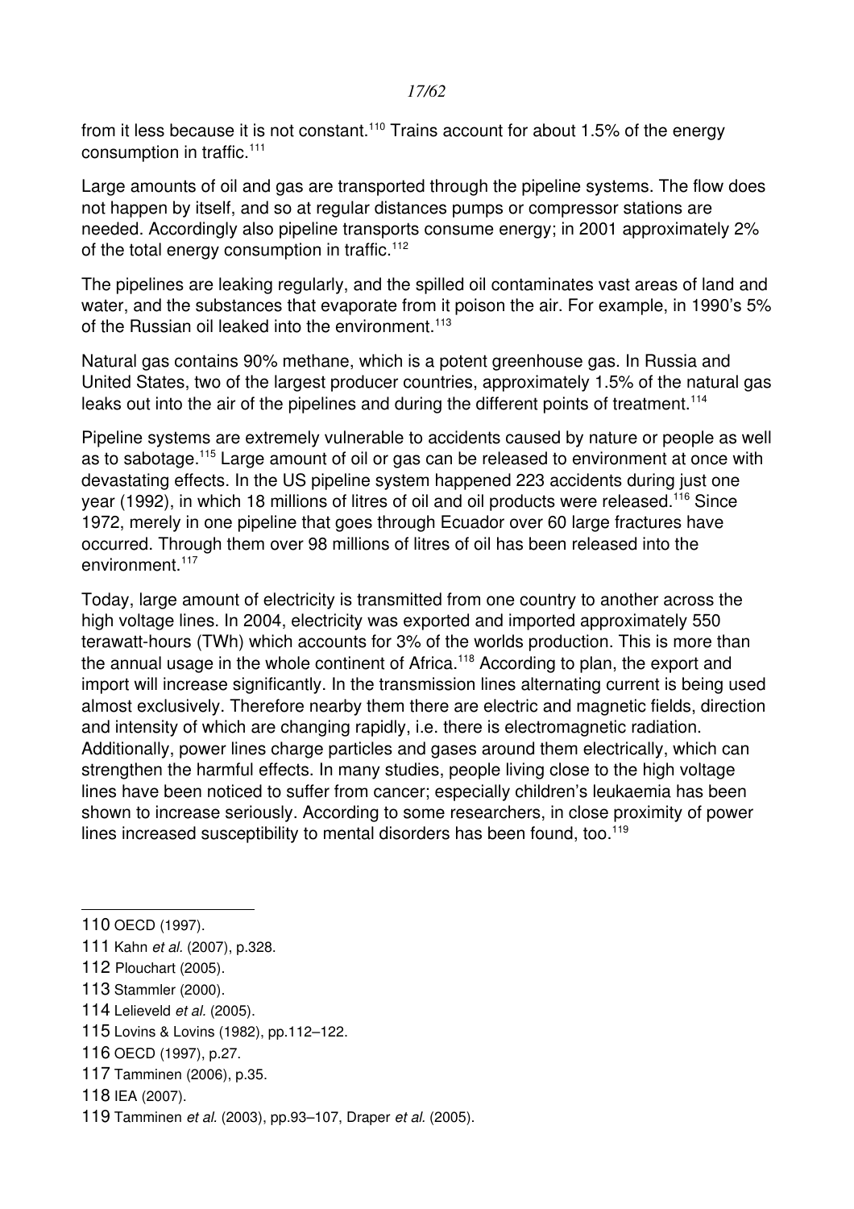from it less because it is not constant.[110] Trains account for about 1.5% of the energy consumption in traffic.[111]

Large amounts of oil and gas are transported through the pipeline systems. The flow does not happen by itself, and so at regular distances pumps or compressor stations are needed. Accordingly also pipeline transports consume energy; in 2001 approximately 2% of the total energy consumption in traffic.[112]

The pipelines are leaking regularly, and the spilled oil contaminates vast areas of land and water, and the substances that evaporate from it poison the air. For example, in 1990's 5% of the Russian oil leaked into the environment.[113]

Natural gas contains 90% methane, which is a potent greenhouse gas. In Russia and United States, two of the largest producer countries, approximately 1.5% of the natural gas leaks out into the air of the pipelines and during the different points of treatment.[114]

Pipeline systems are extremely vulnerable to accidents caused by nature or people as well as to sabotage.[115] Large amount of oil or gas can be released to environment at once with devastating effects. In the US pipeline system happened 223 accidents during just one year (1992), in which 18 millions of litres of oil and oil products were released.[116] Since 1972, merely in one pipeline that goes through Ecuador over 60 large fractures have occurred. Through them over 98 millions of litres of oil has been released into the environment.[117]

Today, large amount of electricity is transmitted from one country to another across the high voltage lines. In 2004, electricity was exported and imported approximately 550 terawatt-hours (TWh) which accounts for 3% of the worlds production. This is more than the annual usage in the whole continent of Africa.[118] According to plan, the export and import will increase significantly. In the transmission lines alternating current is being used almost exclusively. Therefore nearby them there are electric and magnetic fields, direction and intensity of which are changing rapidly, i.e. there is electromagnetic radiation. Additionally, power lines charge particles and gases around them electrically, which can strengthen the harmful effects. In many studies, people living close to the high voltage lines have been noticed to suffer from cancer; especially children's leukaemia has been shown to increase seriously. According to some researchers, in close proximity of power lines increased susceptibility to mental disorders has been found, too.[119]

---

110 OECD (1997).

111 Kahn *et al.* (2007), p.328.

112 Plouchart (2005).

113 Stammler (2000).

114 Lelieveld *et al.* (2005).

115 Lovins & Lovins (1982), pp.112–122.

116 OECD (1997), p.27.

117 Tamminen (2006), p.35.

118 IEA (2007).

119 Tamminen *et al.* (2003), pp.93–107, Draper *et al.* (2005).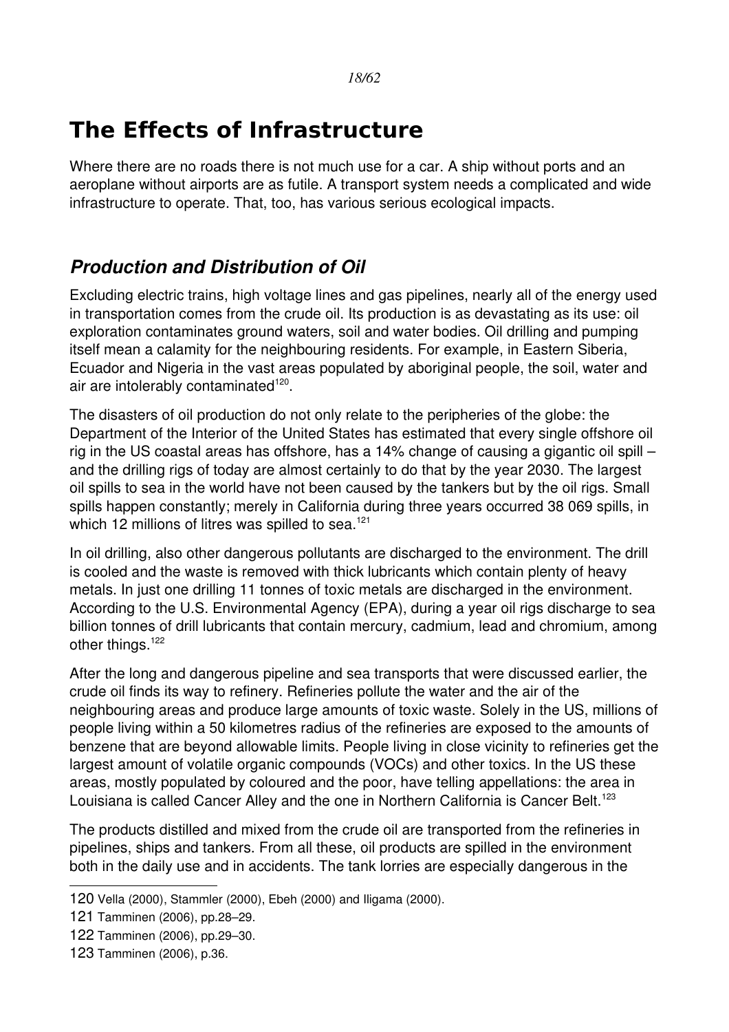# The Effects of Infrastructure

Where there are no roads there is not much use for a car. A ship without ports and an aeroplane without airports are as futile. A transport system needs a complicated and wide infrastructure to operate. That, too, has various serious ecological impacts.

## *Production and Distribution of Oil*

Excluding electric trains, high voltage lines and gas pipelines, nearly all of the energy used in transportation comes from the crude oil. Its production is as devastating as its use: oil exploration contaminates ground waters, soil and water bodies. Oil drilling and pumping itself mean a calamity for the neighbouring residents. For example, in Eastern Siberia, Ecuador and Nigeria in the vast areas populated by aboriginal people, the soil, water and air are intolerably contaminated[120].

The disasters of oil production do not only relate to the peripheries of the globe: the Department of the Interior of the United States has estimated that every single offshore oil rig in the US coastal areas has offshore, has a 14% change of causing a gigantic oil spill – and the drilling rigs of today are almost certainly to do that by the year 2030. The largest oil spills to sea in the world have not been caused by the tankers but by the oil rigs. Small spills happen constantly; merely in California during three years occurred 38 069 spills, in which 12 millions of litres was spilled to sea.[121]

In oil drilling, also other dangerous pollutants are discharged to the environment. The drill is cooled and the waste is removed with thick lubricants which contain plenty of heavy metals. In just one drilling 11 tonnes of toxic metals are discharged in the environment. According to the U.S. Environmental Agency (EPA), during a year oil rigs discharge to sea billion tonnes of drill lubricants that contain mercury, cadmium, lead and chromium, among other things.[122]

After the long and dangerous pipeline and sea transports that were discussed earlier, the crude oil finds its way to refinery. Refineries pollute the water and the air of the neighbouring areas and produce large amounts of toxic waste. Solely in the US, millions of people living within a 50 kilometres radius of the refineries are exposed to the amounts of benzene that are beyond allowable limits. People living in close vicinity to refineries get the largest amount of volatile organic compounds (VOCs) and other toxics. In the US these areas, mostly populated by coloured and the poor, have telling appellations: the area in Louisiana is called Cancer Alley and the one in Northern California is Cancer Belt.[123]

The products distilled and mixed from the crude oil are transported from the refineries in pipelines, ships and tankers. From all these, oil products are spilled in the environment both in the daily use and in accidents. The tank lorries are especially dangerous in the

---

120 Vella (2000), Stammler (2000), Ebeh (2000) and Iligama (2000).

121 Tamminen (2006), pp.28–29.

122 Tamminen (2006), pp.29–30.

123 Tamminen (2006), p.36.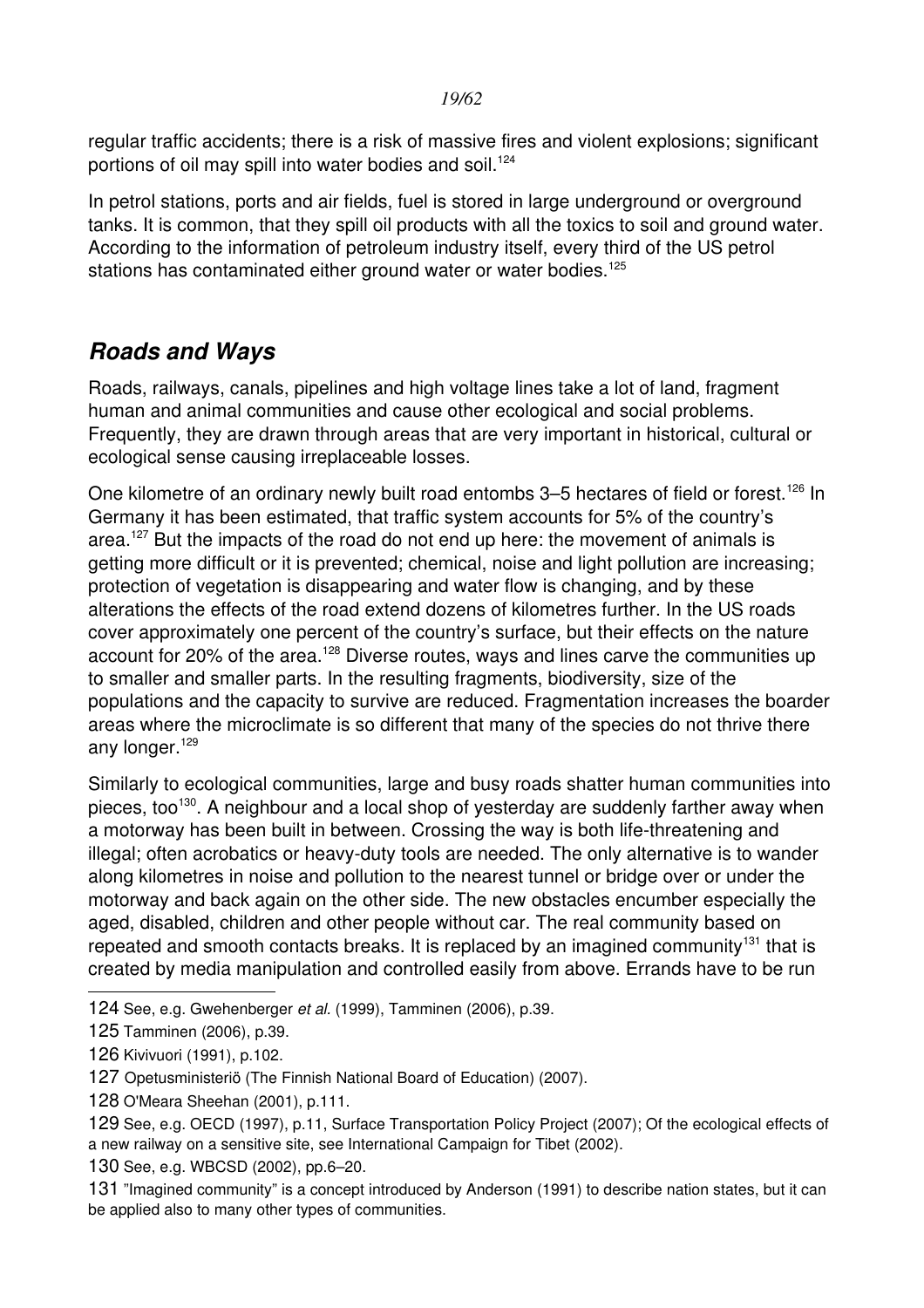regular traffic accidents; there is a risk of massive fires and violent explosions; significant portions of oil may spill into water bodies and soil.[124]

In petrol stations, ports and air fields, fuel is stored in large underground or overground tanks. It is common, that they spill oil products with all the toxics to soil and ground water. According to the information of petroleum industry itself, every third of the US petrol stations has contaminated either ground water or water bodies.[125]

## *Roads and Ways*

Roads, railways, canals, pipelines and high voltage lines take a lot of land, fragment human and animal communities and cause other ecological and social problems. Frequently, they are drawn through areas that are very important in historical, cultural or ecological sense causing irreplaceable losses.

One kilometre of an ordinary newly built road entombs 3–5 hectares of field or forest.[126] In Germany it has been estimated, that traffic system accounts for 5% of the country's area.[127] But the impacts of the road do not end up here: the movement of animals is getting more difficult or it is prevented; chemical, noise and light pollution are increasing; protection of vegetation is disappearing and water flow is changing, and by these alterations the effects of the road extend dozens of kilometres further. In the US roads cover approximately one percent of the country's surface, but their effects on the nature account for 20% of the area.[128] Diverse routes, ways and lines carve the communities up to smaller and smaller parts. In the resulting fragments, biodiversity, size of the populations and the capacity to survive are reduced. Fragmentation increases the boarder areas where the microclimate is so different that many of the species do not thrive there any longer.[129]

Similarly to ecological communities, large and busy roads shatter human communities into pieces, too[130]. A neighbour and a local shop of yesterday are suddenly farther away when a motorway has been built in between. Crossing the way is both life-threatening and illegal; often acrobatics or heavy-duty tools are needed. The only alternative is to wander along kilometres in noise and pollution to the nearest tunnel or bridge over or under the motorway and back again on the other side. The new obstacles encumber especially the aged, disabled, children and other people without car. The real community based on repeated and smooth contacts breaks. It is replaced by an imagined community[131] that is created by media manipulation and controlled easily from above. Errands have to be run

---

124 See, e.g. Gwehenberger *et al.* (1999), Tamminen (2006), p.39.

125 Tamminen (2006), p.39.

126 Kivivuori (1991), p.102.

127 Opetusministeriö (The Finnish National Board of Education) (2007).

128 O'Meara Sheehan (2001), p.111.

129 See, e.g. OECD (1997), p.11, Surface Transportation Policy Project (2007); Of the ecological effects of a new railway on a sensitive site, see International Campaign for Tibet (2002).

130 See, e.g. WBCSD (2002), pp.6–20.

131 "Imagined community" is a concept introduced by Anderson (1991) to describe nation states, but it can be applied also to many other types of communities.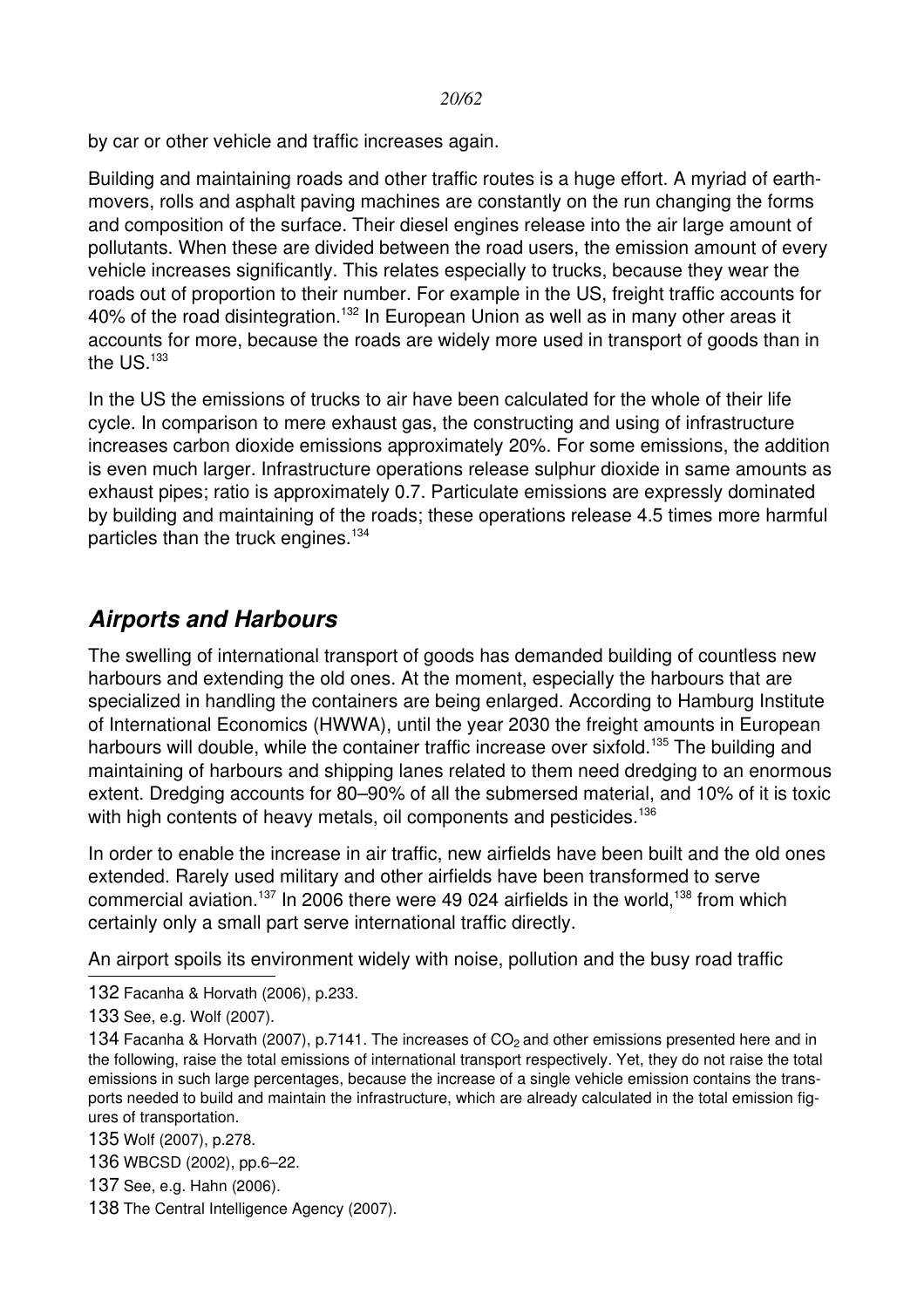by car or other vehicle and traffic increases again.

Building and maintaining roads and other traffic routes is a huge effort. A myriad of earth-movers, rolls and asphalt paving machines are constantly on the run changing the forms and composition of the surface. Their diesel engines release into the air large amount of pollutants. When these are divided between the road users, the emission amount of every vehicle increases significantly. This relates especially to trucks, because they wear the roads out of proportion to their number. For example in the US, freight traffic accounts for 40% of the road disintegration.[132] In European Union as well as in many other areas it accounts for more, because the roads are widely more used in transport of goods than in the US.[133]

In the US the emissions of trucks to air have been calculated for the whole of their life cycle. In comparison to mere exhaust gas, the constructing and using of infrastructure increases carbon dioxide emissions approximately 20%. For some emissions, the addition is even much larger. Infrastructure operations release sulphur dioxide in same amounts as exhaust pipes; ratio is approximately 0.7. Particulate emissions are expressly dominated by building and maintaining of the roads; these operations release 4.5 times more harmful particles than the truck engines.[134]

## *Airports and Harbours*

The swelling of international transport of goods has demanded building of countless new harbours and extending the old ones. At the moment, especially the harbours that are specialized in handling the containers are being enlarged. According to Hamburg Institute of International Economics (HWWA), until the year 2030 the freight amounts in European harbours will double, while the container traffic increase over sixfold.[135] The building and maintaining of harbours and shipping lanes related to them need dredging to an enormous extent. Dredging accounts for 80–90% of all the submersed material, and 10% of it is toxic with high contents of heavy metals, oil components and pesticides.[136]

In order to enable the increase in air traffic, new airfields have been built and the old ones extended. Rarely used military and other airfields have been transformed to serve commercial aviation.[137] In 2006 there were 49 024 airfields in the world,[138] from which certainly only a small part serve international traffic directly.

An airport spoils its environment widely with noise, pollution and the busy road traffic

---

132 Facanha & Horvath (2006), p.233.

133 See, e.g. Wolf (2007).

134 Facanha & Horvath (2007), p.7141. The increases of $CO_2$ and other emissions presented here and in the following, raise the total emissions of international transport respectively. Yet, they do not raise the total emissions in such large percentages, because the increase of a single vehicle emission contains the transports needed to build and maintain the infrastructure, which are already calculated in the total emission figures of transportation.

135 Wolf (2007), p.278.

136 WBCSD (2002), pp.6–22.

137 See, e.g. Hahn (2006).

138 The Central Intelligence Agency (2007).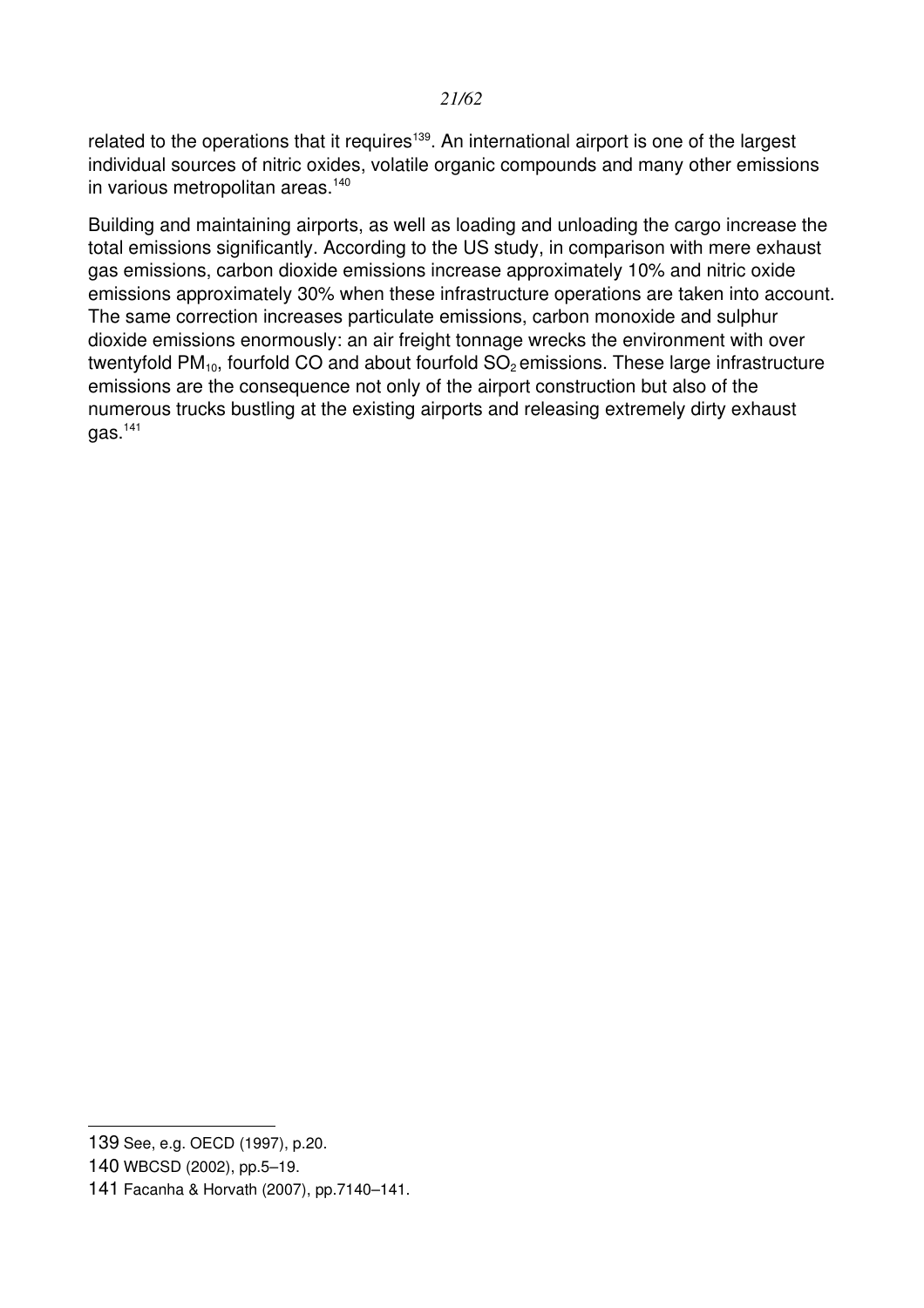related to the operations that it requires[139]. An international airport is one of the largest individual sources of nitric oxides, volatile organic compounds and many other emissions in various metropolitan areas.[140]

Building and maintaining airports, as well as loading and unloading the cargo increase the total emissions significantly. According to the US study, in comparison with mere exhaust gas emissions, carbon dioxide emissions increase approximately 10% and nitric oxide emissions approximately 30% when these infrastructure operations are taken into account. The same correction increases particulate emissions, carbon monoxide and sulphur dioxide emissions enormously: an air freight tonnage wrecks the environment with over twentyfold $PM_{10}$, fourfold CO and about fourfold $SO_2$ emissions. These large infrastructure emissions are the consequence not only of the airport construction but also of the numerous trucks bustling at the existing airports and releasing extremely dirty exhaust gas.[141]

---

139 See, e.g. OECD (1997), p.20.

140 WBCSD (2002), pp.5–19.

141 Facanha & Horvath (2007), pp.7140–141.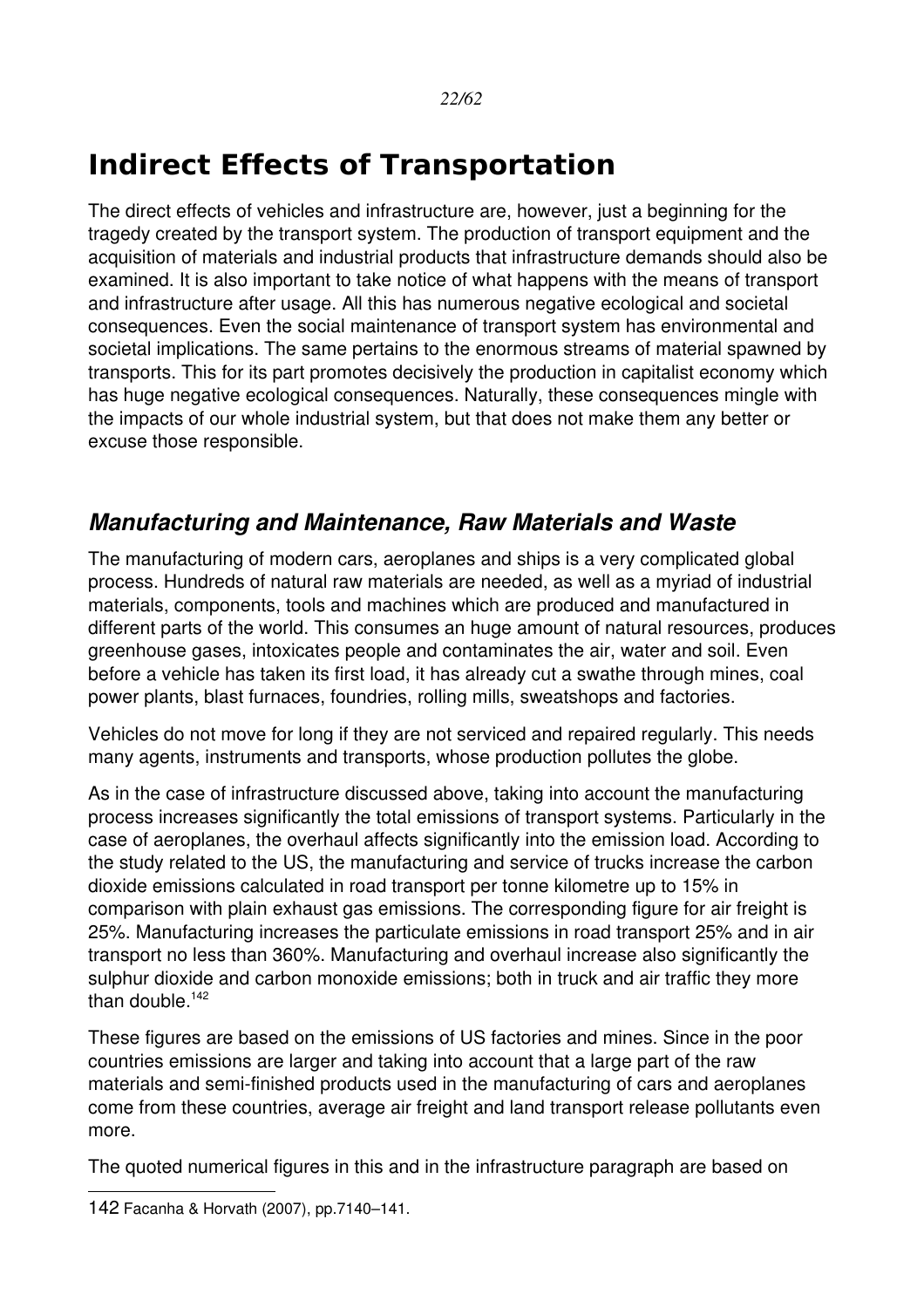# Indirect Effects of Transportation

The direct effects of vehicles and infrastructure are, however, just a beginning for the tragedy created by the transport system. The production of transport equipment and the acquisition of materials and industrial products that infrastructure demands should also be examined. It is also important to take notice of what happens with the means of transport and infrastructure after usage. All this has numerous negative ecological and societal consequences. Even the social maintenance of transport system has environmental and societal implications. The same pertains to the enormous streams of material spawned by transports. This for its part promotes decisively the production in capitalist economy which has huge negative ecological consequences. Naturally, these consequences mingle with the impacts of our whole industrial system, but that does not make them any better or excuse those responsible.

## *Manufacturing and Maintenance, Raw Materials and Waste*

The manufacturing of modern cars, aeroplanes and ships is a very complicated global process. Hundreds of natural raw materials are needed, as well as a myriad of industrial materials, components, tools and machines which are produced and manufactured in different parts of the world. This consumes an huge amount of natural resources, produces greenhouse gases, intoxicates people and contaminates the air, water and soil. Even before a vehicle has taken its first load, it has already cut a swathe through mines, coal power plants, blast furnaces, foundries, rolling mills, sweatshops and factories.

Vehicles do not move for long if they are not serviced and repaired regularly. This needs many agents, instruments and transports, whose production pollutes the globe.

As in the case of infrastructure discussed above, taking into account the manufacturing process increases significantly the total emissions of transport systems. Particularly in the case of aeroplanes, the overhaul affects significantly into the emission load. According to the study related to the US, the manufacturing and service of trucks increase the carbon dioxide emissions calculated in road transport per tonne kilometre up to 15% in comparison with plain exhaust gas emissions. The corresponding figure for air freight is 25%. Manufacturing increases the particulate emissions in road transport 25% and in air transport no less than 360%. Manufacturing and overhaul increase also significantly the sulphur dioxide and carbon monoxide emissions; both in truck and air traffic they more than double.[142]

These figures are based on the emissions of US factories and mines. Since in the poor countries emissions are larger and taking into account that a large part of the raw materials and semi-finished products used in the manufacturing of cars and aeroplanes come from these countries, average air freight and land transport release pollutants even more.

The quoted numerical figures in this and in the infrastructure paragraph are based on

---

142 Facanha & Horvath (2007), pp.7140–141.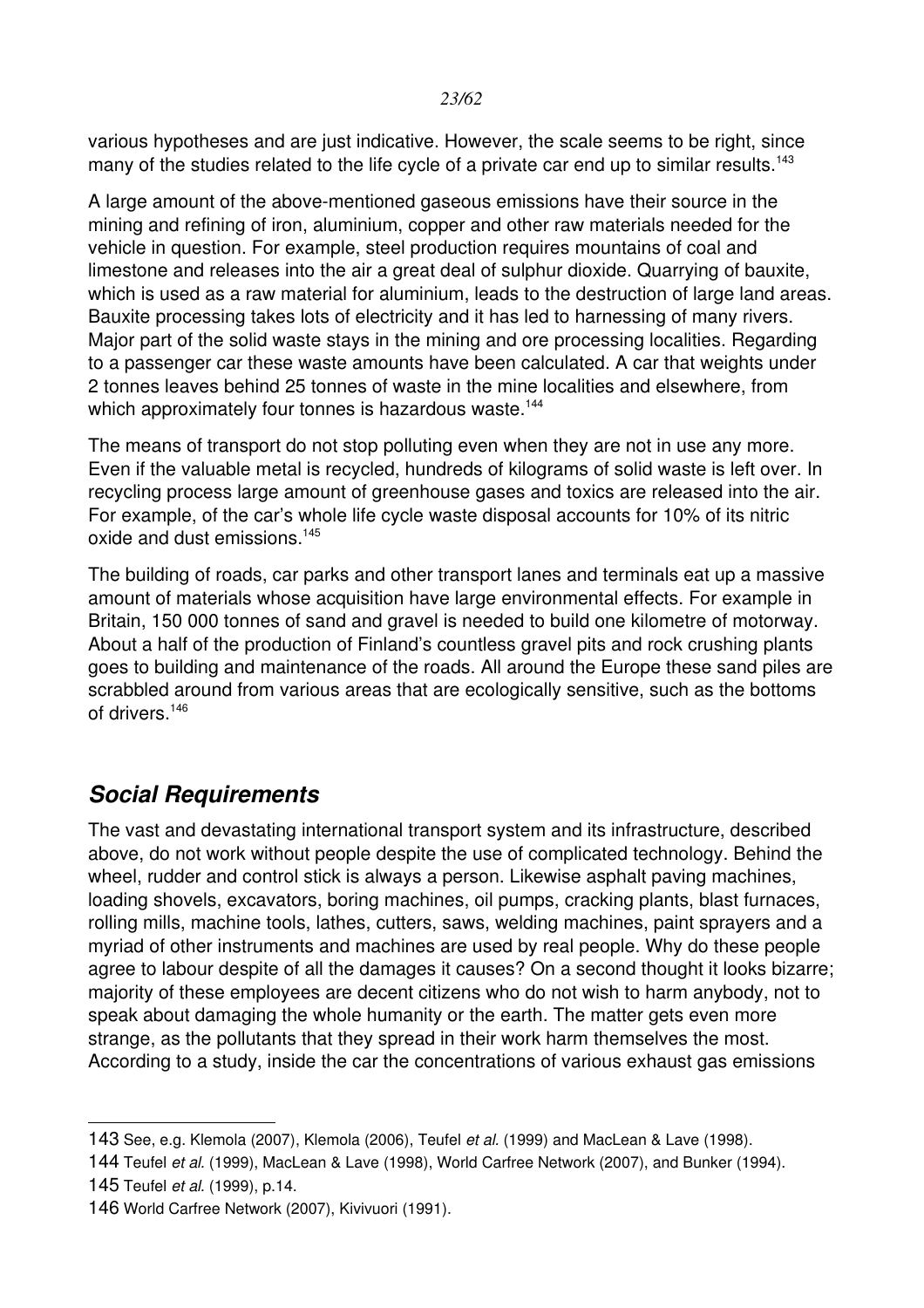various hypotheses and are just indicative. However, the scale seems to be right, since many of the studies related to the life cycle of a private car end up to similar results.[143]

A large amount of the above-mentioned gaseous emissions have their source in the mining and refining of iron, aluminium, copper and other raw materials needed for the vehicle in question. For example, steel production requires mountains of coal and limestone and releases into the air a great deal of sulphur dioxide. Quarrying of bauxite, which is used as a raw material for aluminium, leads to the destruction of large land areas. Bauxite processing takes lots of electricity and it has led to harnessing of many rivers. Major part of the solid waste stays in the mining and ore processing localities. Regarding to a passenger car these waste amounts have been calculated. A car that weights under 2 tonnes leaves behind 25 tonnes of waste in the mine localities and elsewhere, from which approximately four tonnes is hazardous waste.[144]

The means of transport do not stop polluting even when they are not in use any more. Even if the valuable metal is recycled, hundreds of kilograms of solid waste is left over. In recycling process large amount of greenhouse gases and toxics are released into the air. For example, of the car's whole life cycle waste disposal accounts for 10% of its nitric oxide and dust emissions.[145]

The building of roads, car parks and other transport lanes and terminals eat up a massive amount of materials whose acquisition have large environmental effects. For example in Britain, 150 000 tonnes of sand and gravel is needed to build one kilometre of motorway. About a half of the production of Finland's countless gravel pits and rock crushing plants goes to building and maintenance of the roads. All around the Europe these sand piles are scrabbled around from various areas that are ecologically sensitive, such as the bottoms of drivers.[146]

## *Social Requirements*

The vast and devastating international transport system and its infrastructure, described above, do not work without people despite the use of complicated technology. Behind the wheel, rudder and control stick is always a person. Likewise asphalt paving machines, loading shovels, excavators, boring machines, oil pumps, cracking plants, blast furnaces, rolling mills, machine tools, lathes, cutters, saws, welding machines, paint sprayers and a myriad of other instruments and machines are used by real people. Why do these people agree to labour despite of all the damages it causes? On a second thought it looks bizarre; majority of these employees are decent citizens who do not wish to harm anybody, not to speak about damaging the whole humanity or the earth. The matter gets even more strange, as the pollutants that they spread in their work harm themselves the most. According to a study, inside the car the concentrations of various exhaust gas emissions

---

143 See, e.g. Klemola (2007), Klemola (2006), Teufel *et al.* (1999) and MacLean & Lave (1998).

144 Teufel *et al.* (1999), MacLean & Lave (1998), World Carfree Network (2007), and Bunker (1994).

145 Teufel *et al.* (1999), p.14.

146 World Carfree Network (2007), Kivivuori (1991).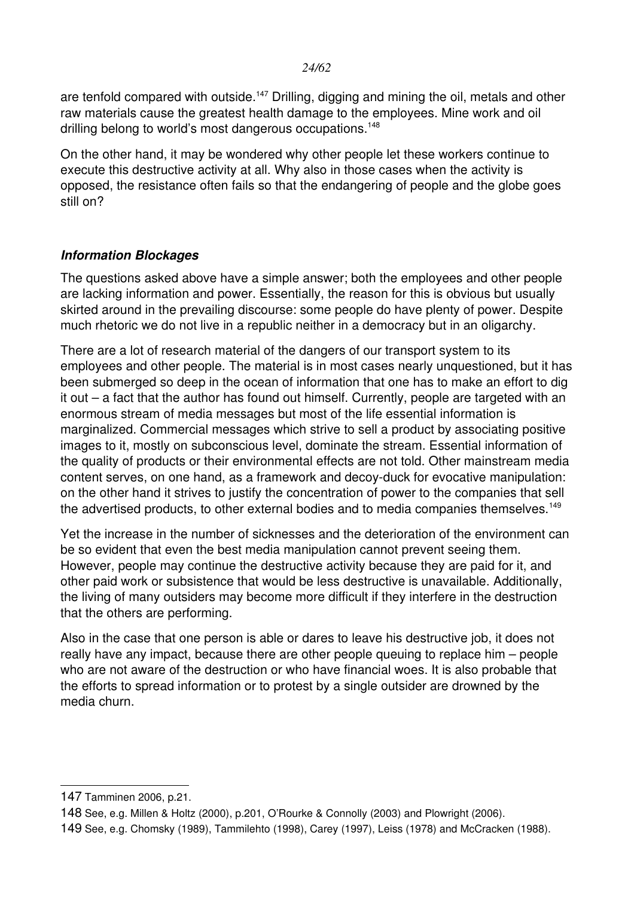are tenfold compared with outside.[147] Drilling, digging and mining the oil, metals and other raw materials cause the greatest health damage to the employees. Mine work and oil drilling belong to world's most dangerous occupations.[148]

On the other hand, it may be wondered why other people let these workers continue to execute this destructive activity at all. Why also in those cases when the activity is opposed, the resistance often fails so that the endangering of people and the globe goes still on?

### ***Information Blockages***

The questions asked above have a simple answer; both the employees and other people are lacking information and power. Essentially, the reason for this is obvious but usually skirted around in the prevailing discourse: some people do have plenty of power. Despite much rhetoric we do not live in a republic neither in a democracy but in an oligarchy.

There are a lot of research material of the dangers of our transport system to its employees and other people. The material is in most cases nearly unquestioned, but it has been submerged so deep in the ocean of information that one has to make an effort to dig it out – a fact that the author has found out himself. Currently, people are targeted with an enormous stream of media messages but most of the life essential information is marginalized. Commercial messages which strive to sell a product by associating positive images to it, mostly on subconscious level, dominate the stream. Essential information of the quality of products or their environmental effects are not told. Other mainstream media content serves, on one hand, as a framework and decoy-duck for evocative manipulation: on the other hand it strives to justify the concentration of power to the companies that sell the advertised products, to other external bodies and to media companies themselves.[149]

Yet the increase in the number of sicknesses and the deterioration of the environment can be so evident that even the best media manipulation cannot prevent seeing them. However, people may continue the destructive activity because they are paid for it, and other paid work or subsistence that would be less destructive is unavailable. Additionally, the living of many outsiders may become more difficult if they interfere in the destruction that the others are performing.

Also in the case that one person is able or dares to leave his destructive job, it does not really have any impact, because there are other people queuing to replace him – people who are not aware of the destruction or who have financial woes. It is also probable that the efforts to spread information or to protest by a single outsider are drowned by the media churn.

---

147 Tamminen 2006, p.21.

148 See, e.g. Millen & Holtz (2000), p.201, O'Rourke & Connolly (2003) and Plowright (2006).

149 See, e.g. Chomsky (1989), Tammilehto (1998), Carey (1997), Leiss (1978) and McCracken (1988).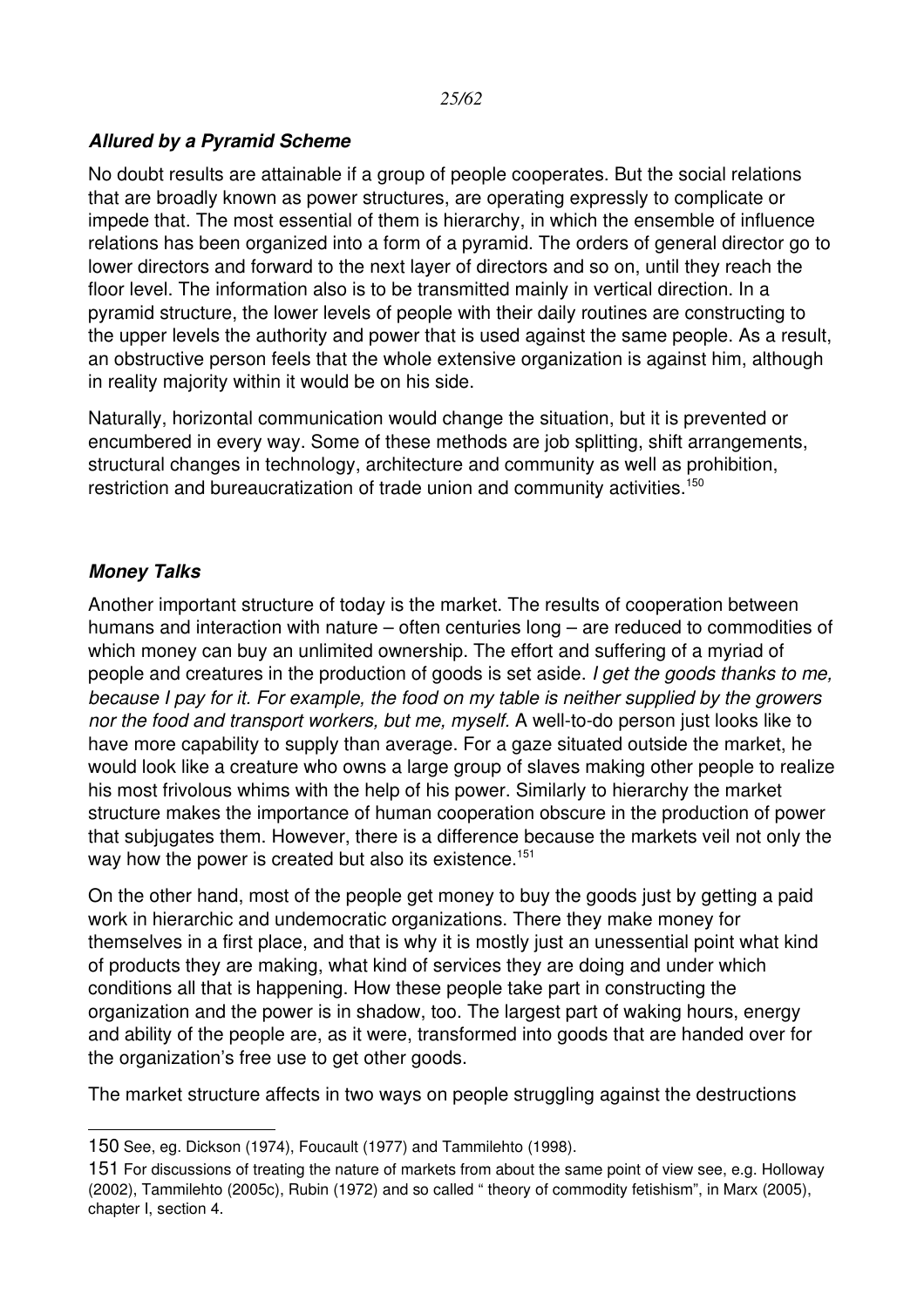### ***Allured by a Pyramid Scheme***

No doubt results are attainable if a group of people cooperates. But the social relations that are broadly known as power structures, are operating expressly to complicate or impede that. The most essential of them is hierarchy, in which the ensemble of influence relations has been organized into a form of a pyramid. The orders of general director go to lower directors and forward to the next layer of directors and so on, until they reach the floor level. The information also is to be transmitted mainly in vertical direction. In a pyramid structure, the lower levels of people with their daily routines are constructing to the upper levels the authority and power that is used against the same people. As a result, an obstructive person feels that the whole extensive organization is against him, although in reality majority within it would be on his side.

Naturally, horizontal communication would change the situation, but it is prevented or encumbered in every way. Some of these methods are job splitting, shift arrangements, structural changes in technology, architecture and community as well as prohibition, restriction and bureaucratization of trade union and community activities.[150]

### ***Money Talks***

Another important structure of today is the market. The results of cooperation between humans and interaction with nature – often centuries long – are reduced to commodities of which money can buy an unlimited ownership. The effort and suffering of a myriad of people and creatures in the production of goods is set aside. *I get the goods thanks to me, because I pay for it. For example, the food on my table is neither supplied by the growers nor the food and transport workers, but me, myself.* A well-to-do person just looks like to have more capability to supply than average. For a gaze situated outside the market, he would look like a creature who owns a large group of slaves making other people to realize his most frivolous whims with the help of his power. Similarly to hierarchy the market structure makes the importance of human cooperation obscure in the production of power that subjugates them. However, there is a difference because the markets veil not only the way how the power is created but also its existence.[151]

On the other hand, most of the people get money to buy the goods just by getting a paid work in hierarchic and undemocratic organizations. There they make money for themselves in a first place, and that is why it is mostly just an unessential point what kind of products they are making, what kind of services they are doing and under which conditions all that is happening. How these people take part in constructing the organization and the power is in shadow, too. The largest part of waking hours, energy and ability of the people are, as it were, transformed into goods that are handed over for the organization's free use to get other goods.

The market structure affects in two ways on people struggling against the destructions

---

150 See, eg. Dickson (1974), Foucault (1977) and Tammilehto (1998).

151 For discussions of treating the nature of markets from about the same point of view see, e.g. Holloway (2002), Tammilehto (2005c), Rubin (1972) and so called " theory of commodity fetishism", in Marx (2005), chapter I, section 4.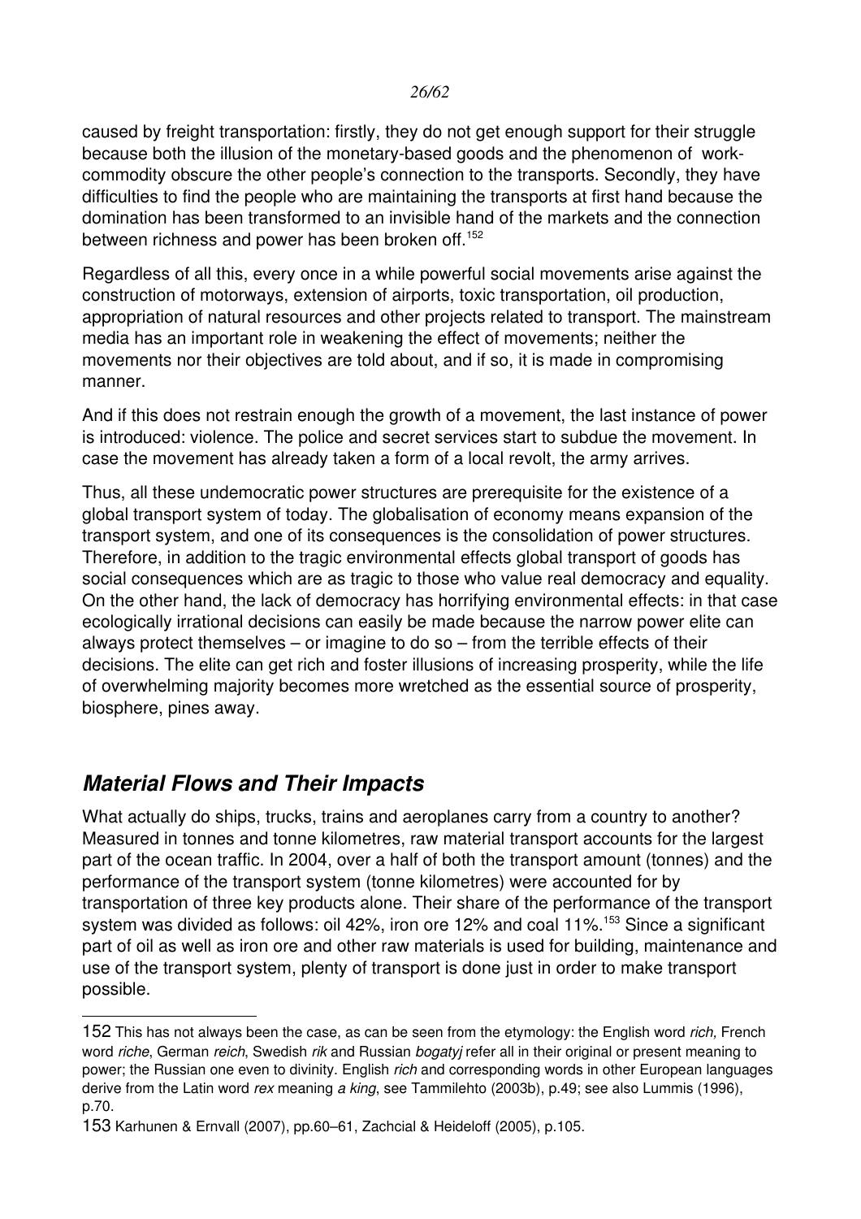caused by freight transportation: firstly, they do not get enough support for their struggle because both the illusion of the monetary-based goods and the phenomenon of work-commodity obscure the other people's connection to the transports. Secondly, they have difficulties to find the people who are maintaining the transports at first hand because the domination has been transformed to an invisible hand of the markets and the connection between richness and power has been broken off.[152]

Regardless of all this, every once in a while powerful social movements arise against the construction of motorways, extension of airports, toxic transportation, oil production, appropriation of natural resources and other projects related to transport. The mainstream media has an important role in weakening the effect of movements; neither the movements nor their objectives are told about, and if so, it is made in compromising manner.

And if this does not restrain enough the growth of a movement, the last instance of power is introduced: violence. The police and secret services start to subdue the movement. In case the movement has already taken a form of a local revolt, the army arrives.

Thus, all these undemocratic power structures are prerequisite for the existence of a global transport system of today. The globalisation of economy means expansion of the transport system, and one of its consequences is the consolidation of power structures. Therefore, in addition to the tragic environmental effects global transport of goods has social consequences which are as tragic to those who value real democracy and equality. On the other hand, the lack of democracy has horrifying environmental effects: in that case ecologically irrational decisions can easily be made because the narrow power elite can always protect themselves – or imagine to do so – from the terrible effects of their decisions. The elite can get rich and foster illusions of increasing prosperity, while the life of overwhelming majority becomes more wretched as the essential source of prosperity, biosphere, pines away.

## *Material Flows and Their Impacts*

What actually do ships, trucks, trains and aeroplanes carry from a country to another? Measured in tonnes and tonne kilometres, raw material transport accounts for the largest part of the ocean traffic. In 2004, over a half of both the transport amount (tonnes) and the performance of the transport system (tonne kilometres) were accounted for by transportation of three key products alone. Their share of the performance of the transport system was divided as follows: oil 42%, iron ore 12% and coal 11%.[153] Since a significant part of oil as well as iron ore and other raw materials is used for building, maintenance and use of the transport system, plenty of transport is done just in order to make transport possible.

---

152 This has not always been the case, as can be seen from the etymology: the English word *rich,* French word *riche*, German *reich*, Swedish *rik* and Russian *bogatyj* refer all in their original or present meaning to power; the Russian one even to divinity. English *rich* and corresponding words in other European languages derive from the Latin word *rex* meaning *a king*, see Tammilehto (2003b), p.49; see also Lummis (1996), p.70.

153 Karhunen & Ernvall (2007), pp.60–61, Zachcial & Heideloff (2005), p.105.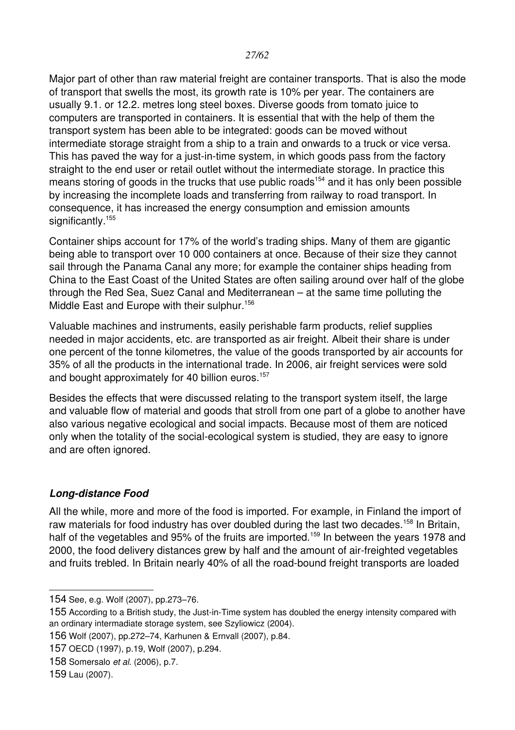Major part of other than raw material freight are container transports. That is also the mode of transport that swells the most, its growth rate is 10% per year. The containers are usually 9.1. or 12.2. metres long steel boxes. Diverse goods from tomato juice to computers are transported in containers. It is essential that with the help of them the transport system has been able to be integrated: goods can be moved without intermediate storage straight from a ship to a train and onwards to a truck or vice versa. This has paved the way for a just-in-time system, in which goods pass from the factory straight to the end user or retail outlet without the intermediate storage. In practice this means storing of goods in the trucks that use public roads[154] and it has only been possible by increasing the incomplete loads and transferring from railway to road transport. In consequence, it has increased the energy consumption and emission amounts significantly.[155]

Container ships account for 17% of the world's trading ships. Many of them are gigantic being able to transport over 10 000 containers at once. Because of their size they cannot sail through the Panama Canal any more; for example the container ships heading from China to the East Coast of the United States are often sailing around over half of the globe through the Red Sea, Suez Canal and Mediterranean – at the same time polluting the Middle East and Europe with their sulphur.[156]

Valuable machines and instruments, easily perishable farm products, relief supplies needed in major accidents, etc. are transported as air freight. Albeit their share is under one percent of the tonne kilometres, the value of the goods transported by air accounts for 35% of all the products in the international trade. In 2006, air freight services were sold and bought approximately for 40 billion euros.[157]

Besides the effects that were discussed relating to the transport system itself, the large and valuable flow of material and goods that stroll from one part of a globe to another have also various negative ecological and social impacts. Because most of them are noticed only when the totality of the social-ecological system is studied, they are easy to ignore and are often ignored.

### ***Long-distance Food***

All the while, more and more of the food is imported. For example, in Finland the import of raw materials for food industry has over doubled during the last two decades.[158] In Britain, half of the vegetables and 95% of the fruits are imported.[159] In between the years 1978 and 2000, the food delivery distances grew by half and the amount of air-freighted vegetables and fruits trebled. In Britain nearly 40% of all the road-bound freight transports are loaded

---

154 See, e.g. Wolf (2007), pp.273–76.

155 According to a British study, the Just-in-Time system has doubled the energy intensity compared with an ordinary intermadiate storage system, see Szyliowicz (2004).

156 Wolf (2007), pp.272–74, Karhunen & Ernvall (2007), p.84.

157 OECD (1997), p.19, Wolf (2007), p.294.

158 Somersalo *et al.* (2006), p.7.

159 Lau (2007).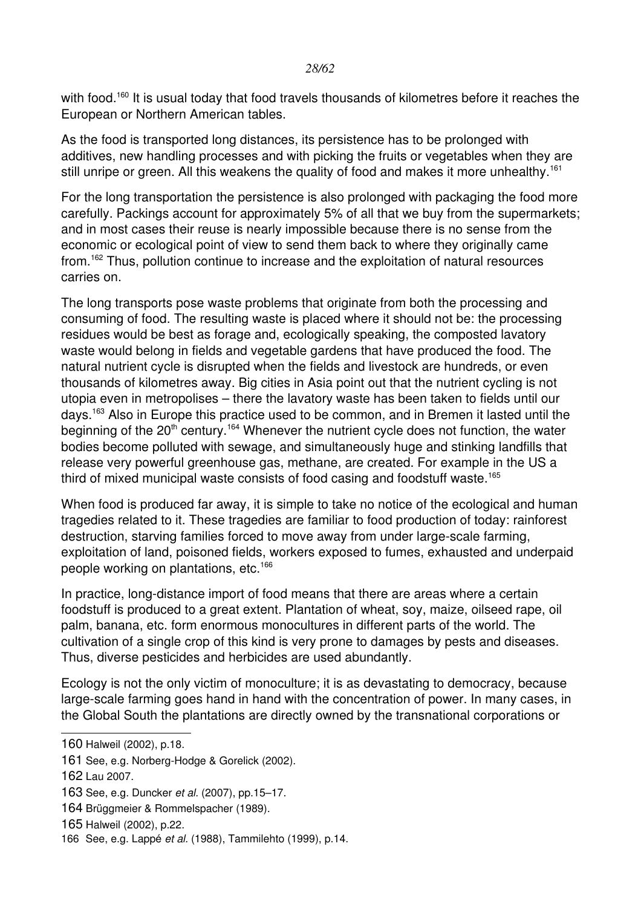with food.[160] It is usual today that food travels thousands of kilometres before it reaches the European or Northern American tables.

As the food is transported long distances, its persistence has to be prolonged with additives, new handling processes and with picking the fruits or vegetables when they are still unripe or green. All this weakens the quality of food and makes it more unhealthy.[161]

For the long transportation the persistence is also prolonged with packaging the food more carefully. Packings account for approximately 5% of all that we buy from the supermarkets; and in most cases their reuse is nearly impossible because there is no sense from the economic or ecological point of view to send them back to where they originally came from.[162] Thus, pollution continue to increase and the exploitation of natural resources carries on.

The long transports pose waste problems that originate from both the processing and consuming of food. The resulting waste is placed where it should not be: the processing residues would be best as forage and, ecologically speaking, the composted lavatory waste would belong in fields and vegetable gardens that have produced the food. The natural nutrient cycle is disrupted when the fields and livestock are hundreds, or even thousands of kilometres away. Big cities in Asia point out that the nutrient cycling is not utopia even in metropolises – there the lavatory waste has been taken to fields until our days.[163] Also in Europe this practice used to be common, and in Bremen it lasted until the beginning of the 20th century.[164] Whenever the nutrient cycle does not function, the water bodies become polluted with sewage, and simultaneously huge and stinking landfills that release very powerful greenhouse gas, methane, are created. For example in the US a third of mixed municipal waste consists of food casing and foodstuff waste.[165]

When food is produced far away, it is simple to take no notice of the ecological and human tragedies related to it. These tragedies are familiar to food production of today: rainforest destruction, starving families forced to move away from under large-scale farming, exploitation of land, poisoned fields, workers exposed to fumes, exhausted and underpaid people working on plantations, etc.[166]

In practice, long-distance import of food means that there are areas where a certain foodstuff is produced to a great extent. Plantation of wheat, soy, maize, oilseed rape, oil palm, banana, etc. form enormous monocultures in different parts of the world. The cultivation of a single crop of this kind is very prone to damages by pests and diseases. Thus, diverse pesticides and herbicides are used abundantly.

Ecology is not the only victim of monoculture; it is as devastating to democracy, because large-scale farming goes hand in hand with the concentration of power. In many cases, in the Global South the plantations are directly owned by the transnational corporations or

---

160 Halweil (2002), p.18.

161 See, e.g. Norberg-Hodge & Gorelick (2002).

162 Lau 2007.

163 See, e.g. Duncker *et al.* (2007), pp.15–17.

164 Brüggmeier & Rommelspacher (1989).

165 Halweil (2002), p.22.

166 See, e.g. Lappé *et al.* (1988), Tammilehto (1999), p.14.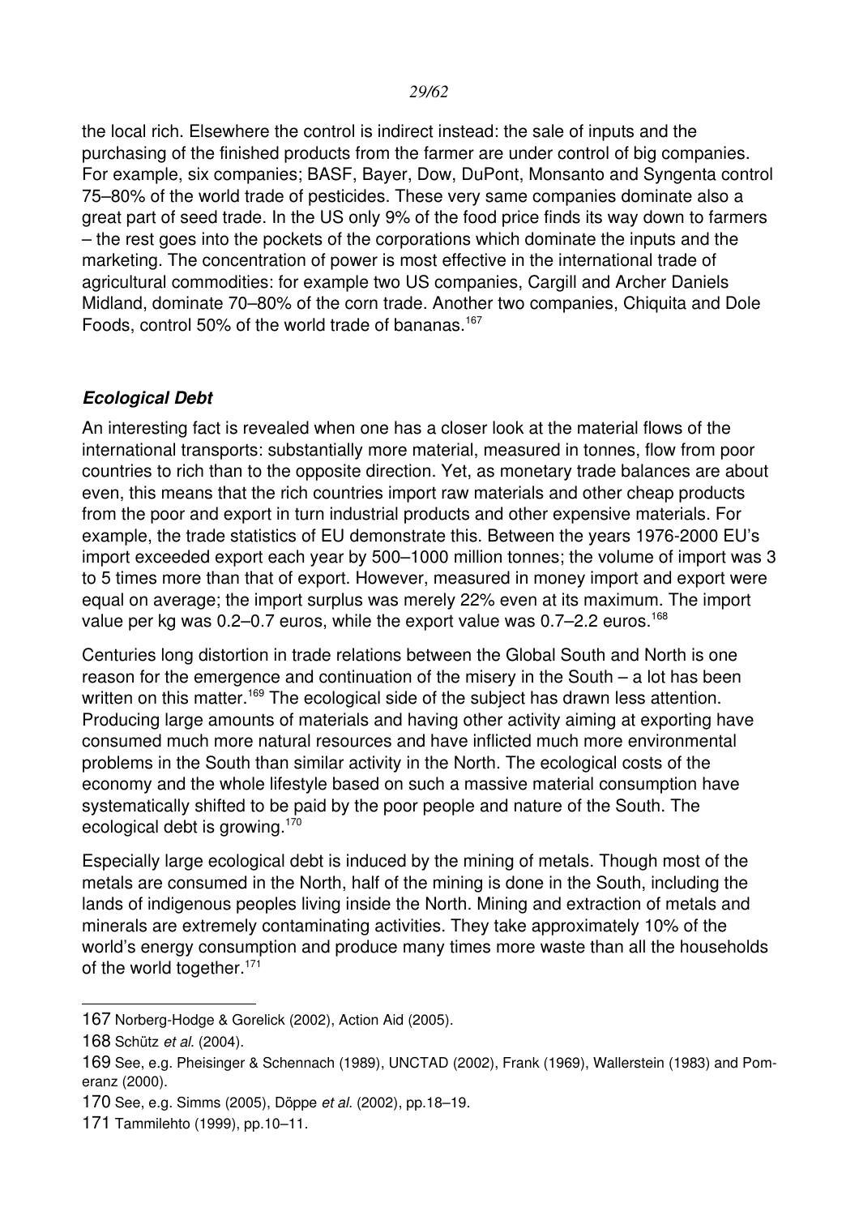the local rich. Elsewhere the control is indirect instead: the sale of inputs and the purchasing of the finished products from the farmer are under control of big companies. For example, six companies; BASF, Bayer, Dow, DuPont, Monsanto and Syngenta control 75–80% of the world trade of pesticides. These very same companies dominate also a great part of seed trade. In the US only 9% of the food price finds its way down to farmers – the rest goes into the pockets of the corporations which dominate the inputs and the marketing. The concentration of power is most effective in the international trade of agricultural commodities: for example two US companies, Cargill and Archer Daniels Midland, dominate 70–80% of the corn trade. Another two companies, Chiquita and Dole Foods, control 50% of the world trade of bananas.[167]

### *Ecological Debt*

An interesting fact is revealed when one has a closer look at the material flows of the international transports: substantially more material, measured in tonnes, flow from poor countries to rich than to the opposite direction. Yet, as monetary trade balances are about even, this means that the rich countries import raw materials and other cheap products from the poor and export in turn industrial products and other expensive materials. For example, the trade statistics of EU demonstrate this. Between the years 1976-2000 EU's import exceeded export each year by 500–1000 million tonnes; the volume of import was 3 to 5 times more than that of export. However, measured in money import and export were equal on average; the import surplus was merely 22% even at its maximum. The import value per kg was 0.2–0.7 euros, while the export value was 0.7–2.2 euros.[168]

Centuries long distortion in trade relations between the Global South and North is one reason for the emergence and continuation of the misery in the South – a lot has been written on this matter.[169] The ecological side of the subject has drawn less attention. Producing large amounts of materials and having other activity aiming at exporting have consumed much more natural resources and have inflicted much more environmental problems in the South than similar activity in the North. The ecological costs of the economy and the whole lifestyle based on such a massive material consumption have systematically shifted to be paid by the poor people and nature of the South. The ecological debt is growing.[170]

Especially large ecological debt is induced by the mining of metals. Though most of the metals are consumed in the North, half of the mining is done in the South, including the lands of indigenous peoples living inside the North. Mining and extraction of metals and minerals are extremely contaminating activities. They take approximately 10% of the world's energy consumption and produce many times more waste than all the households of the world together.[171]

---

167 Norberg-Hodge & Gorelick (2002), Action Aid (2005).

168 Schütz *et al.* (2004).

169 See, e.g. Pheisinger & Schennach (1989), UNCTAD (2002), Frank (1969), Wallerstein (1983) and Pomeranz (2000).

170 See, e.g. Simms (2005), Döppe *et al.* (2002), pp.18–19.

171 Tammilehto (1999), pp.10–11.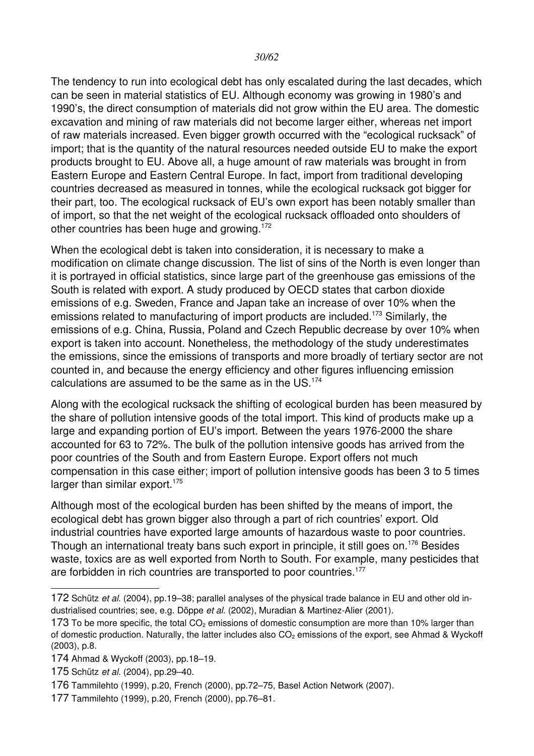The tendency to run into ecological debt has only escalated during the last decades, which can be seen in material statistics of EU. Although economy was growing in 1980's and 1990's, the direct consumption of materials did not grow within the EU area. The domestic excavation and mining of raw materials did not become larger either, whereas net import of raw materials increased. Even bigger growth occurred with the "ecological rucksack" of import; that is the quantity of the natural resources needed outside EU to make the export products brought to EU. Above all, a huge amount of raw materials was brought in from Eastern Europe and Eastern Central Europe. In fact, import from traditional developing countries decreased as measured in tonnes, while the ecological rucksack got bigger for their part, too. The ecological rucksack of EU's own export has been notably smaller than of import, so that the net weight of the ecological rucksack offloaded onto shoulders of other countries has been huge and growing.[172]

When the ecological debt is taken into consideration, it is necessary to make a modification on climate change discussion. The list of sins of the North is even longer than it is portrayed in official statistics, since large part of the greenhouse gas emissions of the South is related with export. A study produced by OECD states that carbon dioxide emissions of e.g. Sweden, France and Japan take an increase of over 10% when the emissions related to manufacturing of import products are included.[173] Similarly, the emissions of e.g. China, Russia, Poland and Czech Republic decrease by over 10% when export is taken into account. Nonetheless, the methodology of the study underestimates the emissions, since the emissions of transports and more broadly of tertiary sector are not counted in, and because the energy efficiency and other figures influencing emission calculations are assumed to be the same as in the US.[174]

Along with the ecological rucksack the shifting of ecological burden has been measured by the share of pollution intensive goods of the total import. This kind of products make up a large and expanding portion of EU's import. Between the years 1976-2000 the share accounted for 63 to 72%. The bulk of the pollution intensive goods has arrived from the poor countries of the South and from Eastern Europe. Export offers not much compensation in this case either; import of pollution intensive goods has been 3 to 5 times larger than similar export.[175]

Although most of the ecological burden has been shifted by the means of import, the ecological debt has grown bigger also through a part of rich countries' export. Old industrial countries have exported large amounts of hazardous waste to poor countries. Though an international treaty bans such export in principle, it still goes on.[176] Besides waste, toxics are as well exported from North to South. For example, many pesticides that are forbidden in rich countries are transported to poor countries.[177]

---

172 Schütz *et al.* (2004), pp.19–38; parallel analyses of the physical trade balance in EU and other old industrialised countries; see, e.g. Döppe *et al.* (2002), Muradian & Martinez-Alier (2001).

173 To be more specific, the total $CO_2$ emissions of domestic consumption are more than 10% larger than of domestic production. Naturally, the latter includes also $CO_2$ emissions of the export, see Ahmad & Wyckoff (2003), p.8.

174 Ahmad & Wyckoff (2003), pp.18–19.

175 Schütz *et al.* (2004), pp.29–40.

176 Tammilehto (1999), p.20, French (2000), pp.72–75, Basel Action Network (2007).

177 Tammilehto (1999), p.20, French (2000), pp.76–81.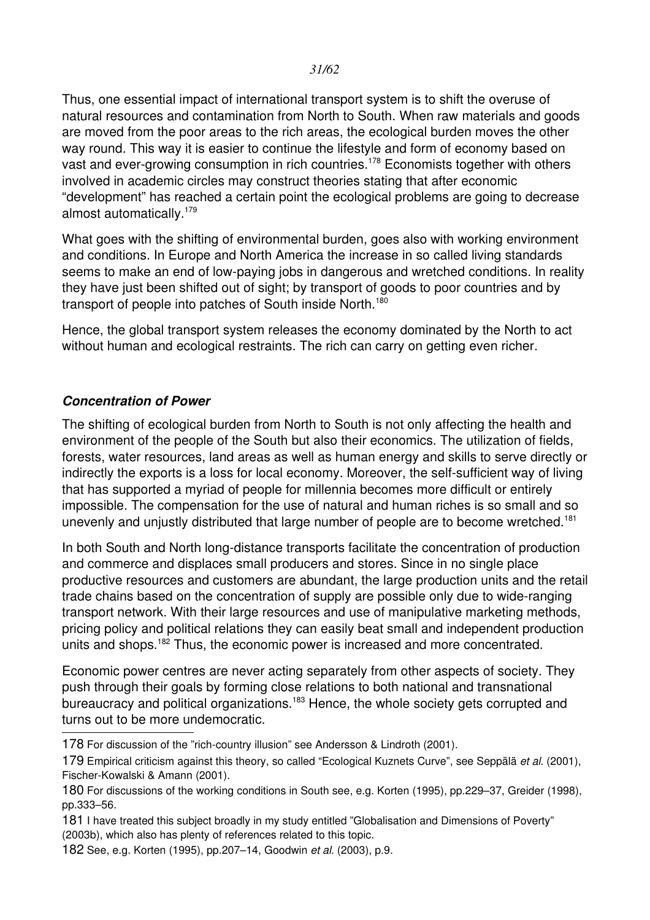Thus, one essential impact of international transport system is to shift the overuse of natural resources and contamination from North to South. When raw materials and goods are moved from the poor areas to the rich areas, the ecological burden moves the other way round. This way it is easier to continue the lifestyle and form of economy based on vast and ever-growing consumption in rich countries.[178] Economists together with others involved in academic circles may construct theories stating that after economic "development" has reached a certain point the ecological problems are going to decrease almost automatically.[179]

What goes with the shifting of environmental burden, goes also with working environment and conditions. In Europe and North America the increase in so called living standards seems to make an end of low-paying jobs in dangerous and wretched conditions. In reality they have just been shifted out of sight; by transport of goods to poor countries and by transport of people into patches of South inside North.[180]

Hence, the global transport system releases the economy dominated by the North to act without human and ecological restraints. The rich can carry on getting even richer.

### *Concentration of Power*

The shifting of ecological burden from North to South is not only affecting the health and environment of the people of the South but also their economics. The utilization of fields, forests, water resources, land areas as well as human energy and skills to serve directly or indirectly the exports is a loss for local economy. Moreover, the self-sufficient way of living that has supported a myriad of people for millennia becomes more difficult or entirely impossible. The compensation for the use of natural and human riches is so small and so unevenly and unjustly distributed that large number of people are to become wretched.[181]

In both South and North long-distance transports facilitate the concentration of production and commerce and displaces small producers and stores. Since in no single place productive resources and customers are abundant, the large production units and the retail trade chains based on the concentration of supply are possible only due to wide-ranging transport network. With their large resources and use of manipulative marketing methods, pricing policy and political relations they can easily beat small and independent production units and shops.[182] Thus, the economic power is increased and more concentrated.

Economic power centres are never acting separately from other aspects of society. They push through their goals by forming close relations to both national and transnational bureaucracy and political organizations.[183] Hence, the whole society gets corrupted and turns out to be more undemocratic.

---

178 For discussion of the "rich-country illusion" see Andersson & Lindroth (2001).

179 Empirical criticism against this theory, so called "Ecological Kuznets Curve", see Seppälä *et al.* (2001), Fischer-Kowalski & Amann (2001).

180 For discussions of the working conditions in South see, e.g. Korten (1995), pp.229–37, Greider (1998), pp.333–56.

181 I have treated this subject broadly in my study entitled "Globalisation and Dimensions of Poverty" (2003b), which also has plenty of references related to this topic.

182 See, e.g. Korten (1995), pp.207–14, Goodwin *et al.* (2003), p.9.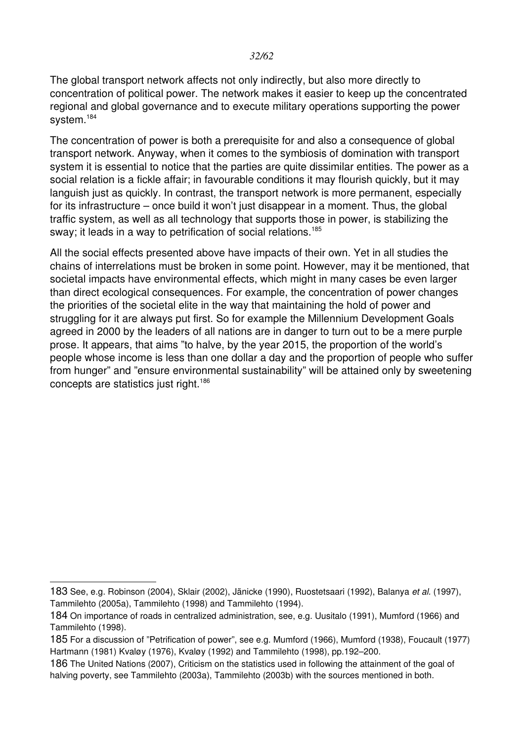The global transport network affects not only indirectly, but also more directly to concentration of political power. The network makes it easier to keep up the concentrated regional and global governance and to execute military operations supporting the power system.[184]

The concentration of power is both a prerequisite for and also a consequence of global transport network. Anyway, when it comes to the symbiosis of domination with transport system it is essential to notice that the parties are quite dissimilar entities. The power as a social relation is a fickle affair; in favourable conditions it may flourish quickly, but it may languish just as quickly. In contrast, the transport network is more permanent, especially for its infrastructure – once build it won't just disappear in a moment. Thus, the global traffic system, as well as all technology that supports those in power, is stabilizing the sway; it leads in a way to petrification of social relations.[185]

All the social effects presented above have impacts of their own. Yet in all studies the chains of interrelations must be broken in some point. However, may it be mentioned, that societal impacts have environmental effects, which might in many cases be even larger than direct ecological consequences. For example, the concentration of power changes the priorities of the societal elite in the way that maintaining the hold of power and struggling for it are always put first. So for example the Millennium Development Goals agreed in 2000 by the leaders of all nations are in danger to turn out to be a mere purple prose. It appears, that aims "to halve, by the year 2015, the proportion of the world's people whose income is less than one dollar a day and the proportion of people who suffer from hunger" and "ensure environmental sustainability" will be attained only by sweetening concepts are statistics just right.[186]

---

183 See, e.g. Robinson (2004), Sklair (2002), Jänicke (1990), Ruostetsaari (1992), Balanya *et al.* (1997), Tammilehto (2005a), Tammilehto (1998) and Tammilehto (1994).

184 On importance of roads in centralized administration, see, e.g. Uusitalo (1991), Mumford (1966) and Tammilehto (1998).

185 For a discussion of "Petrification of power", see e.g. Mumford (1966), Mumford (1938), Foucault (1977) Hartmann (1981) Kvaløy (1976), Kvaløy (1992) and Tammilehto (1998), pp.192–200.

186 The United Nations (2007), Criticism on the statistics used in following the attainment of the goal of halving poverty, see Tammilehto (2003a), Tammilehto (2003b) with the sources mentioned in both.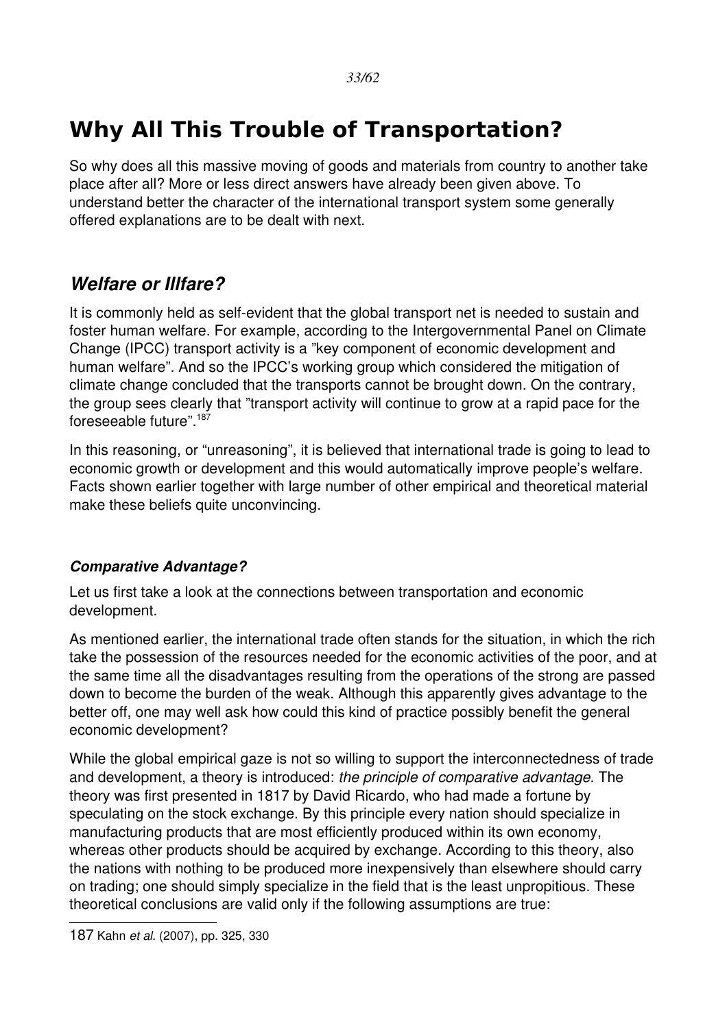# Why All This Trouble of Transportation?

So why does all this massive moving of goods and materials from country to another take place after all? More or less direct answers have already been given above. To understand better the character of the international transport system some generally offered explanations are to be dealt with next.

## *Welfare or Illfare?*

It is commonly held as self-evident that the global transport net is needed to sustain and foster human welfare. For example, according to the Intergovernmental Panel on Climate Change (IPCC) transport activity is a "key component of economic development and human welfare". And so the IPCC's working group which considered the mitigation of climate change concluded that the transports cannot be brought down. On the contrary, the group sees clearly that "transport activity will continue to grow at a rapid pace for the foreseeable future".[187]

In this reasoning, or "unreasoning", it is believed that international trade is going to lead to economic growth or development and this would automatically improve people's welfare. Facts shown earlier together with large number of other empirical and theoretical material make these beliefs quite unconvincing.

### *Comparative Advantage?*

Let us first take a look at the connections between transportation and economic development.

As mentioned earlier, the international trade often stands for the situation, in which the rich take the possession of the resources needed for the economic activities of the poor, and at the same time all the disadvantages resulting from the operations of the strong are passed down to become the burden of the weak. Although this apparently gives advantage to the better off, one may well ask how could this kind of practice possibly benefit the general economic development?

While the global empirical gaze is not so willing to support the interconnectedness of trade and development, a theory is introduced: *the principle of comparative advantage*. The theory was first presented in 1817 by David Ricardo, who had made a fortune by speculating on the stock exchange. By this principle every nation should specialize in manufacturing products that are most efficiently produced within its own economy, whereas other products should be acquired by exchange. According to this theory, also the nations with nothing to be produced more inexpensively than elsewhere should carry on trading; one should simply specialize in the field that is the least unpropitious. These theoretical conclusions are valid only if the following assumptions are true:

---

187 Kahn *et al.* (2007), pp. 325, 330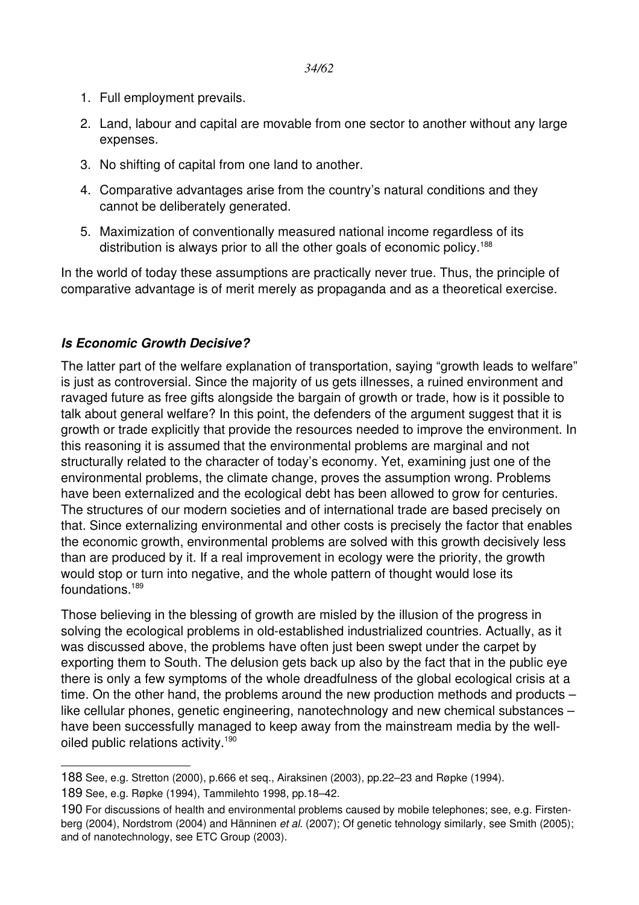1. Full employment prevails.
2. Land, labour and capital are movable from one sector to another without any large expenses.
3. No shifting of capital from one land to another.
4. Comparative advantages arise from the country's natural conditions and they cannot be deliberately generated.
5. Maximization of conventionally measured national income regardless of its distribution is always prior to all the other goals of economic policy.[188]

In the world of today these assumptions are practically never true. Thus, the principle of comparative advantage is of merit merely as propaganda and as a theoretical exercise.

### *Is Economic Growth Decisive?*

The latter part of the welfare explanation of transportation, saying "growth leads to welfare" is just as controversial. Since the majority of us gets illnesses, a ruined environment and ravaged future as free gifts alongside the bargain of growth or trade, how is it possible to talk about general welfare? In this point, the defenders of the argument suggest that it is growth or trade explicitly that provide the resources needed to improve the environment. In this reasoning it is assumed that the environmental problems are marginal and not structurally related to the character of today's economy. Yet, examining just one of the environmental problems, the climate change, proves the assumption wrong. Problems have been externalized and the ecological debt has been allowed to grow for centuries. The structures of our modern societies and of international trade are based precisely on that. Since externalizing environmental and other costs is precisely the factor that enables the economic growth, environmental problems are solved with this growth decisively less than are produced by it. If a real improvement in ecology were the priority, the growth would stop or turn into negative, and the whole pattern of thought would lose its foundations.[189]

Those believing in the blessing of growth are misled by the illusion of the progress in solving the ecological problems in old-established industrialized countries. Actually, as it was discussed above, the problems have often just been swept under the carpet by exporting them to South. The delusion gets back up also by the fact that in the public eye there is only a few symptoms of the whole dreadfulness of the global ecological crisis at a time. On the other hand, the problems around the new production methods and products – like cellular phones, genetic engineering, nanotechnology and new chemical substances – have been successfully managed to keep away from the mainstream media by the well-oiled public relations activity.[190]

---

188 See, e.g. Stretton (2000), p.666 et seq., Airaksinen (2003), pp.22–23 and Røpke (1994).

189 See, e.g. Røpke (1994), Tammilehto 1998, pp.18–42.

190 For discussions of health and environmental problems caused by mobile telephones; see, e.g. Firstenberg (2004), Nordstrom (2004) and Hänninen *et al.* (2007); Of genetic tehnology similarly, see Smith (2005); and of nanotechnology, see ETC Group (2003).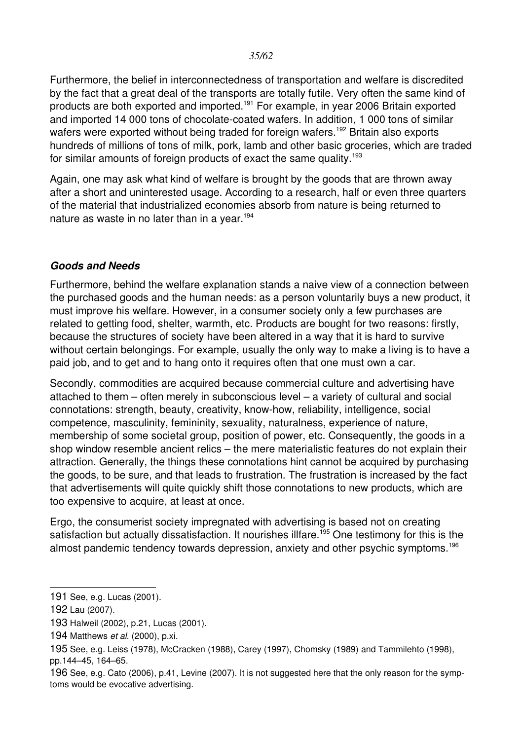Furthermore, the belief in interconnectedness of transportation and welfare is discredited by the fact that a great deal of the transports are totally futile. Very often the same kind of products are both exported and imported.[191] For example, in year 2006 Britain exported and imported 14 000 tons of chocolate-coated wafers. In addition, 1 000 tons of similar wafers were exported without being traded for foreign wafers.[192] Britain also exports hundreds of millions of tons of milk, pork, lamb and other basic groceries, which are traded for similar amounts of foreign products of exact the same quality.[193]

Again, one may ask what kind of welfare is brought by the goods that are thrown away after a short and uninterested usage. According to a research, half or even three quarters of the material that industrialized economies absorb from nature is being returned to nature as waste in no later than in a year.[194]

### *Goods and Needs*

Furthermore, behind the welfare explanation stands a naive view of a connection between the purchased goods and the human needs: as a person voluntarily buys a new product, it must improve his welfare. However, in a consumer society only a few purchases are related to getting food, shelter, warmth, etc. Products are bought for two reasons: firstly, because the structures of society have been altered in a way that it is hard to survive without certain belongings. For example, usually the only way to make a living is to have a paid job, and to get and to hang onto it requires often that one must own a car.

Secondly, commodities are acquired because commercial culture and advertising have attached to them – often merely in subconscious level – a variety of cultural and social connotations: strength, beauty, creativity, know-how, reliability, intelligence, social competence, masculinity, femininity, sexuality, naturalness, experience of nature, membership of some societal group, position of power, etc. Consequently, the goods in a shop window resemble ancient relics – the mere materialistic features do not explain their attraction. Generally, the things these connotations hint cannot be acquired by purchasing the goods, to be sure, and that leads to frustration. The frustration is increased by the fact that advertisements will quite quickly shift those connotations to new products, which are too expensive to acquire, at least at once.

Ergo, the consumerist society impregnated with advertising is based not on creating satisfaction but actually dissatisfaction. It nourishes illfare.[195] One testimony for this is the almost pandemic tendency towards depression, anxiety and other psychic symptoms.[196]

---

191 See, e.g. Lucas (2001).

192 Lau (2007).

193 Halweil (2002), p.21, Lucas (2001).

194 Matthews *et al.* (2000), p.xi.

195 See, e.g. Leiss (1978), McCracken (1988), Carey (1997), Chomsky (1989) and Tammilehto (1998), pp.144–45, 164–65.

196 See, e.g. Cato (2006), p.41, Levine (2007). It is not suggested here that the only reason for the symptoms would be evocative advertising.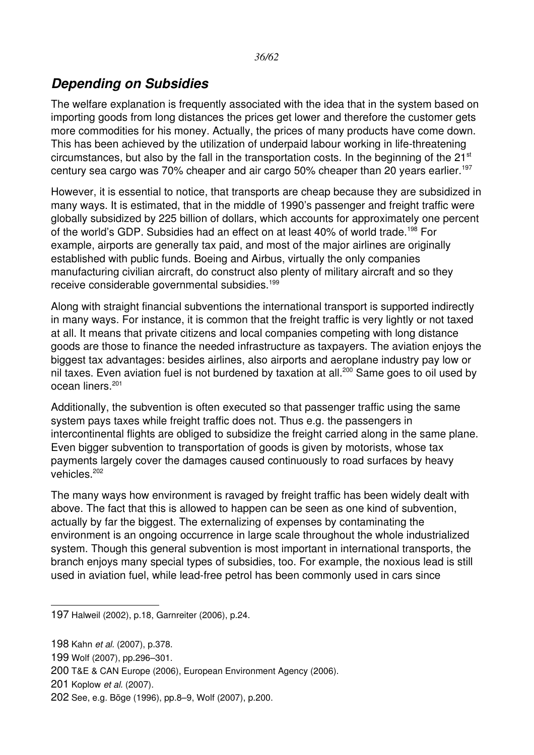## *Depending on Subsidies*

The welfare explanation is frequently associated with the idea that in the system based on importing goods from long distances the prices get lower and therefore the customer gets more commodities for his money. Actually, the prices of many products have come down. This has been achieved by the utilization of underpaid labour working in life-threatening circumstances, but also by the fall in the transportation costs. In the beginning of the 21st century sea cargo was 70% cheaper and air cargo 50% cheaper than 20 years earlier.[197]

However, it is essential to notice, that transports are cheap because they are subsidized in many ways. It is estimated, that in the middle of 1990's passenger and freight traffic were globally subsidized by 225 billion of dollars, which accounts for approximately one percent of the world's GDP. Subsidies had an effect on at least 40% of world trade.[198] For example, airports are generally tax paid, and most of the major airlines are originally established with public funds. Boeing and Airbus, virtually the only companies manufacturing civilian aircraft, do construct also plenty of military aircraft and so they receive considerable governmental subsidies.[199]

Along with straight financial subventions the international transport is supported indirectly in many ways. For instance, it is common that the freight traffic is very lightly or not taxed at all. It means that private citizens and local companies competing with long distance goods are those to finance the needed infrastructure as taxpayers. The aviation enjoys the biggest tax advantages: besides airlines, also airports and aeroplane industry pay low or nil taxes. Even aviation fuel is not burdened by taxation at all.[200] Same goes to oil used by ocean liners.[201]

Additionally, the subvention is often executed so that passenger traffic using the same system pays taxes while freight traffic does not. Thus e.g. the passengers in intercontinental flights are obliged to subsidize the freight carried along in the same plane. Even bigger subvention to transportation of goods is given by motorists, whose tax payments largely cover the damages caused continuously to road surfaces by heavy vehicles.[202]

The many ways how environment is ravaged by freight traffic has been widely dealt with above. The fact that this is allowed to happen can be seen as one kind of subvention, actually by far the biggest. The externalizing of expenses by contaminating the environment is an ongoing occurrence in large scale throughout the whole industrialized system. Though this general subvention is most important in international transports, the branch enjoys many special types of subsidies, too. For example, the noxious lead is still used in aviation fuel, while lead-free petrol has been commonly used in cars since

---

197 Halweil (2002), p.18, Garnreiter (2006), p.24.

198 Kahn *et al.* (2007), p.378.

199 Wolf (2007), pp.296–301.

200 T&E & CAN Europe (2006), European Environment Agency (2006).

201 Koplow *et al.* (2007).

202 See, e.g. Böge (1996), pp.8–9, Wolf (2007), p.200.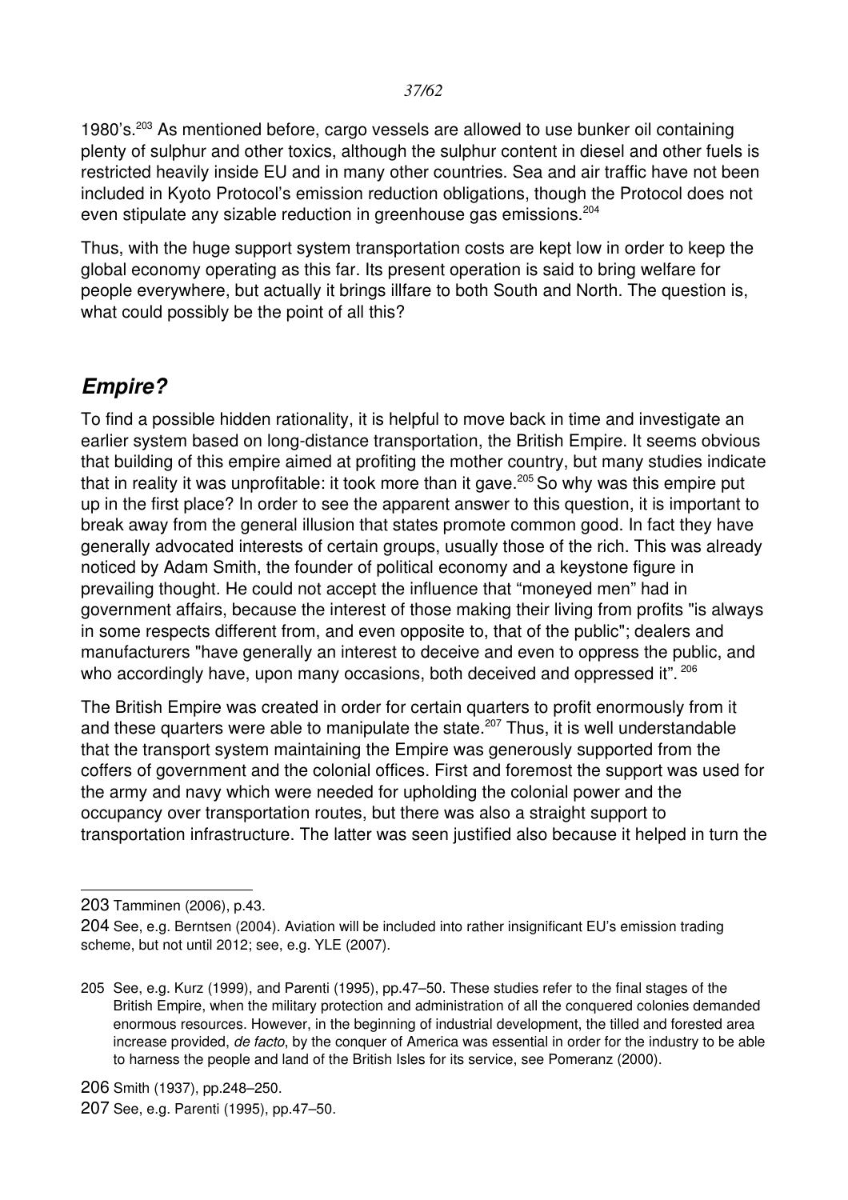1980's.[203] As mentioned before, cargo vessels are allowed to use bunker oil containing plenty of sulphur and other toxics, although the sulphur content in diesel and other fuels is restricted heavily inside EU and in many other countries. Sea and air traffic have not been included in Kyoto Protocol's emission reduction obligations, though the Protocol does not even stipulate any sizable reduction in greenhouse gas emissions.[204]

Thus, with the huge support system transportation costs are kept low in order to keep the global economy operating as this far. Its present operation is said to bring welfare for people everywhere, but actually it brings illfare to both South and North. The question is, what could possibly be the point of all this?

## *Empire?*

To find a possible hidden rationality, it is helpful to move back in time and investigate an earlier system based on long-distance transportation, the British Empire. It seems obvious that building of this empire aimed at profiting the mother country, but many studies indicate that in reality it was unprofitable: it took more than it gave.[205] So why was this empire put up in the first place? In order to see the apparent answer to this question, it is important to break away from the general illusion that states promote common good. In fact they have generally advocated interests of certain groups, usually those of the rich. This was already noticed by Adam Smith, the founder of political economy and a keystone figure in prevailing thought. He could not accept the influence that "moneyed men" had in government affairs, because the interest of those making their living from profits "is always in some respects different from, and even opposite to, that of the public"; dealers and manufacturers "have generally an interest to deceive and even to oppress the public, and who accordingly have, upon many occasions, both deceived and oppressed it".[206]

The British Empire was created in order for certain quarters to profit enormously from it and these quarters were able to manipulate the state.[207] Thus, it is well understandable that the transport system maintaining the Empire was generously supported from the coffers of government and the colonial offices. First and foremost the support was used for the army and navy which were needed for upholding the colonial power and the occupancy over transportation routes, but there was also a straight support to transportation infrastructure. The latter was seen justified also because it helped in turn the

---

203 Tamminen (2006), p.43.

204 See, e.g. Berntsen (2004). Aviation will be included into rather insignificant EU's emission trading scheme, but not until 2012; see, e.g. YLE (2007).

205 See, e.g. Kurz (1999), and Parenti (1995), pp.47–50. These studies refer to the final stages of the British Empire, when the military protection and administration of all the conquered colonies demanded enormous resources. However, in the beginning of industrial development, the tilled and forested area increase provided, *de facto*, by the conquer of America was essential in order for the industry to be able to harness the people and land of the British Isles for its service, see Pomeranz (2000).

206 Smith (1937), pp.248–250.

207 See, e.g. Parenti (1995), pp.47–50.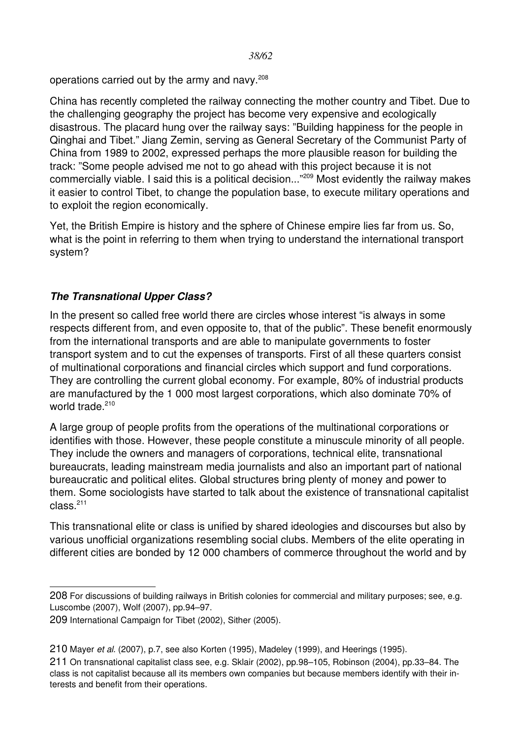operations carried out by the army and navy.[208]

China has recently completed the railway connecting the mother country and Tibet. Due to the challenging geography the project has become very expensive and ecologically disastrous. The placard hung over the railway says: "Building happiness for the people in Qinghai and Tibet." Jiang Zemin, serving as General Secretary of the Communist Party of China from 1989 to 2002, expressed perhaps the more plausible reason for building the track: "Some people advised me not to go ahead with this project because it is not commercially viable. I said this is a political decision..."[209] Most evidently the railway makes it easier to control Tibet, to change the population base, to execute military operations and to exploit the region economically.

Yet, the British Empire is history and the sphere of Chinese empire lies far from us. So, what is the point in referring to them when trying to understand the international transport system?

### ***The Transnational Upper Class?***

In the present so called free world there are circles whose interest "is always in some respects different from, and even opposite to, that of the public". These benefit enormously from the international transports and are able to manipulate governments to foster transport system and to cut the expenses of transports. First of all these quarters consist of multinational corporations and financial circles which support and fund corporations. They are controlling the current global economy. For example, 80% of industrial products are manufactured by the 1 000 most largest corporations, which also dominate 70% of world trade.[210]

A large group of people profits from the operations of the multinational corporations or identifies with those. However, these people constitute a minuscule minority of all people. They include the owners and managers of corporations, technical elite, transnational bureaucrats, leading mainstream media journalists and also an important part of national bureaucratic and political elites. Global structures bring plenty of money and power to them. Some sociologists have started to talk about the existence of transnational capitalist class.[211]

This transnational elite or class is unified by shared ideologies and discourses but also by various unofficial organizations resembling social clubs. Members of the elite operating in different cities are bonded by 12 000 chambers of commerce throughout the world and by

---

208 For discussions of building railways in British colonies for commercial and military purposes; see, e.g. Luscombe (2007), Wolf (2007), pp.94–97.

209 International Campaign for Tibet (2002), Sither (2005).

210 Mayer *et al.* (2007), p.7, see also Korten (1995), Madeley (1999), and Heerings (1995).

211 On transnational capitalist class see, e.g. Sklair (2002), pp.98–105, Robinson (2004), pp.33–84. The class is not capitalist because all its members own companies but because members identify with their interests and benefit from their operations.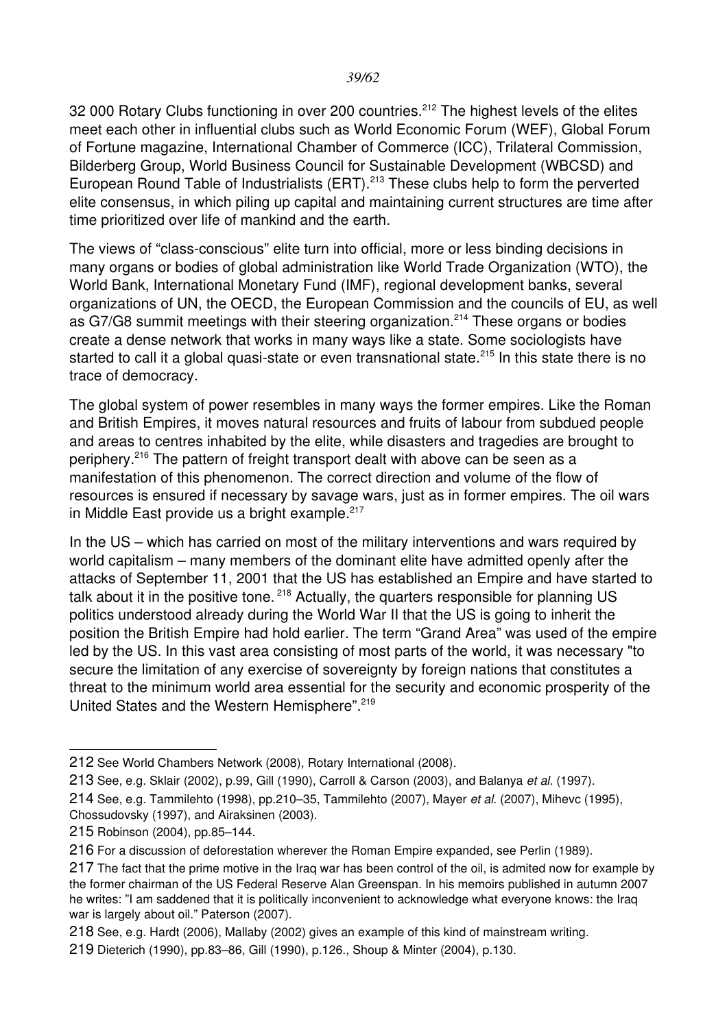32 000 Rotary Clubs functioning in over 200 countries.[212] The highest levels of the elites meet each other in influential clubs such as World Economic Forum (WEF), Global Forum of Fortune magazine, International Chamber of Commerce (ICC), Trilateral Commission, Bilderberg Group, World Business Council for Sustainable Development (WBCSD) and European Round Table of Industrialists (ERT).[213] These clubs help to form the perverted elite consensus, in which piling up capital and maintaining current structures are time after time prioritized over life of mankind and the earth.

The views of "class-conscious" elite turn into official, more or less binding decisions in many organs or bodies of global administration like World Trade Organization (WTO), the World Bank, International Monetary Fund (IMF), regional development banks, several organizations of UN, the OECD, the European Commission and the councils of EU, as well as G7/G8 summit meetings with their steering organization.[214] These organs or bodies create a dense network that works in many ways like a state. Some sociologists have started to call it a global quasi-state or even transnational state.[215] In this state there is no trace of democracy.

The global system of power resembles in many ways the former empires. Like the Roman and British Empires, it moves natural resources and fruits of labour from subdued people and areas to centres inhabited by the elite, while disasters and tragedies are brought to periphery.[216] The pattern of freight transport dealt with above can be seen as a manifestation of this phenomenon. The correct direction and volume of the flow of resources is ensured if necessary by savage wars, just as in former empires. The oil wars in Middle East provide us a bright example.[217]

In the US – which has carried on most of the military interventions and wars required by world capitalism – many members of the dominant elite have admitted openly after the attacks of September 11, 2001 that the US has established an Empire and have started to talk about it in the positive tone.[218] Actually, the quarters responsible for planning US politics understood already during the World War II that the US is going to inherit the position the British Empire had hold earlier. The term "Grand Area" was used of the empire led by the US. In this vast area consisting of most parts of the world, it was necessary "to secure the limitation of any exercise of sovereignty by foreign nations that constitutes a threat to the minimum world area essential for the security and economic prosperity of the United States and the Western Hemisphere".[219]

---

212 See World Chambers Network (2008), Rotary International (2008).

213 See, e.g. Sklair (2002), p.99, Gill (1990), Carroll & Carson (2003), and Balanya *et al.* (1997).

214 See, e.g. Tammilehto (1998), pp.210–35, Tammilehto (2007), Mayer *et al.* (2007), Mihevc (1995), Chossudovsky (1997), and Airaksinen (2003).

215 Robinson (2004), pp.85–144.

216 For a discussion of deforestation wherever the Roman Empire expanded, see Perlin (1989).

217 The fact that the prime motive in the Iraq war has been control of the oil, is admited now for example by the former chairman of the US Federal Reserve Alan Greenspan. In his memoirs published in autumn 2007 he writes: "I am saddened that it is politically inconvenient to acknowledge what everyone knows: the Iraq war is largely about oil." Paterson (2007).

218 See, e.g. Hardt (2006), Mallaby (2002) gives an example of this kind of mainstream writing.

219 Dieterich (1990), pp.83–86, Gill (1990), p.126., Shoup & Minter (2004), p.130.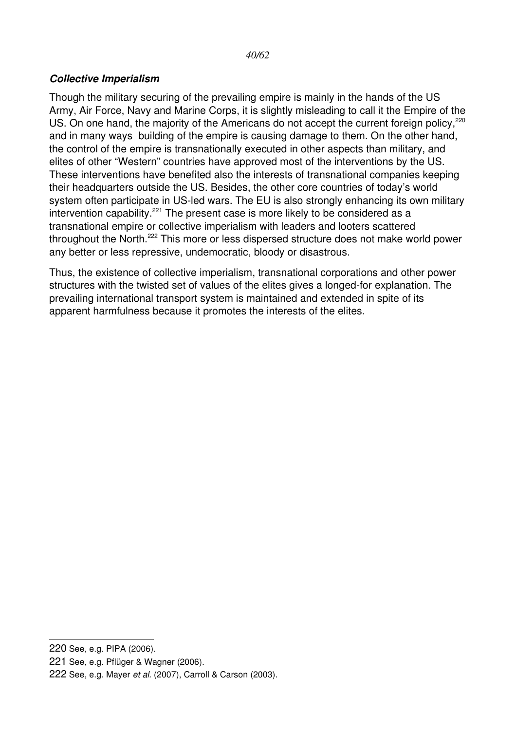### ***Collective Imperialism***

Though the military securing of the prevailing empire is mainly in the hands of the US Army, Air Force, Navy and Marine Corps, it is slightly misleading to call it the Empire of the US. On one hand, the majority of the Americans do not accept the current foreign policy,[220] and in many ways building of the empire is causing damage to them. On the other hand, the control of the empire is transnationally executed in other aspects than military, and elites of other "Western" countries have approved most of the interventions by the US. These interventions have benefited also the interests of transnational companies keeping their headquarters outside the US. Besides, the other core countries of today's world system often participate in US-led wars. The EU is also strongly enhancing its own military intervention capability.[221] The present case is more likely to be considered as a transnational empire or collective imperialism with leaders and looters scattered throughout the North.[222] This more or less dispersed structure does not make world power any better or less repressive, undemocratic, bloody or disastrous.

Thus, the existence of collective imperialism, transnational corporations and other power structures with the twisted set of values of the elites gives a longed-for explanation. The prevailing international transport system is maintained and extended in spite of its apparent harmfulness because it promotes the interests of the elites.

---

220 See, e.g. PIPA (2006).

221 See, e.g. Pflüger & Wagner (2006).

222 See, e.g. Mayer *et al.* (2007), Carroll & Carson (2003).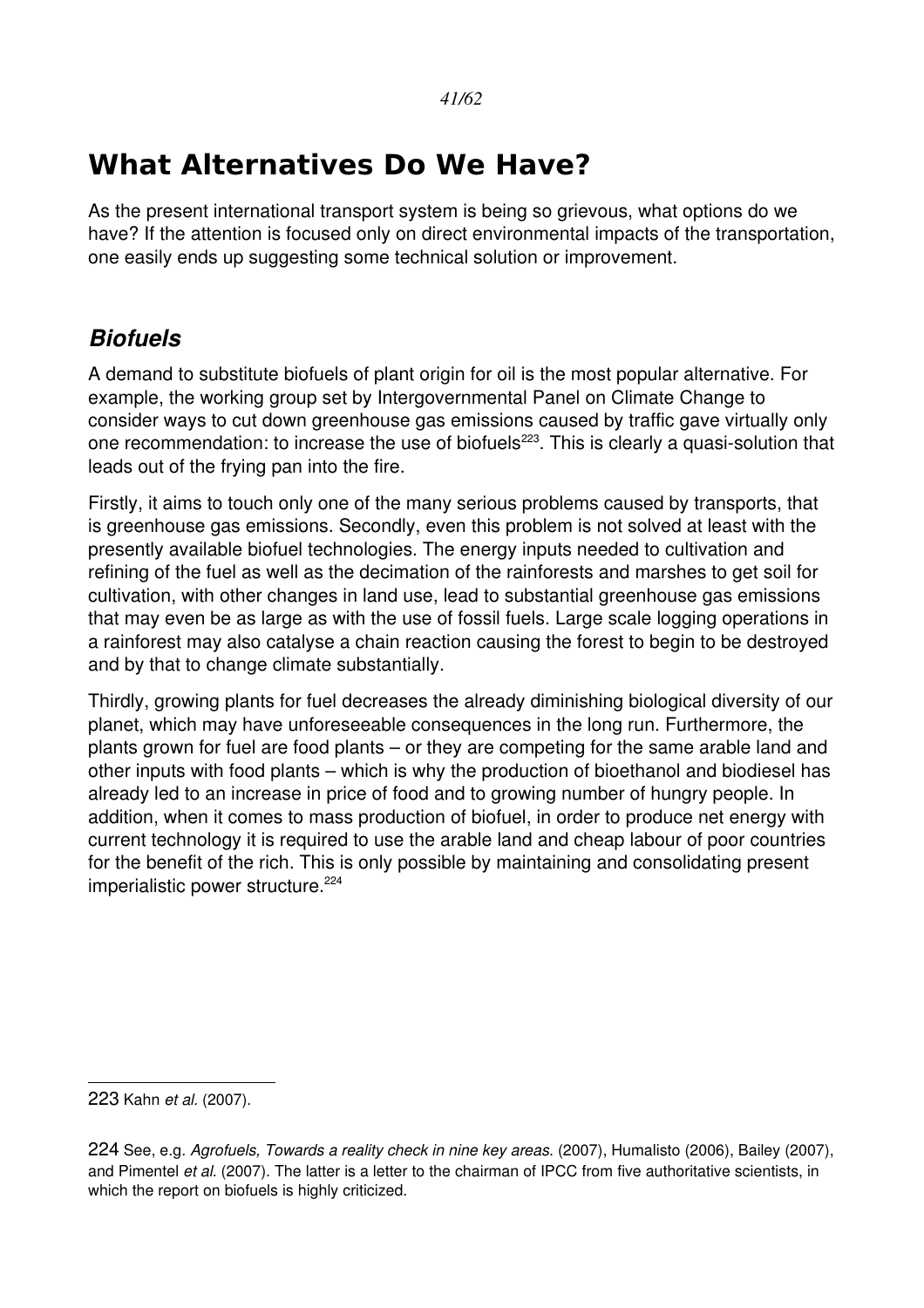# What Alternatives Do We Have?

As the present international transport system is being so grievous, what options do we have? If the attention is focused only on direct environmental impacts of the transportation, one easily ends up suggesting some technical solution or improvement.

## *Biofuels*

A demand to substitute biofuels of plant origin for oil is the most popular alternative. For example, the working group set by Intergovernmental Panel on Climate Change to consider ways to cut down greenhouse gas emissions caused by traffic gave virtually only one recommendation: to increase the use of biofuels[223]. This is clearly a quasi-solution that leads out of the frying pan into the fire.

Firstly, it aims to touch only one of the many serious problems caused by transports, that is greenhouse gas emissions. Secondly, even this problem is not solved at least with the presently available biofuel technologies. The energy inputs needed to cultivation and refining of the fuel as well as the decimation of the rainforests and marshes to get soil for cultivation, with other changes in land use, lead to substantial greenhouse gas emissions that may even be as large as with the use of fossil fuels. Large scale logging operations in a rainforest may also catalyse a chain reaction causing the forest to begin to be destroyed and by that to change climate substantially.

Thirdly, growing plants for fuel decreases the already diminishing biological diversity of our planet, which may have unforeseeable consequences in the long run. Furthermore, the plants grown for fuel are food plants – or they are competing for the same arable land and other inputs with food plants – which is why the production of bioethanol and biodiesel has already led to an increase in price of food and to growing number of hungry people. In addition, when it comes to mass production of biofuel, in order to produce net energy with current technology it is required to use the arable land and cheap labour of poor countries for the benefit of the rich. This is only possible by maintaining and consolidating present imperialistic power structure.[224]

---

223 Kahn *et al.* (2007).

224 See, e.g. *Agrofuels, Towards a reality check in nine key areas.* (2007), Humalisto (2006), Bailey (2007), and Pimentel *et al.* (2007). The latter is a letter to the chairman of IPCC from five authoritative scientists, in which the report on biofuels is highly criticized.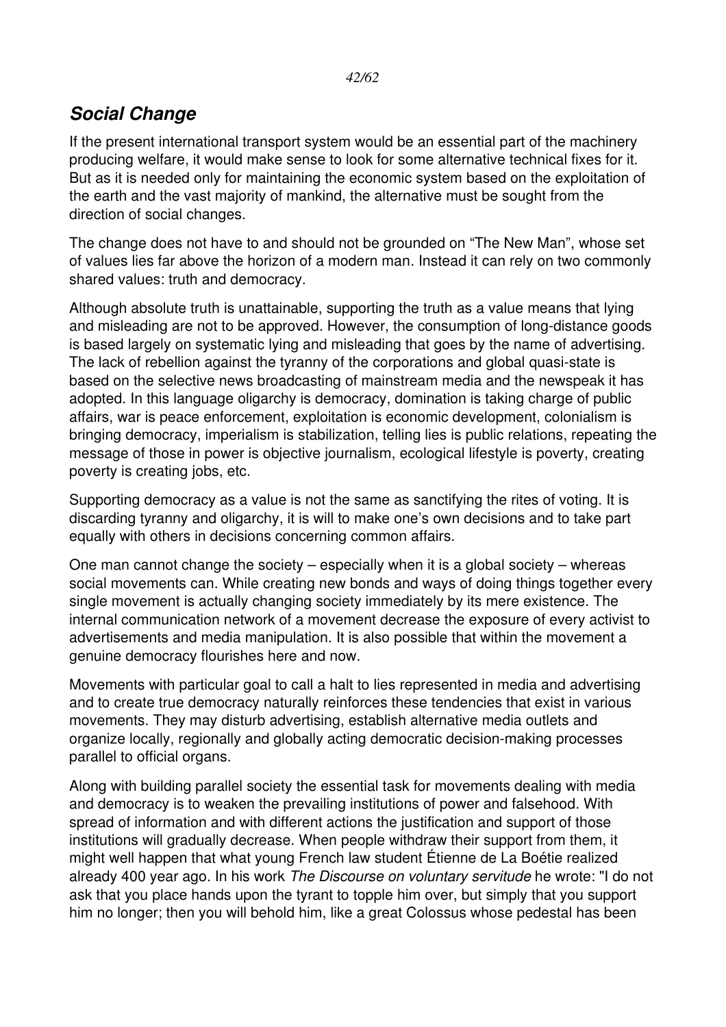## *Social Change*

If the present international transport system would be an essential part of the machinery producing welfare, it would make sense to look for some alternative technical fixes for it. But as it is needed only for maintaining the economic system based on the exploitation of the earth and the vast majority of mankind, the alternative must be sought from the direction of social changes.

The change does not have to and should not be grounded on "The New Man", whose set of values lies far above the horizon of a modern man. Instead it can rely on two commonly shared values: truth and democracy.

Although absolute truth is unattainable, supporting the truth as a value means that lying and misleading are not to be approved. However, the consumption of long-distance goods is based largely on systematic lying and misleading that goes by the name of advertising. The lack of rebellion against the tyranny of the corporations and global quasi-state is based on the selective news broadcasting of mainstream media and the newspeak it has adopted. In this language oligarchy is democracy, domination is taking charge of public affairs, war is peace enforcement, exploitation is economic development, colonialism is bringing democracy, imperialism is stabilization, telling lies is public relations, repeating the message of those in power is objective journalism, ecological lifestyle is poverty, creating poverty is creating jobs, etc.

Supporting democracy as a value is not the same as sanctifying the rites of voting. It is discarding tyranny and oligarchy, it is will to make one's own decisions and to take part equally with others in decisions concerning common affairs.

One man cannot change the society – especially when it is a global society – whereas social movements can. While creating new bonds and ways of doing things together every single movement is actually changing society immediately by its mere existence. The internal communication network of a movement decrease the exposure of every activist to advertisements and media manipulation. It is also possible that within the movement a genuine democracy flourishes here and now.

Movements with particular goal to call a halt to lies represented in media and advertising and to create true democracy naturally reinforces these tendencies that exist in various movements. They may disturb advertising, establish alternative media outlets and organize locally, regionally and globally acting democratic decision-making processes parallel to official organs.

Along with building parallel society the essential task for movements dealing with media and democracy is to weaken the prevailing institutions of power and falsehood. With spread of information and with different actions the justification and support of those institutions will gradually decrease. When people withdraw their support from them, it might well happen that what young French law student Étienne de La Boétie realized already 400 year ago. In his work *The Discourse on voluntary servitude* he wrote: "I do not ask that you place hands upon the tyrant to topple him over, but simply that you support him no longer; then you will behold him, like a great Colossus whose pedestal has been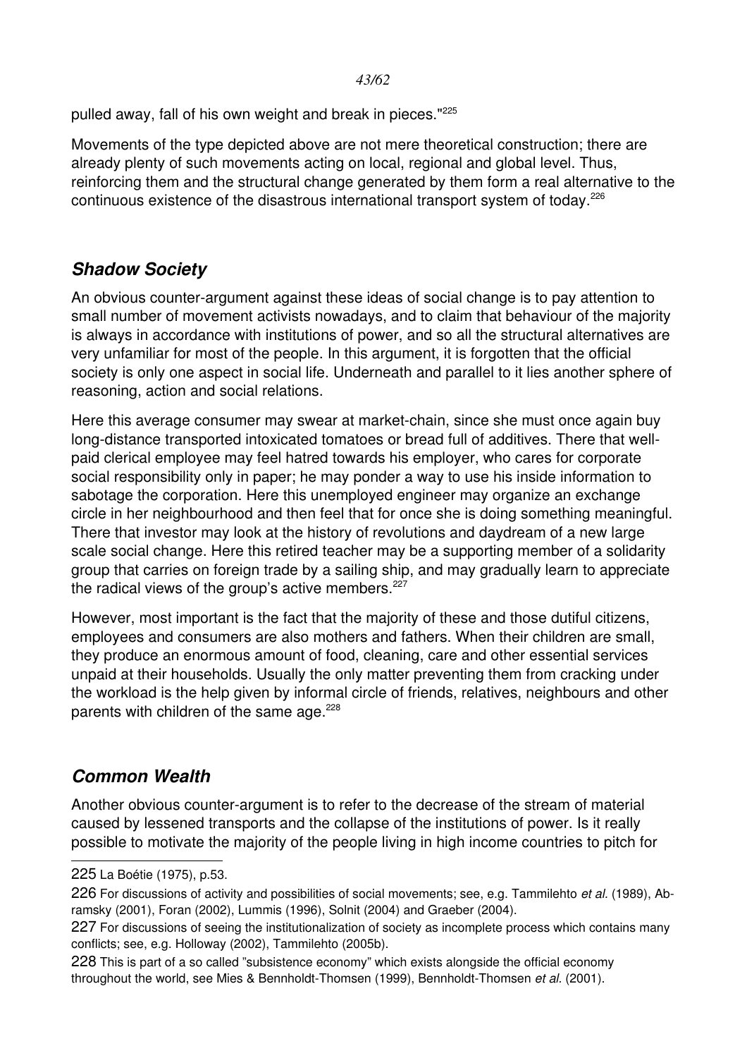pulled away, fall of his own weight and break in pieces."[225]

Movements of the type depicted above are not mere theoretical construction; there are already plenty of such movements acting on local, regional and global level. Thus, reinforcing them and the structural change generated by them form a real alternative to the continuous existence of the disastrous international transport system of today.[226]

## ***Shadow Society***

An obvious counter-argument against these ideas of social change is to pay attention to small number of movement activists nowadays, and to claim that behaviour of the majority is always in accordance with institutions of power, and so all the structural alternatives are very unfamiliar for most of the people. In this argument, it is forgotten that the official society is only one aspect in social life. Underneath and parallel to it lies another sphere of reasoning, action and social relations.

Here this average consumer may swear at market-chain, since she must once again buy long-distance transported intoxicated tomatoes or bread full of additives. There that well-paid clerical employee may feel hatred towards his employer, who cares for corporate social responsibility only in paper; he may ponder a way to use his inside information to sabotage the corporation. Here this unemployed engineer may organize an exchange circle in her neighbourhood and then feel that for once she is doing something meaningful. There that investor may look at the history of revolutions and daydream of a new large scale social change. Here this retired teacher may be a supporting member of a solidarity group that carries on foreign trade by a sailing ship, and may gradually learn to appreciate the radical views of the group's active members.[227]

However, most important is the fact that the majority of these and those dutiful citizens, employees and consumers are also mothers and fathers. When their children are small, they produce an enormous amount of food, cleaning, care and other essential services unpaid at their households. Usually the only matter preventing them from cracking under the workload is the help given by informal circle of friends, relatives, neighbours and other parents with children of the same age.[228]

## ***Common Wealth***

Another obvious counter-argument is to refer to the decrease of the stream of material caused by lessened transports and the collapse of the institutions of power. Is it really possible to motivate the majority of the people living in high income countries to pitch for

---

225 La Boétie (1975), p.53.

226 For discussions of activity and possibilities of social movements; see, e.g. Tammilehto *et al.* (1989), Abramsky (2001), Foran (2002), Lummis (1996), Solnit (2004) and Graeber (2004).

227 For discussions of seeing the institutionalization of society as incomplete process which contains many conflicts; see, e.g. Holloway (2002), Tammilehto (2005b).

228 This is part of a so called "subsistence economy" which exists alongside the official economy throughout the world, see Mies & Bennholdt-Thomsen (1999), Bennholdt-Thomsen *et al.* (2001).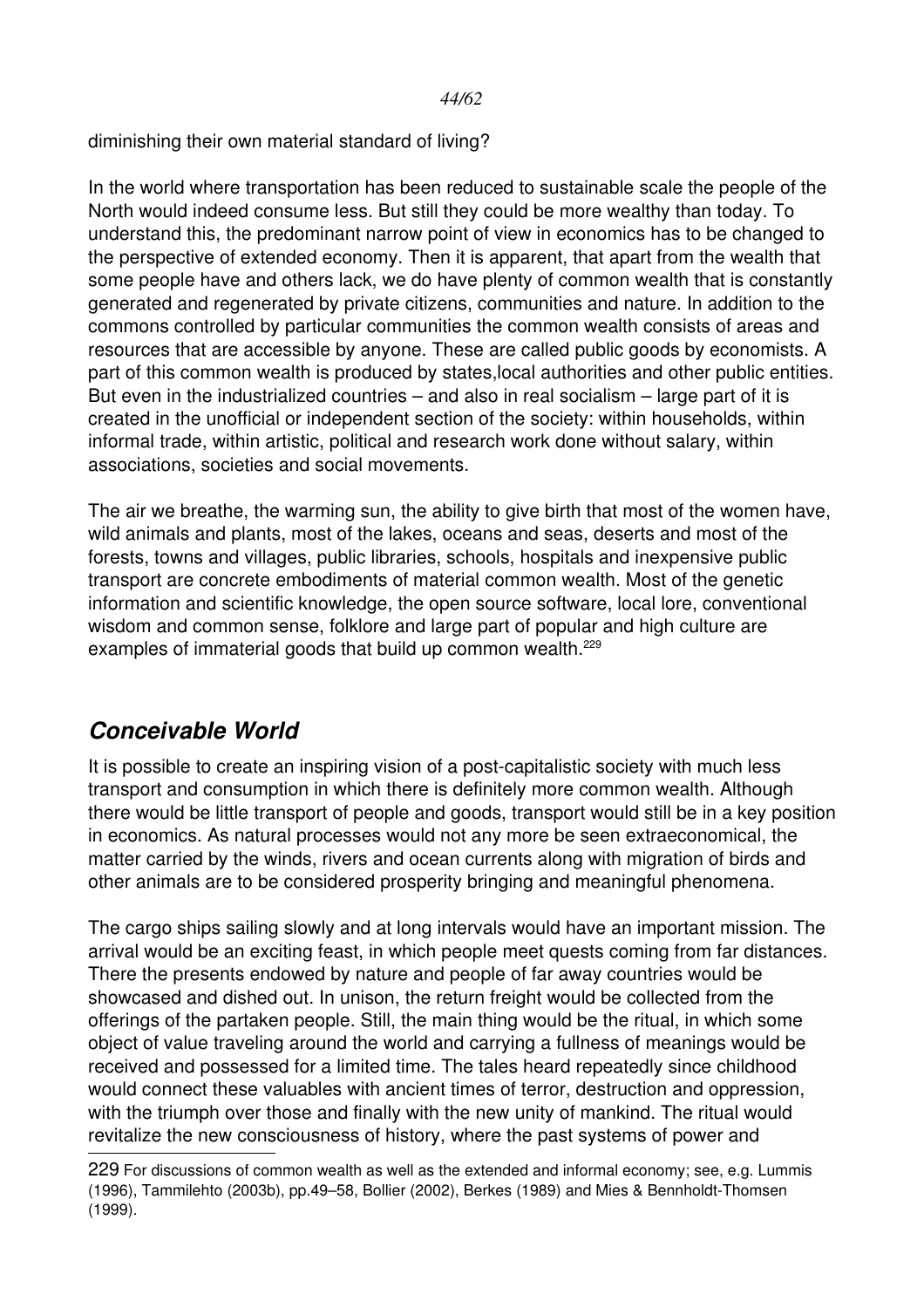diminishing their own material standard of living?

In the world where transportation has been reduced to sustainable scale the people of the North would indeed consume less. But still they could be more wealthy than today. To understand this, the predominant narrow point of view in economics has to be changed to the perspective of extended economy. Then it is apparent, that apart from the wealth that some people have and others lack, we do have plenty of common wealth that is constantly generated and regenerated by private citizens, communities and nature. In addition to the commons controlled by particular communities the common wealth consists of areas and resources that are accessible by anyone. These are called public goods by economists. A part of this common wealth is produced by states,local authorities and other public entities. But even in the industrialized countries – and also in real socialism – large part of it is created in the unofficial or independent section of the society: within households, within informal trade, within artistic, political and research work done without salary, within associations, societies and social movements.

The air we breathe, the warming sun, the ability to give birth that most of the women have, wild animals and plants, most of the lakes, oceans and seas, deserts and most of the forests, towns and villages, public libraries, schools, hospitals and inexpensive public transport are concrete embodiments of material common wealth. Most of the genetic information and scientific knowledge, the open source software, local lore, conventional wisdom and common sense, folklore and large part of popular and high culture are examples of immaterial goods that build up common wealth.[229]

## *Conceivable World*

It is possible to create an inspiring vision of a post-capitalistic society with much less transport and consumption in which there is definitely more common wealth. Although there would be little transport of people and goods, transport would still be in a key position in economics. As natural processes would not any more be seen extraeconomical, the matter carried by the winds, rivers and ocean currents along with migration of birds and other animals are to be considered prosperity bringing and meaningful phenomena.

The cargo ships sailing slowly and at long intervals would have an important mission. The arrival would be an exciting feast, in which people meet quests coming from far distances. There the presents endowed by nature and people of far away countries would be showcased and dished out. In unison, the return freight would be collected from the offerings of the partaken people. Still, the main thing would be the ritual, in which some object of value traveling around the world and carrying a fullness of meanings would be received and possessed for a limited time. The tales heard repeatedly since childhood would connect these valuables with ancient times of terror, destruction and oppression, with the triumph over those and finally with the new unity of mankind. The ritual would revitalize the new consciousness of history, where the past systems of power and

229 For discussions of common wealth as well as the extended and informal economy; see, e.g. Lummis (1996), Tammilehto (2003b), pp.49–58, Bollier (2002), Berkes (1989) and Mies & Bennholdt-Thomsen (1999).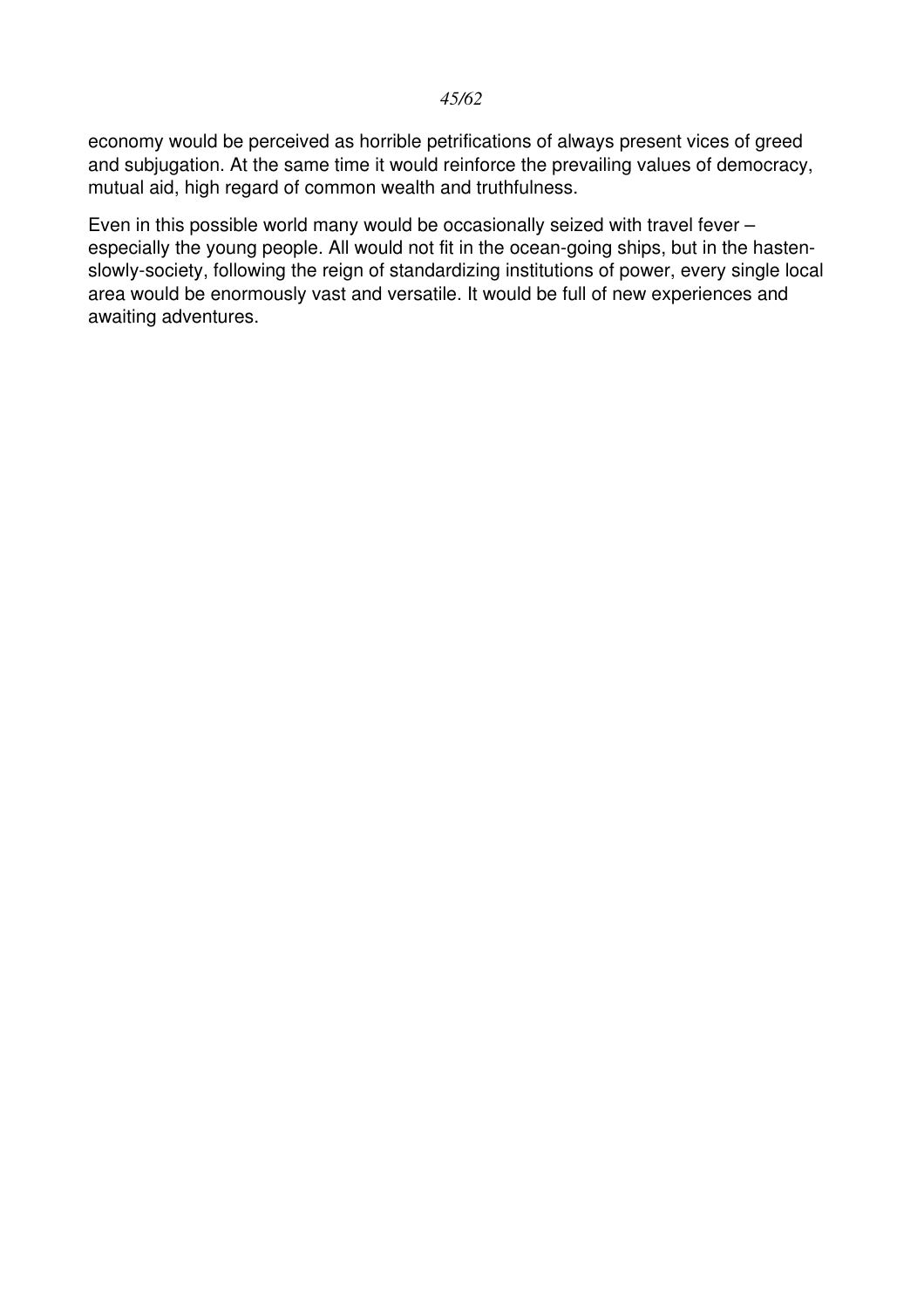economy would be perceived as horrible petrifications of always present vices of greed and subjugation. At the same time it would reinforce the prevailing values of democracy, mutual aid, high regard of common wealth and truthfulness.

Even in this possible world many would be occasionally seized with travel fever – especially the young people. All would not fit in the ocean-going ships, but in the hasten-slowly-society, following the reign of standardizing institutions of power, every single local area would be enormously vast and versatile. It would be full of new experiences and awaiting adventures.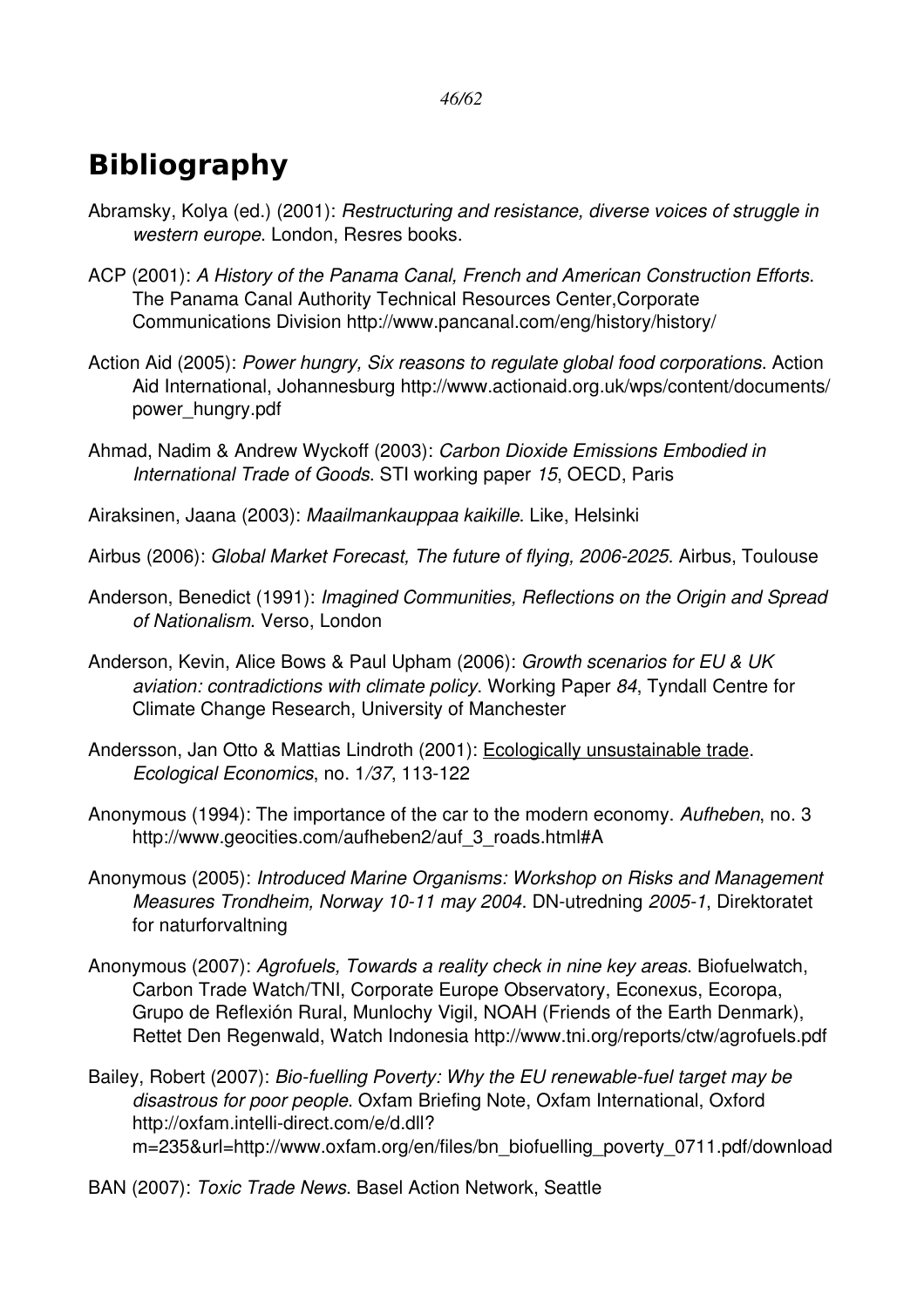# Bibliography

Abramsky, Kolya (ed.) (2001): *Restructuring and resistance, diverse voices of struggle in western europe*. London, Resres books.

ACP (2001): *A History of the Panama Canal, French and American Construction Efforts*. The Panama Canal Authority Technical Resources Center,Corporate Communications Division http://www.pancanal.com/eng/history/history/

Action Aid (2005): *Power hungry, Six reasons to regulate global food corporations*. Action Aid International, Johannesburg http://www.actionaid.org.uk/wps/content/documents/power_hungry.pdf

Ahmad, Nadim & Andrew Wyckoff (2003): *Carbon Dioxide Emissions Embodied in International Trade of Goods*. STI working paper *15*, OECD, Paris

Airaksinen, Jaana (2003): *Maailmankauppaa kaikille*. Like, Helsinki

Airbus (2006): *Global Market Forecast, The future of flying, 2006-2025*. Airbus, Toulouse

Anderson, Benedict (1991): *Imagined Communities, Reflections on the Origin and Spread of Nationalism*. Verso, London

Anderson, Kevin, Alice Bows & Paul Upham (2006): *Growth scenarios for EU & UK aviation: contradictions with climate policy*. Working Paper *84*, Tyndall Centre for Climate Change Research, University of Manchester

Andersson, Jan Otto & Mattias Lindroth (2001): Ecologically unsustainable trade. *Ecological Economics*, no. 1*/37*, 113-122

Anonymous (1994): The importance of the car to the modern economy. *Aufheben*, no. 3 http://www.geocities.com/aufheben2/auf_3_roads.html#A

Anonymous (2005): *Introduced Marine Organisms: Workshop on Risks and Management Measures Trondheim, Norway 10-11 may 2004*. DN-utredning *2005-1*, Direktoratet for naturforvaltning

Anonymous (2007): *Agrofuels, Towards a reality check in nine key areas*. Biofuelwatch, Carbon Trade Watch/TNI, Corporate Europe Observatory, Econexus, Ecoropa, Grupo de Reflexión Rural, Munlochy Vigil, NOAH (Friends of the Earth Denmark), Rettet Den Regenwald, Watch Indonesia http://www.tni.org/reports/ctw/agrofuels.pdf

Bailey, Robert (2007): *Bio-fuelling Poverty: Why the EU renewable-fuel target may be disastrous for poor people*. Oxfam Briefing Note, Oxfam International, Oxford http://oxfam.intelli-direct.com/e/d.dll?m=235&url=http://www.oxfam.org/en/files/bn_biofuelling_poverty_0711.pdf/download

BAN (2007): *Toxic Trade News*. Basel Action Network, Seattle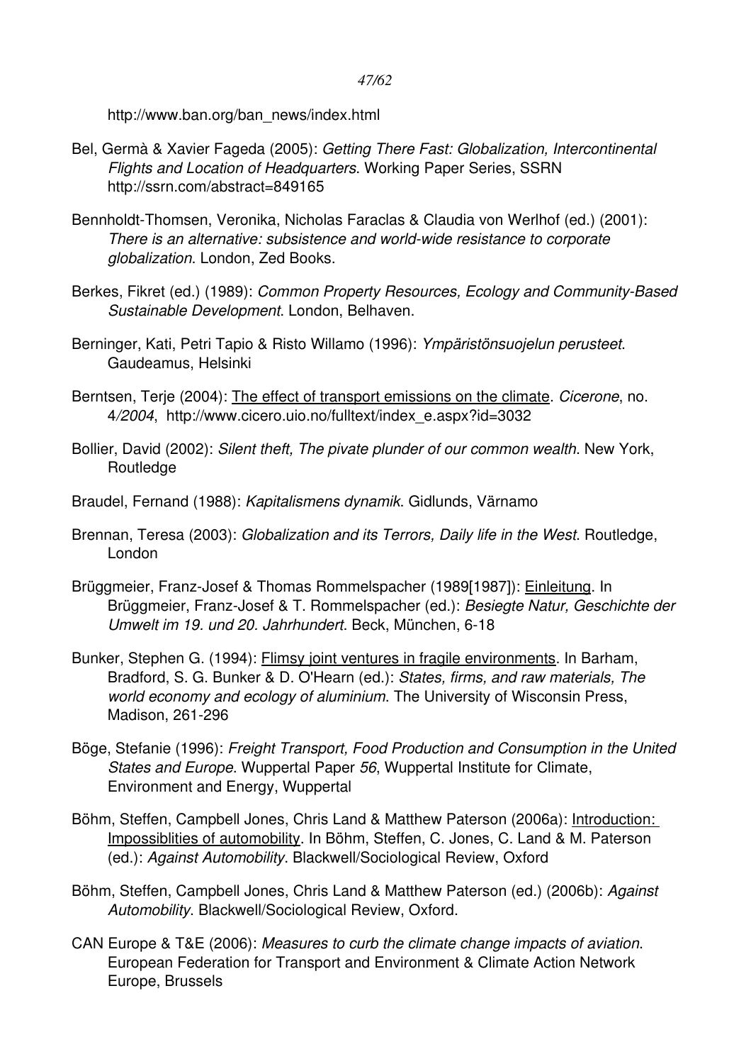http://www.ban.org/ban_news/index.html

Bel, Germà & Xavier Fageda (2005): *Getting There Fast: Globalization, Intercontinental Flights and Location of Headquarters*. Working Paper Series, SSRN http://ssrn.com/abstract=849165

Bennholdt-Thomsen, Veronika, Nicholas Faraclas & Claudia von Werlhof (ed.) (2001): *There is an alternative: subsistence and world-wide resistance to corporate globalization*. London, Zed Books.

Berkes, Fikret (ed.) (1989): *Common Property Resources, Ecology and Community-Based Sustainable Development*. London, Belhaven.

Berninger, Kati, Petri Tapio & Risto Willamo (1996): *Ympäristönsuojelun perusteet*. Gaudeamus, Helsinki

Berntsen, Terje (2004): The effect of transport emissions on the climate. *Cicerone*, no. 4*/2004*, http://www.cicero.uio.no/fulltext/index_e.aspx?id=3032

Bollier, David (2002): *Silent theft, The pivate plunder of our common wealth*. New York, Routledge

Braudel, Fernand (1988): *Kapitalismens dynamik*. Gidlunds, Värnamo

Brennan, Teresa (2003): *Globalization and its Terrors, Daily life in the West*. Routledge, London

Brüggmeier, Franz-Josef & Thomas Rommelspacher (1989[1987]): Einleitung. In Brüggmeier, Franz-Josef & T. Rommelspacher (ed.): *Besiegte Natur, Geschichte der Umwelt im 19. und 20. Jahrhundert*. Beck, München, 6-18

Bunker, Stephen G. (1994): Flimsy joint ventures in fragile environments. In Barham, Bradford, S. G. Bunker & D. O'Hearn (ed.): *States, firms, and raw materials, The world economy and ecology of aluminium*. The University of Wisconsin Press, Madison, 261-296

Böge, Stefanie (1996): *Freight Transport, Food Production and Consumption in the United States and Europe*. Wuppertal Paper *56*, Wuppertal Institute for Climate, Environment and Energy, Wuppertal

Böhm, Steffen, Campbell Jones, Chris Land & Matthew Paterson (2006a): Introduction: Impossiblities of automobility. In Böhm, Steffen, C. Jones, C. Land & M. Paterson (ed.): *Against Automobility*. Blackwell/Sociological Review, Oxford

Böhm, Steffen, Campbell Jones, Chris Land & Matthew Paterson (ed.) (2006b): *Against Automobility*. Blackwell/Sociological Review, Oxford.

CAN Europe & T&E (2006): *Measures to curb the climate change impacts of aviation*. European Federation for Transport and Environment & Climate Action Network Europe, Brussels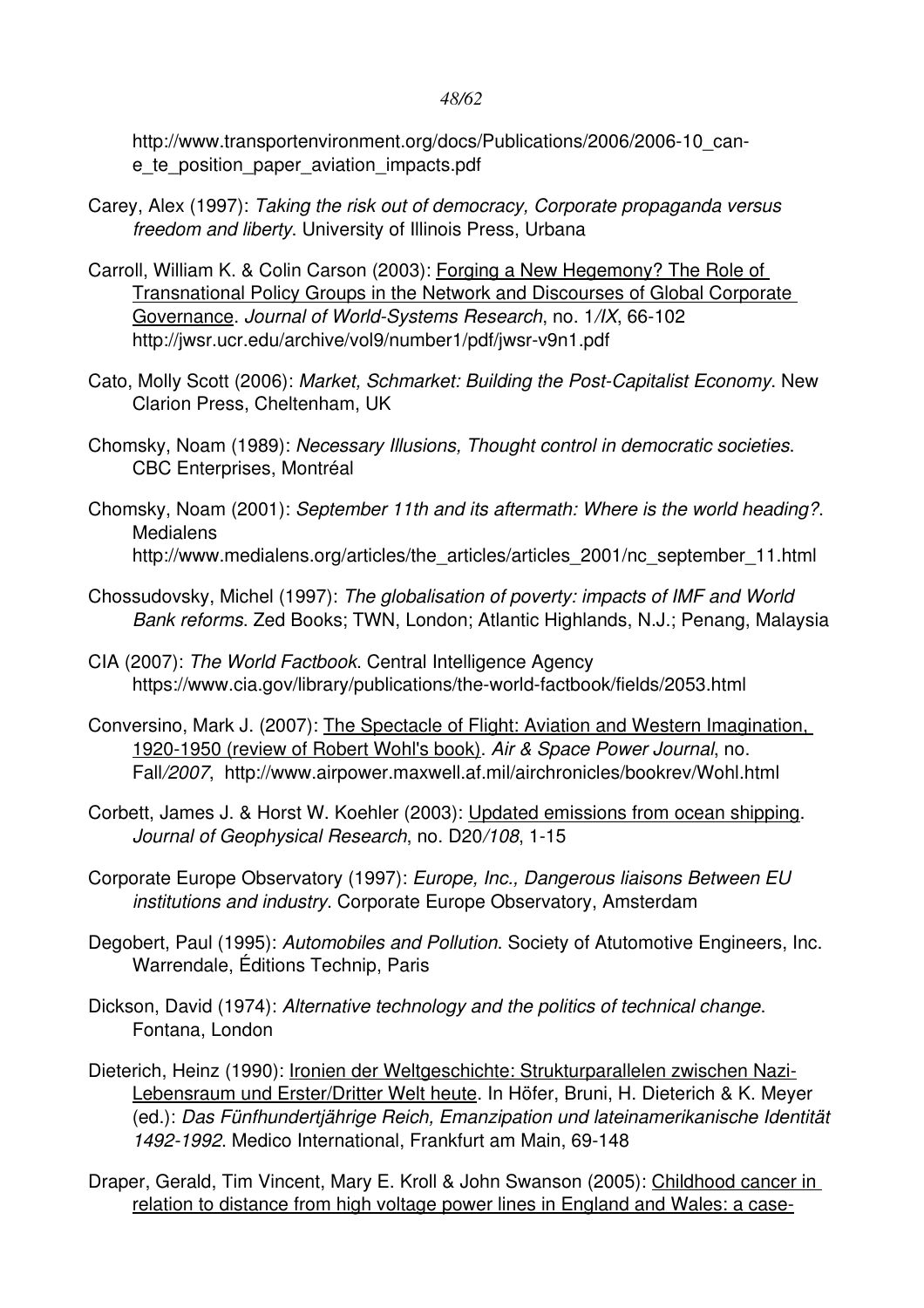http://www.transportenvironment.org/docs/Publications/2006/2006-10_can-e_te_position_paper_aviation_impacts.pdf

Carey, Alex (1997): *Taking the risk out of democracy, Corporate propaganda versus freedom and liberty*. University of Illinois Press, Urbana

Carroll, William K. & Colin Carson (2003): Forging a New Hegemony? The Role of Transnational Policy Groups in the Network and Discourses of Global Corporate Governance. *Journal of World-Systems Research*, no. 1*/IX*, 66-102 http://jwsr.ucr.edu/archive/vol9/number1/pdf/jwsr-v9n1.pdf

Cato, Molly Scott (2006): *Market, Schmarket: Building the Post-Capitalist Economy*. New Clarion Press, Cheltenham, UK

Chomsky, Noam (1989): *Necessary Illusions, Thought control in democratic societies*. CBC Enterprises, Montréal

Chomsky, Noam (2001): *September 11th and its aftermath: Where is the world heading?*. Medialens http://www.medialens.org/articles/the_articles/articles_2001/nc_september_11.html

Chossudovsky, Michel (1997): *The globalisation of poverty: impacts of IMF and World Bank reforms*. Zed Books; TWN, London; Atlantic Highlands, N.J.; Penang, Malaysia

CIA (2007): *The World Factbook*. Central Intelligence Agency https://www.cia.gov/library/publications/the-world-factbook/fields/2053.html

Conversino, Mark J. (2007): The Spectacle of Flight: Aviation and Western Imagination, 1920-1950 (review of Robert Wohl's book). *Air & Space Power Journal*, no. Fall*/2007*, http://www.airpower.maxwell.af.mil/airchronicles/bookrev/Wohl.html

Corbett, James J. & Horst W. Koehler (2003): Updated emissions from ocean shipping. *Journal of Geophysical Research*, no. D20*/108*, 1-15

Corporate Europe Observatory (1997): *Europe, Inc., Dangerous liaisons Between EU institutions and industry*. Corporate Europe Observatory, Amsterdam

Degobert, Paul (1995): *Automobiles and Pollution*. Society of Atutomotive Engineers, Inc. Warrendale, Éditions Technip, Paris

Dickson, David (1974): *Alternative technology and the politics of technical change*. Fontana, London

Dieterich, Heinz (1990): Ironien der Weltgeschichte: Strukturparallelen zwischen Nazi-Lebensraum und Erster/Dritter Welt heute. In Höfer, Bruni, H. Dieterich & K. Meyer (ed.): *Das Fünfhundertjährige Reich, Emanzipation und lateinamerikanische Identität 1492-1992*. Medico International, Frankfurt am Main, 69-148

Draper, Gerald, Tim Vincent, Mary E. Kroll & John Swanson (2005): Childhood cancer in relation to distance from high voltage power lines in England and Wales: a case-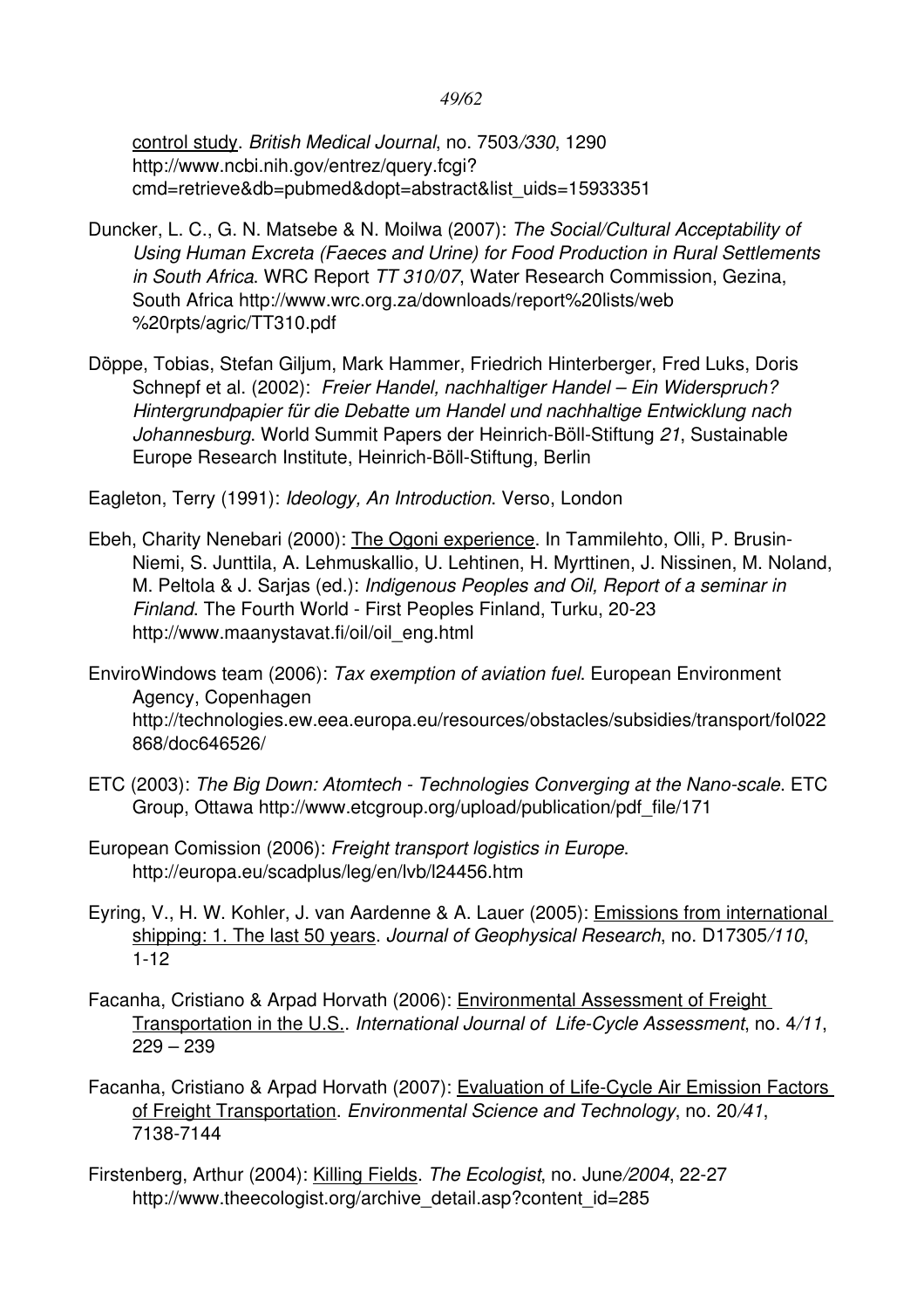control study. *British Medical Journal*, no. 7503*/330*, 1290 http://www.ncbi.nih.gov/entrez/query.fcgi?cmd=retrieve&db=pubmed&dopt=abstract&list_uids=15933351

Duncker, L. C., G. N. Matsebe & N. Moilwa (2007): *The Social/Cultural Acceptability of Using Human Excreta (Faeces and Urine) for Food Production in Rural Settlements in South Africa*. WRC Report *TT 310/07*, Water Research Commission, Gezina, South Africa http://www.wrc.org.za/downloads/report%20lists/web%20rpts/agric/TT310.pdf

Döppe, Tobias, Stefan Giljum, Mark Hammer, Friedrich Hinterberger, Fred Luks, Doris Schnepf et al. (2002): *Freier Handel, nachhaltiger Handel – Ein Widerspruch? Hintergrundpapier für die Debatte um Handel und nachhaltige Entwicklung nach Johannesburg*. World Summit Papers der Heinrich-Böll-Stiftung *21*, Sustainable Europe Research Institute, Heinrich-Böll-Stiftung, Berlin

Eagleton, Terry (1991): *Ideology, An Introduction*. Verso, London

Ebeh, Charity Nenebari (2000): The Ogoni experience. In Tammilehto, Olli, P. Brusin-Niemi, S. Junttila, A. Lehmuskallio, U. Lehtinen, H. Myrttinen, J. Nissinen, M. Noland, M. Peltola & J. Sarjas (ed.): *Indigenous Peoples and Oil, Report of a seminar in Finland*. The Fourth World - First Peoples Finland, Turku, 20-23 http://www.maanystavat.fi/oil/oil_eng.html

EnviroWindows team (2006): *Tax exemption of aviation fuel*. European Environment Agency, Copenhagen http://technologies.ew.eea.europa.eu/resources/obstacles/subsidies/transport/fol022868/doc646526/

ETC (2003): *The Big Down: Atomtech - Technologies Converging at the Nano-scale*. ETC Group, Ottawa http://www.etcgroup.org/upload/publication/pdf_file/171

European Comission (2006): *Freight transport logistics in Europe*. http://europa.eu/scadplus/leg/en/lvb/l24456.htm

Eyring, V., H. W. Kohler, J. van Aardenne & A. Lauer (2005): Emissions from international shipping: 1. The last 50 years. *Journal of Geophysical Research*, no. D17305*/110*, 1-12

Facanha, Cristiano & Arpad Horvath (2006): Environmental Assessment of Freight Transportation in the U.S.. *International Journal of Life-Cycle Assessment*, no. 4*/11*, 229 – 239

Facanha, Cristiano & Arpad Horvath (2007): Evaluation of Life-Cycle Air Emission Factors of Freight Transportation. *Environmental Science and Technology*, no. 20*/41*, 7138-7144

Firstenberg, Arthur (2004): Killing Fields. *The Ecologist*, no. June*/2004*, 22-27 http://www.theecologist.org/archive_detail.asp?content_id=285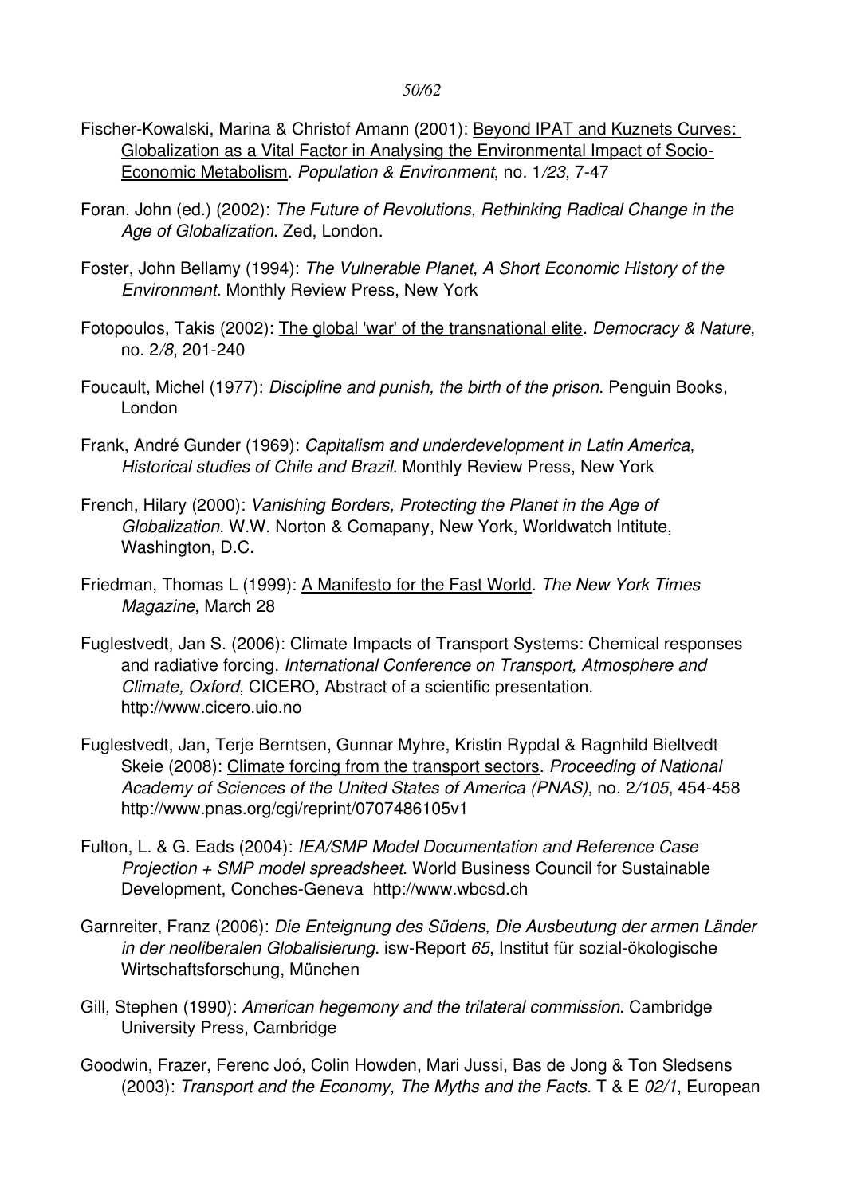Fischer-Kowalski, Marina & Christof Amann (2001): Beyond IPAT and Kuznets Curves: Globalization as a Vital Factor in Analysing the Environmental Impact of Socio-Economic Metabolism. *Population & Environment*, no. 1*/23*, 7-47

Foran, John (ed.) (2002): *The Future of Revolutions, Rethinking Radical Change in the Age of Globalization*. Zed, London.

Foster, John Bellamy (1994): *The Vulnerable Planet, A Short Economic History of the Environment*. Monthly Review Press, New York

Fotopoulos, Takis (2002): The global 'war' of the transnational elite. *Democracy & Nature*, no. 2*/8*, 201-240

Foucault, Michel (1977): *Discipline and punish, the birth of the prison*. Penguin Books, London

Frank, André Gunder (1969): *Capitalism and underdevelopment in Latin America, Historical studies of Chile and Brazil*. Monthly Review Press, New York

French, Hilary (2000): *Vanishing Borders, Protecting the Planet in the Age of Globalization*. W.W. Norton & Comapany, New York, Worldwatch Intitute, Washington, D.C.

Friedman, Thomas L (1999): A Manifesto for the Fast World. *The New York Times Magazine*, March 28

Fuglestvedt, Jan S. (2006): Climate Impacts of Transport Systems: Chemical responses and radiative forcing. *International Conference on Transport, Atmosphere and Climate, Oxford*, CICERO, Abstract of a scientific presentation. http://www.cicero.uio.no

Fuglestvedt, Jan, Terje Berntsen, Gunnar Myhre, Kristin Rypdal & Ragnhild Bieltvedt Skeie (2008): Climate forcing from the transport sectors. *Proceeding of National Academy of Sciences of the United States of America (PNAS)*, no. 2*/105*, 454-458 http://www.pnas.org/cgi/reprint/0707486105v1

Fulton, L. & G. Eads (2004): *IEA/SMP Model Documentation and Reference Case Projection + SMP model spreadsheet*. World Business Council for Sustainable Development, Conches-Geneva http://www.wbcsd.ch

Garnreiter, Franz (2006): *Die Enteignung des Südens, Die Ausbeutung der armen Länder in der neoliberalen Globalisierung*. isw-Report *65*, Institut für sozial-ökologische Wirtschaftsforschung, München

Gill, Stephen (1990): *American hegemony and the trilateral commission*. Cambridge University Press, Cambridge

Goodwin, Frazer, Ferenc Joó, Colin Howden, Mari Jussi, Bas de Jong & Ton Sledsens (2003): *Transport and the Economy, The Myths and the Facts*. T & E *02/1*, European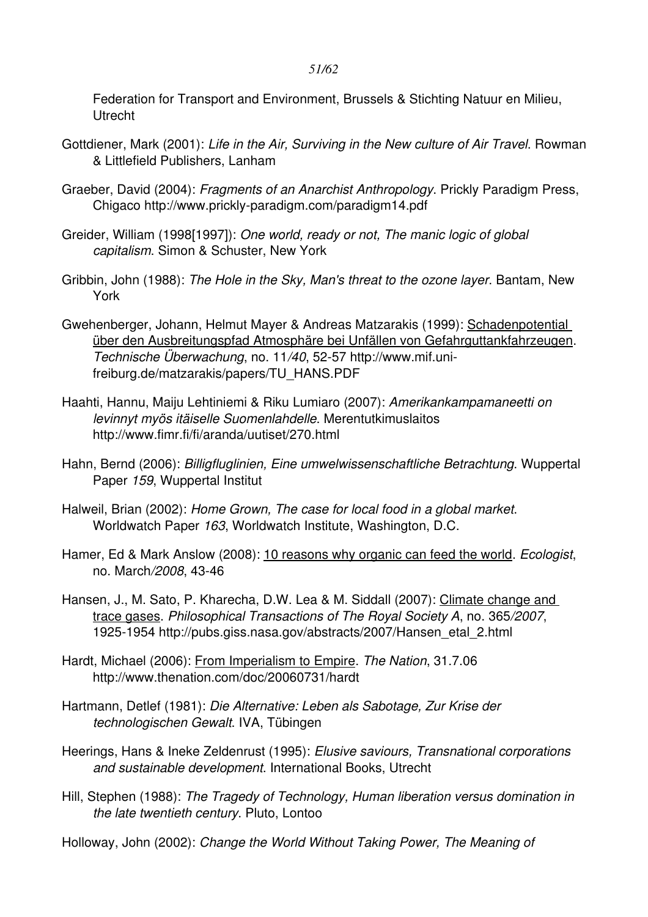Federation for Transport and Environment, Brussels & Stichting Natuur en Milieu, Utrecht

Gottdiener, Mark (2001): *Life in the Air, Surviving in the New culture of Air Travel*. Rowman & Littlefield Publishers, Lanham

Graeber, David (2004): *Fragments of an Anarchist Anthropology*. Prickly Paradigm Press, Chigaco http://www.prickly-paradigm.com/paradigm14.pdf

Greider, William (1998[1997]): *One world, ready or not, The manic logic of global capitalism*. Simon & Schuster, New York

Gribbin, John (1988): *The Hole in the Sky, Man's threat to the ozone layer*. Bantam, New York

Gwehenberger, Johann, Helmut Mayer & Andreas Matzarakis (1999): Schadenpotential über den Ausbreitungspfad Atmosphäre bei Unfällen von Gefahrguttankfahrzeugen. *Technische Überwachung*, no. 11*/40*, 52-57 http://www.mif.uni-freiburg.de/matzarakis/papers/TU_HANS.PDF

Haahti, Hannu, Maiju Lehtiniemi & Riku Lumiaro (2007): *Amerikankampamaneetti on levinnyt myös itäiselle Suomenlahdelle*. Merentutkimuslaitos http://www.fimr.fi/fi/aranda/uutiset/270.html

Hahn, Bernd (2006): *Billigfluglinien, Eine umweltwissenschaftliche Betrachtung*. Wuppertal Paper *159*, Wuppertal Institut

Halweil, Brian (2002): *Home Grown, The case for local food in a global market*. Worldwatch Paper *163*, Worldwatch Institute, Washington, D.C.

Hamer, Ed & Mark Anslow (2008): 10 reasons why organic can feed the world. *Ecologist*, no. March*/2008*, 43-46

Hansen, J., M. Sato, P. Kharecha, D.W. Lea & M. Siddall (2007): Climate change and trace gases. *Philosophical Transactions of The Royal Society A*, no. 365*/2007*, 1925-1954 http://pubs.giss.nasa.gov/abstracts/2007/Hansen_etal_2.html

Hardt, Michael (2006): From Imperialism to Empire. *The Nation*, 31.7.06 http://www.thenation.com/doc/20060731/hardt

Hartmann, Detlef (1981): *Die Alternative: Leben als Sabotage, Zur Krise der technologischen Gewalt*. IVA, Tübingen

Heerings, Hans & Ineke Zeldenrust (1995): *Elusive saviours, Transnational corporations and sustainable development*. International Books, Utrecht

Hill, Stephen (1988): *The Tragedy of Technology, Human liberation versus domination in the late twentieth century*. Pluto, Lontoo

Holloway, John (2002): *Change the World Without Taking Power, The Meaning of*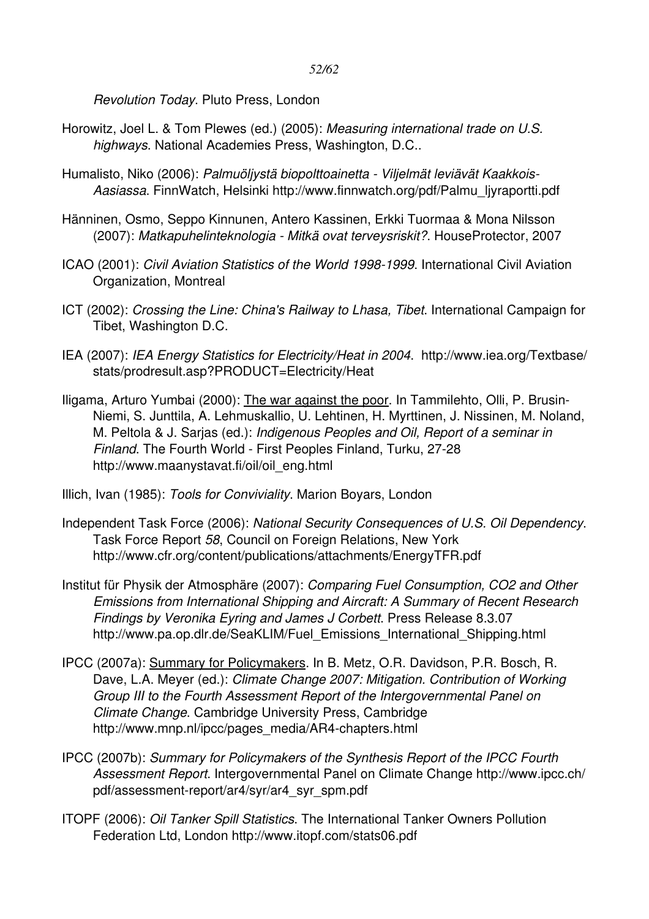*Revolution Today*. Pluto Press, London

Horowitz, Joel L. & Tom Plewes (ed.) (2005): *Measuring international trade on U.S. highways*. National Academies Press, Washington, D.C..

Humalisto, Niko (2006): *Palmuöljystä biopolttoainetta - Viljelmät leviävät Kaakkois-Aasiassa*. FinnWatch, Helsinki http://www.finnwatch.org/pdf/Palmu_ljyraportti.pdf

Hänninen, Osmo, Seppo Kinnunen, Antero Kassinen, Erkki Tuormaa & Mona Nilsson (2007): *Matkapuhelinteknologia - Mitkä ovat terveysriskit?*. HouseProtector, 2007

ICAO (2001): *Civil Aviation Statistics of the World 1998-1999*. International Civil Aviation Organization, Montreal

ICT (2002): *Crossing the Line: China's Railway to Lhasa, Tibet*. International Campaign for Tibet, Washington D.C.

IEA (2007): *IEA Energy Statistics for Electricity/Heat in 2004*. http://www.iea.org/Textbase/stats/prodresult.asp?PRODUCT=Electricity/Heat

Iligama, Arturo Yumbai (2000): The war against the poor. In Tammilehto, Olli, P. Brusin-Niemi, S. Junttila, A. Lehmuskallio, U. Lehtinen, H. Myrttinen, J. Nissinen, M. Noland, M. Peltola & J. Sarjas (ed.): *Indigenous Peoples and Oil, Report of a seminar in Finland*. The Fourth World - First Peoples Finland, Turku, 27-28 http://www.maanystavat.fi/oil/oil_eng.html

Illich, Ivan (1985): *Tools for Conviviality*. Marion Boyars, London

Independent Task Force (2006): *National Security Consequences of U.S. Oil Dependency*. Task Force Report *58*, Council on Foreign Relations, New York http://www.cfr.org/content/publications/attachments/EnergyTFR.pdf

Institut für Physik der Atmosphäre (2007): *Comparing Fuel Consumption, CO2 and Other Emissions from International Shipping and Aircraft: A Summary of Recent Research Findings by Veronika Eyring and James J Corbett*. Press Release 8.3.07 http://www.pa.op.dlr.de/SeaKLIM/Fuel_Emissions_International_Shipping.html

IPCC (2007a): Summary for Policymakers. In B. Metz, O.R. Davidson, P.R. Bosch, R. Dave, L.A. Meyer (ed.): *Climate Change 2007: Mitigation. Contribution of Working Group III to the Fourth Assessment Report of the Intergovernmental Panel on Climate Change*. Cambridge University Press, Cambridge http://www.mnp.nl/ipcc/pages_media/AR4-chapters.html

IPCC (2007b): *Summary for Policymakers of the Synthesis Report of the IPCC Fourth Assessment Report*. Intergovernmental Panel on Climate Change http://www.ipcc.ch/pdf/assessment-report/ar4/syr/ar4_syr_spm.pdf

ITOPF (2006): *Oil Tanker Spill Statistics*. The International Tanker Owners Pollution Federation Ltd, London http://www.itopf.com/stats06.pdf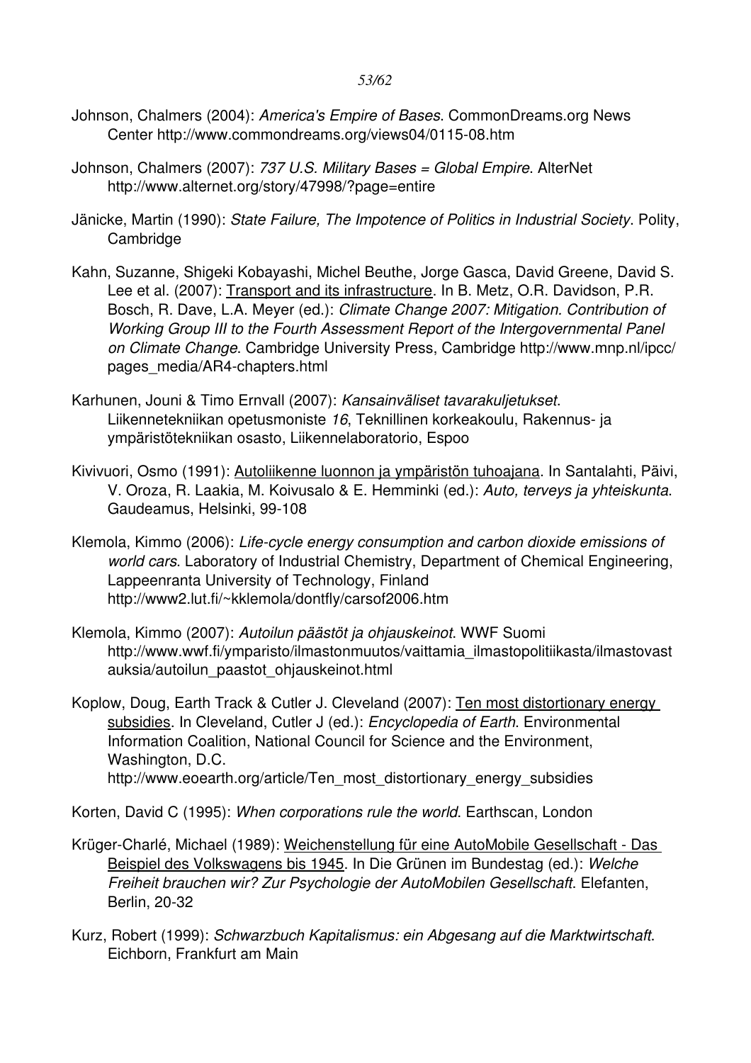Johnson, Chalmers (2004): *America's Empire of Bases*. CommonDreams.org News Center http://www.commondreams.org/views04/0115-08.htm

Johnson, Chalmers (2007): *737 U.S. Military Bases = Global Empire*. AlterNet http://www.alternet.org/story/47998/?page=entire

Jänicke, Martin (1990): *State Failure, The Impotence of Politics in Industrial Society*. Polity, Cambridge

Kahn, Suzanne, Shigeki Kobayashi, Michel Beuthe, Jorge Gasca, David Greene, David S. Lee et al. (2007): Transport and its infrastructure. In B. Metz, O.R. Davidson, P.R. Bosch, R. Dave, L.A. Meyer (ed.): *Climate Change 2007: Mitigation. Contribution of Working Group III to the Fourth Assessment Report of the Intergovernmental Panel on Climate Change*. Cambridge University Press, Cambridge http://www.mnp.nl/ipcc/pages_media/AR4-chapters.html

Karhunen, Jouni & Timo Ernvall (2007): *Kansainväliset tavarakuljetukset*. Liikennetekniikan opetusmoniste *16*, Teknillinen korkeakoulu, Rakennus- ja ympäristötekniikan osasto, Liikennelaboratorio, Espoo

Kivivuori, Osmo (1991): Autoliikenne luonnon ja ympäristön tuhoajana. In Santalahti, Päivi, V. Oroza, R. Laakia, M. Koivusalo & E. Hemminki (ed.): *Auto, terveys ja yhteiskunta*. Gaudeamus, Helsinki, 99-108

Klemola, Kimmo (2006): *Life-cycle energy consumption and carbon dioxide emissions of world cars*. Laboratory of Industrial Chemistry, Department of Chemical Engineering, Lappeenranta University of Technology, Finland http://www2.lut.fi/~kklemola/dontfly/carsof2006.htm

Klemola, Kimmo (2007): *Autoilun päästöt ja ohjauskeinot*. WWF Suomi http://www.wwf.fi/ymparisto/ilmastonmuutos/vaittamia_ilmastopolitiikasta/ilmastovastauksia/autoilun_paastot_ohjauskeinot.html

Koplow, Doug, Earth Track & Cutler J. Cleveland (2007): Ten most distortionary energy subsidies. In Cleveland, Cutler J (ed.): *Encyclopedia of Earth*. Environmental Information Coalition, National Council for Science and the Environment, Washington, D.C. http://www.eoearth.org/article/Ten_most_distortionary_energy_subsidies

Korten, David C (1995): *When corporations rule the world*. Earthscan, London

Krüger-Charlé, Michael (1989): Weichenstellung für eine AutoMobile Gesellschaft - Das Beispiel des Volkswagens bis 1945. In Die Grünen im Bundestag (ed.): *Welche Freiheit brauchen wir? Zur Psychologie der AutoMobilen Gesellschaft*. Elefanten, Berlin, 20-32

Kurz, Robert (1999): *Schwarzbuch Kapitalismus: ein Abgesang auf die Marktwirtschaft*. Eichborn, Frankfurt am Main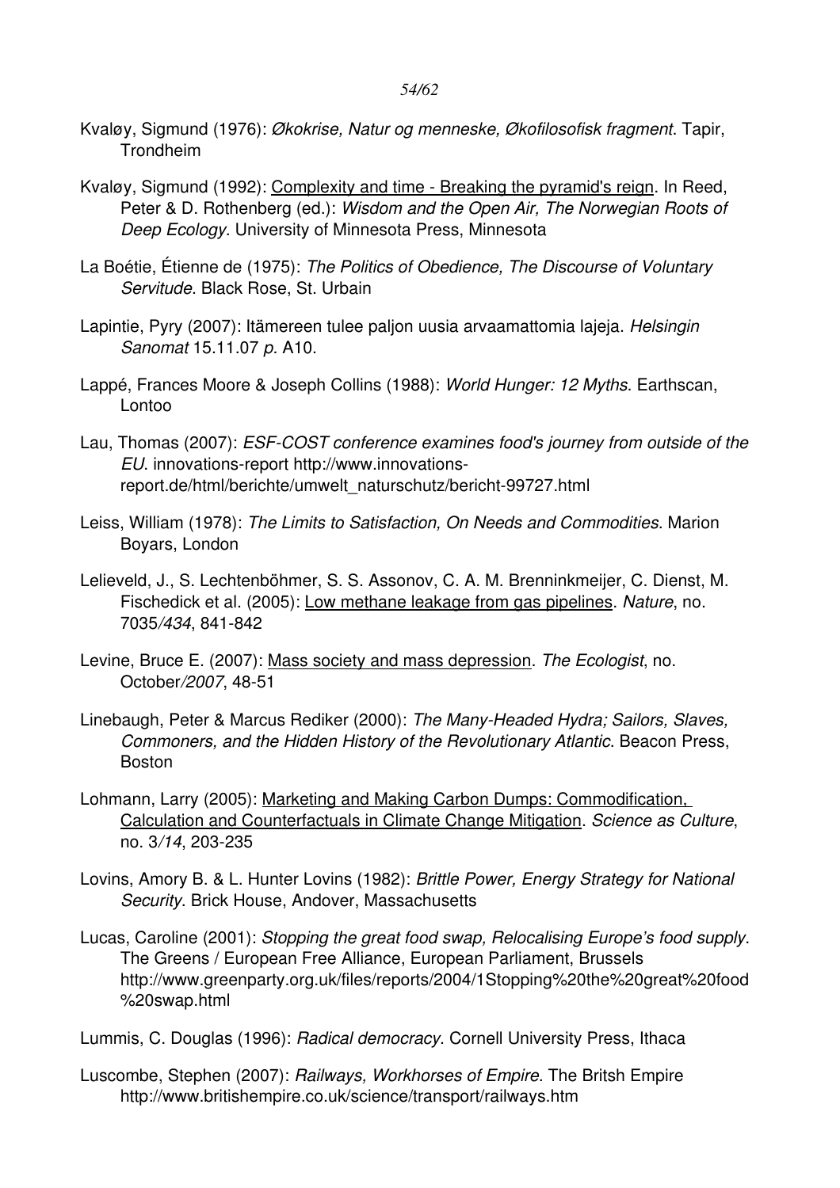Kvaløy, Sigmund (1976): *Økokrise, Natur og menneske, Økofilosofisk fragment*. Tapir, Trondheim

Kvaløy, Sigmund (1992): Complexity and time - Breaking the pyramid's reign. In Reed, Peter & D. Rothenberg (ed.): *Wisdom and the Open Air, The Norwegian Roots of Deep Ecology*. University of Minnesota Press, Minnesota

La Boétie, Étienne de (1975): *The Politics of Obedience, The Discourse of Voluntary Servitude*. Black Rose, St. Urbain

Lapintie, Pyry (2007): Itämereen tulee paljon uusia arvaamattomia lajeja. *Helsingin Sanomat* 15.11.07 *p.* A10.

Lappé, Frances Moore & Joseph Collins (1988): *World Hunger: 12 Myths*. Earthscan, Lontoo

Lau, Thomas (2007): *ESF-COST conference examines food's journey from outside of the EU*. innovations-report http://www.innovations-report.de/html/berichte/umwelt_naturschutz/bericht-99727.html

Leiss, William (1978): *The Limits to Satisfaction, On Needs and Commodities*. Marion Boyars, London

Lelieveld, J., S. Lechtenböhmer, S. S. Assonov, C. A. M. Brenninkmeijer, C. Dienst, M. Fischedick et al. (2005): Low methane leakage from gas pipelines. *Nature*, no. 7035*/434*, 841-842

Levine, Bruce E. (2007): Mass society and mass depression. *The Ecologist*, no. October*/2007*, 48-51

Linebaugh, Peter & Marcus Rediker (2000): *The Many-Headed Hydra; Sailors, Slaves, Commoners, and the Hidden History of the Revolutionary Atlantic*. Beacon Press, Boston

Lohmann, Larry (2005): Marketing and Making Carbon Dumps: Commodification, Calculation and Counterfactuals in Climate Change Mitigation. *Science as Culture*, no. 3*/14*, 203-235

Lovins, Amory B. & L. Hunter Lovins (1982): *Brittle Power, Energy Strategy for National Security*. Brick House, Andover, Massachusetts

Lucas, Caroline (2001): *Stopping the great food swap, Relocalising Europe's food supply*. The Greens / European Free Alliance, European Parliament, Brussels http://www.greenparty.org.uk/files/reports/2004/1Stopping%20the%20great%20food%20swap.html

Lummis, C. Douglas (1996): *Radical democracy*. Cornell University Press, Ithaca

Luscombe, Stephen (2007): *Railways, Workhorses of Empire*. The Britsh Empire http://www.britishempire.co.uk/science/transport/railways.htm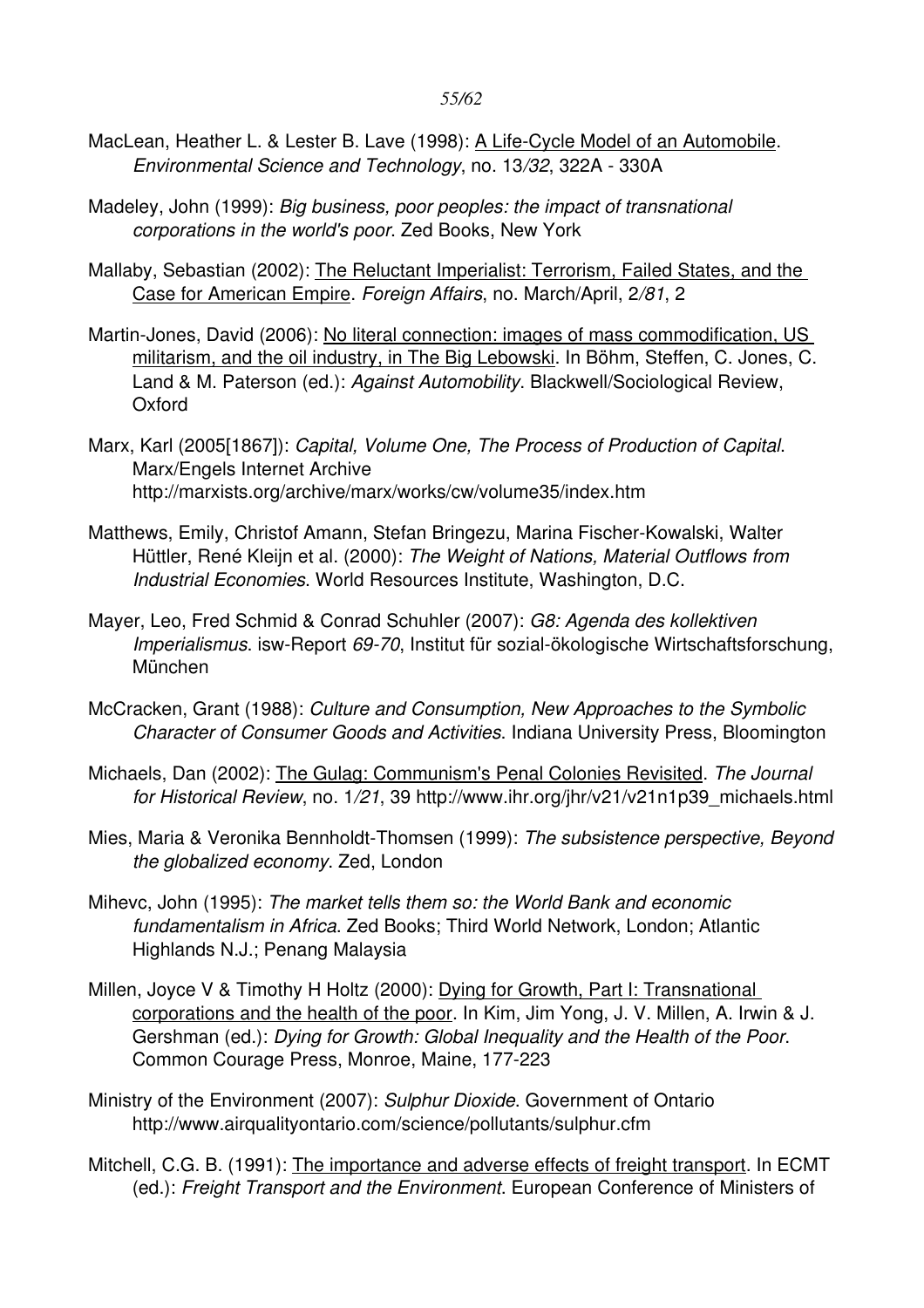MacLean, Heather L. & Lester B. Lave (1998): A Life-Cycle Model of an Automobile. *Environmental Science and Technology*, no. 13/*32*, 322A - 330A

Madeley, John (1999): *Big business, poor peoples: the impact of transnational corporations in the world's poor*. Zed Books, New York

Mallaby, Sebastian (2002): The Reluctant Imperialist: Terrorism, Failed States, and the Case for American Empire. *Foreign Affairs*, no. March/April, 2/*81*, 2

Martin-Jones, David (2006): No literal connection: images of mass commodification, US militarism, and the oil industry, in The Big Lebowski. In Böhm, Steffen, C. Jones, C. Land & M. Paterson (ed.): *Against Automobility*. Blackwell/Sociological Review, Oxford

Marx, Karl (2005[1867]): *Capital, Volume One, The Process of Production of Capital*. Marx/Engels Internet Archive http://marxists.org/archive/marx/works/cw/volume35/index.htm

Matthews, Emily, Christof Amann, Stefan Bringezu, Marina Fischer-Kowalski, Walter Hüttler, René Kleijn et al. (2000): *The Weight of Nations, Material Outflows from Industrial Economies*. World Resources Institute, Washington, D.C.

Mayer, Leo, Fred Schmid & Conrad Schuhler (2007): *G8: Agenda des kollektiven Imperialismus*. isw-Report *69-70*, Institut für sozial-ökologische Wirtschaftsforschung, München

McCracken, Grant (1988): *Culture and Consumption, New Approaches to the Symbolic Character of Consumer Goods and Activities*. Indiana University Press, Bloomington

Michaels, Dan (2002): The Gulag: Communism's Penal Colonies Revisited. *The Journal for Historical Review*, no. 1/*21*, 39 http://www.ihr.org/jhr/v21/v21n1p39_michaels.html

Mies, Maria & Veronika Bennholdt-Thomsen (1999): *The subsistence perspective, Beyond the globalized economy*. Zed, London

Mihevc, John (1995): *The market tells them so: the World Bank and economic fundamentalism in Africa*. Zed Books; Third World Network, London; Atlantic Highlands N.J.; Penang Malaysia

Millen, Joyce V & Timothy H Holtz (2000): Dying for Growth, Part I: Transnational corporations and the health of the poor. In Kim, Jim Yong, J. V. Millen, A. Irwin & J. Gershman (ed.): *Dying for Growth: Global Inequality and the Health of the Poor*. Common Courage Press, Monroe, Maine, 177-223

Ministry of the Environment (2007): *Sulphur Dioxide*. Government of Ontario http://www.airqualityontario.com/science/pollutants/sulphur.cfm

Mitchell, C.G. B. (1991): The importance and adverse effects of freight transport. In ECMT (ed.): *Freight Transport and the Environment*. European Conference of Ministers of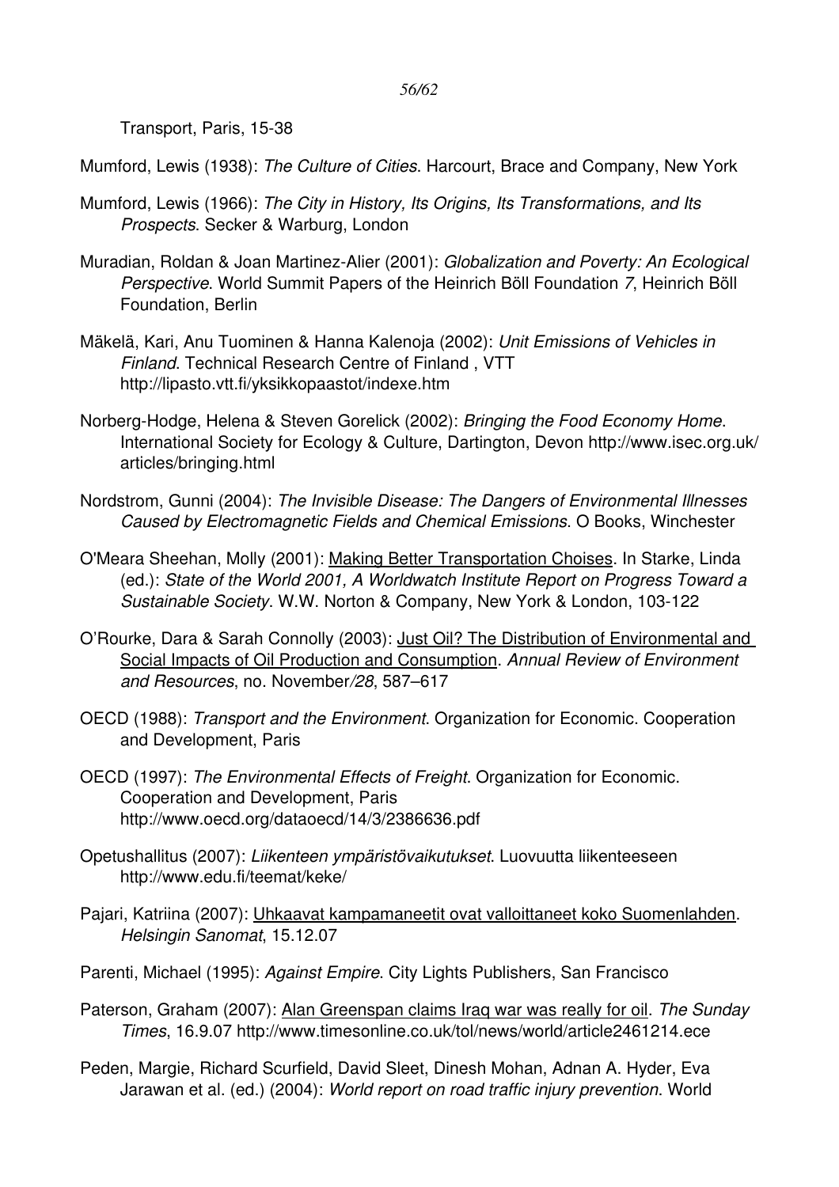Transport, Paris, 15-38

Mumford, Lewis (1938): *The Culture of Cities*. Harcourt, Brace and Company, New York

Mumford, Lewis (1966): *The City in History, Its Origins, Its Transformations, and Its Prospects*. Secker & Warburg, London

Muradian, Roldan & Joan Martinez-Alier (2001): *Globalization and Poverty: An Ecological Perspective*. World Summit Papers of the Heinrich Böll Foundation *7*, Heinrich Böll Foundation, Berlin

Mäkelä, Kari, Anu Tuominen & Hanna Kalenoja (2002): *Unit Emissions of Vehicles in Finland*. Technical Research Centre of Finland , VTT http://lipasto.vtt.fi/yksikkopaastot/indexe.htm

Norberg-Hodge, Helena & Steven Gorelick (2002): *Bringing the Food Economy Home*. International Society for Ecology & Culture, Dartington, Devon http://www.isec.org.uk/articles/bringing.html

Nordstrom, Gunni (2004): *The Invisible Disease: The Dangers of Environmental Illnesses Caused by Electromagnetic Fields and Chemical Emissions*. O Books, Winchester

O'Meara Sheehan, Molly (2001): Making Better Transportation Choises. In Starke, Linda (ed.): *State of the World 2001, A Worldwatch Institute Report on Progress Toward a Sustainable Society*. W.W. Norton & Company, New York & London, 103-122

O'Rourke, Dara & Sarah Connolly (2003): Just Oil? The Distribution of Environmental and Social Impacts of Oil Production and Consumption. *Annual Review of Environment and Resources*, no. November*/28*, 587–617

OECD (1988): *Transport and the Environment*. Organization for Economic. Cooperation and Development, Paris

OECD (1997): *The Environmental Effects of Freight*. Organization for Economic. Cooperation and Development, Paris http://www.oecd.org/dataoecd/14/3/2386636.pdf

Opetushallitus (2007): *Liikenteen ympäristövaikutukset*. Luovuutta liikenteeseen http://www.edu.fi/teemat/keke/

Pajari, Katriina (2007): Uhkaavat kampamaneetit ovat valloittaneet koko Suomenlahden. *Helsingin Sanomat*, 15.12.07

Parenti, Michael (1995): *Against Empire*. City Lights Publishers, San Francisco

Paterson, Graham (2007): Alan Greenspan claims Iraq war was really for oil. *The Sunday Times*, 16.9.07 http://www.timesonline.co.uk/tol/news/world/article2461214.ece

Peden, Margie, Richard Scurfield, David Sleet, Dinesh Mohan, Adnan A. Hyder, Eva Jarawan et al. (ed.) (2004): *World report on road traffic injury prevention*. World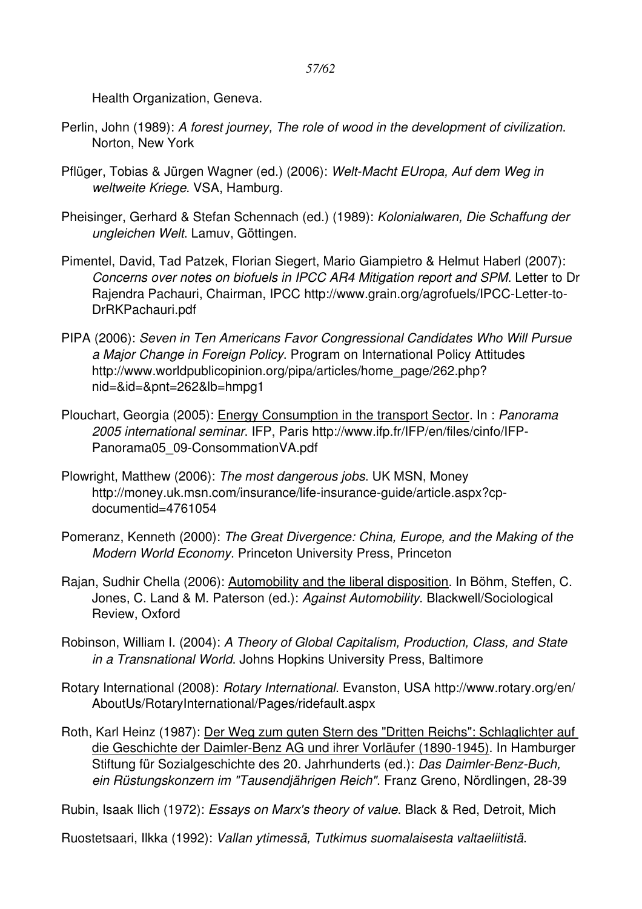Health Organization, Geneva.

Perlin, John (1989): *A forest journey, The role of wood in the development of civilization*. Norton, New York

Pflüger, Tobias & Jürgen Wagner (ed.) (2006): *Welt-Macht EUropa, Auf dem Weg in weltweite Kriege*. VSA, Hamburg.

Pheisinger, Gerhard & Stefan Schennach (ed.) (1989): *Kolonialwaren, Die Schaffung der ungleichen Welt*. Lamuv, Göttingen.

Pimentel, David, Tad Patzek, Florian Siegert, Mario Giampietro & Helmut Haberl (2007): *Concerns over notes on biofuels in IPCC AR4 Mitigation report and SPM*. Letter to Dr Rajendra Pachauri, Chairman, IPCC http://www.grain.org/agrofuels/IPCC-Letter-to-DrRKPachauri.pdf

PIPA (2006): *Seven in Ten Americans Favor Congressional Candidates Who Will Pursue a Major Change in Foreign Policy*. Program on International Policy Attitudes http://www.worldpublicopinion.org/pipa/articles/home_page/262.php?nid=&id=&pnt=262&lb=hmpg1

Plouchart, Georgia (2005): Energy Consumption in the transport Sector. In : *Panorama 2005 international seminar*. IFP, Paris http://www.ifp.fr/IFP/en/files/cinfo/IFP-Panorama05_09-ConsommationVA.pdf

Plowright, Matthew (2006): *The most dangerous jobs*. UK MSN, Money http://money.uk.msn.com/insurance/life-insurance-guide/article.aspx?cp-documentid=4761054

Pomeranz, Kenneth (2000): *The Great Divergence: China, Europe, and the Making of the Modern World Economy*. Princeton University Press, Princeton

Rajan, Sudhir Chella (2006): Automobility and the liberal disposition. In Böhm, Steffen, C. Jones, C. Land & M. Paterson (ed.): *Against Automobility*. Blackwell/Sociological Review, Oxford

Robinson, William I. (2004): *A Theory of Global Capitalism, Production, Class, and State in a Transnational World*. Johns Hopkins University Press, Baltimore

Rotary International (2008): *Rotary International*. Evanston, USA http://www.rotary.org/en/AboutUs/RotaryInternational/Pages/ridefault.aspx

Roth, Karl Heinz (1987): Der Weg zum guten Stern des "Dritten Reichs": Schlaglichter auf die Geschichte der Daimler-Benz AG und ihrer Vorläufer (1890-1945). In Hamburger Stiftung für Sozialgeschichte des 20. Jahrhunderts (ed.): *Das Daimler-Benz-Buch, ein Rüstungskonzern im "Tausendjährigen Reich"*. Franz Greno, Nördlingen, 28-39

Rubin, Isaak Ilich (1972): *Essays on Marx's theory of value*. Black & Red, Detroit, Mich

Ruostetsaari, Ilkka (1992): *Vallan ytimessä, Tutkimus suomalaisesta valtaeliitistä*.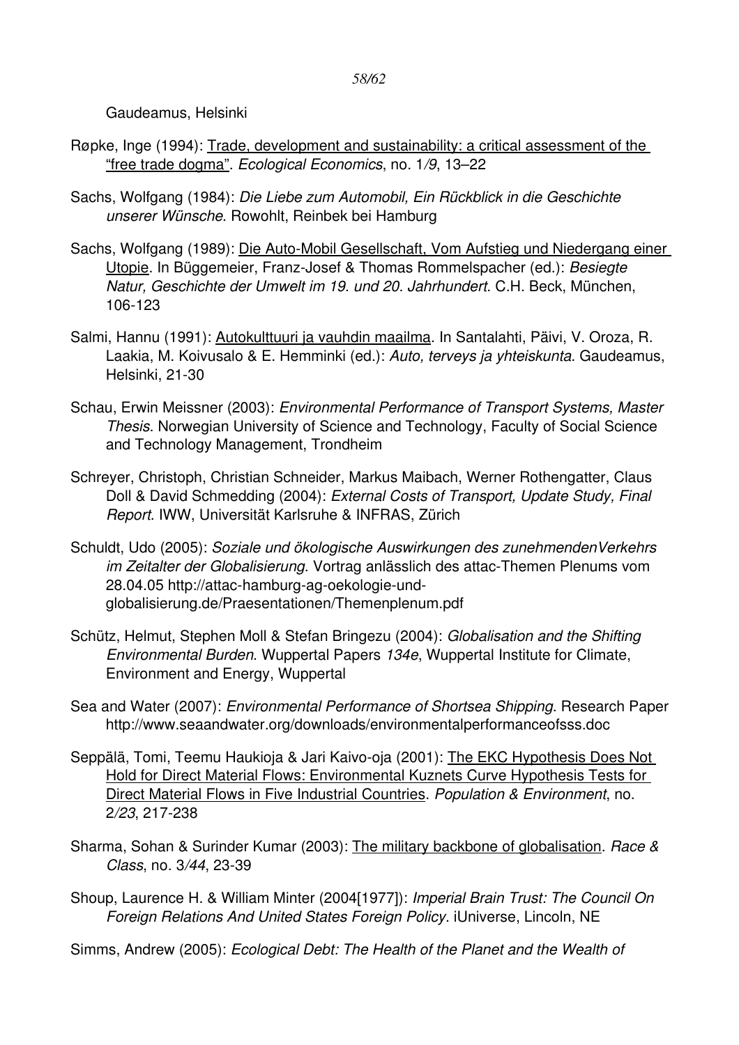Gaudeamus, Helsinki

Røpke, Inge (1994): Trade, development and sustainability: a critical assessment of the "free trade dogma". *Ecological Economics*, no. 1/*9*, 13–22

Sachs, Wolfgang (1984): *Die Liebe zum Automobil, Ein Rückblick in die Geschichte unserer Wünsche*. Rowohlt, Reinbek bei Hamburg

Sachs, Wolfgang (1989): Die Auto-Mobil Gesellschaft, Vom Aufstieg und Niedergang einer Utopie. In Büggemeier, Franz-Josef & Thomas Rommelspacher (ed.): *Besiegte Natur, Geschichte der Umwelt im 19. und 20. Jahrhundert*. C.H. Beck, München, 106-123

Salmi, Hannu (1991): Autokulttuuri ja vauhdin maailma. In Santalahti, Päivi, V. Oroza, R. Laakia, M. Koivusalo & E. Hemminki (ed.): *Auto, terveys ja yhteiskunta*. Gaudeamus, Helsinki, 21-30

Schau, Erwin Meissner (2003): *Environmental Performance of Transport Systems, Master Thesis*. Norwegian University of Science and Technology, Faculty of Social Science and Technology Management, Trondheim

Schreyer, Christoph, Christian Schneider, Markus Maibach, Werner Rothengatter, Claus Doll & David Schmedding (2004): *External Costs of Transport, Update Study, Final Report*. IWW, Universität Karlsruhe & INFRAS, Zürich

Schuldt, Udo (2005): *Soziale und ökologische Auswirkungen des zunehmendenVerkehrs im Zeitalter der Globalisierung*. Vortrag anlässlich des attac-Themen Plenums vom 28.04.05 http://attac-hamburg-ag-oekologie-und-globalisierung.de/Praesentationen/Themenplenum.pdf

Schütz, Helmut, Stephen Moll & Stefan Bringezu (2004): *Globalisation and the Shifting Environmental Burden*. Wuppertal Papers *134e*, Wuppertal Institute for Climate, Environment and Energy, Wuppertal

Sea and Water (2007): *Environmental Performance of Shortsea Shipping*. Research Paper http://www.seaandwater.org/downloads/environmentalperformanceofsss.doc

Seppälä, Tomi, Teemu Haukioja & Jari Kaivo-oja (2001): The EKC Hypothesis Does Not Hold for Direct Material Flows: Environmental Kuznets Curve Hypothesis Tests for Direct Material Flows in Five Industrial Countries. *Population & Environment*, no. 2/*23*, 217-238

Sharma, Sohan & Surinder Kumar (2003): The military backbone of globalisation. *Race & Class*, no. 3/*44*, 23-39

Shoup, Laurence H. & William Minter (2004[1977]): *Imperial Brain Trust: The Council On Foreign Relations And United States Foreign Policy*. iUniverse, Lincoln, NE

Simms, Andrew (2005): *Ecological Debt: The Health of the Planet and the Wealth of*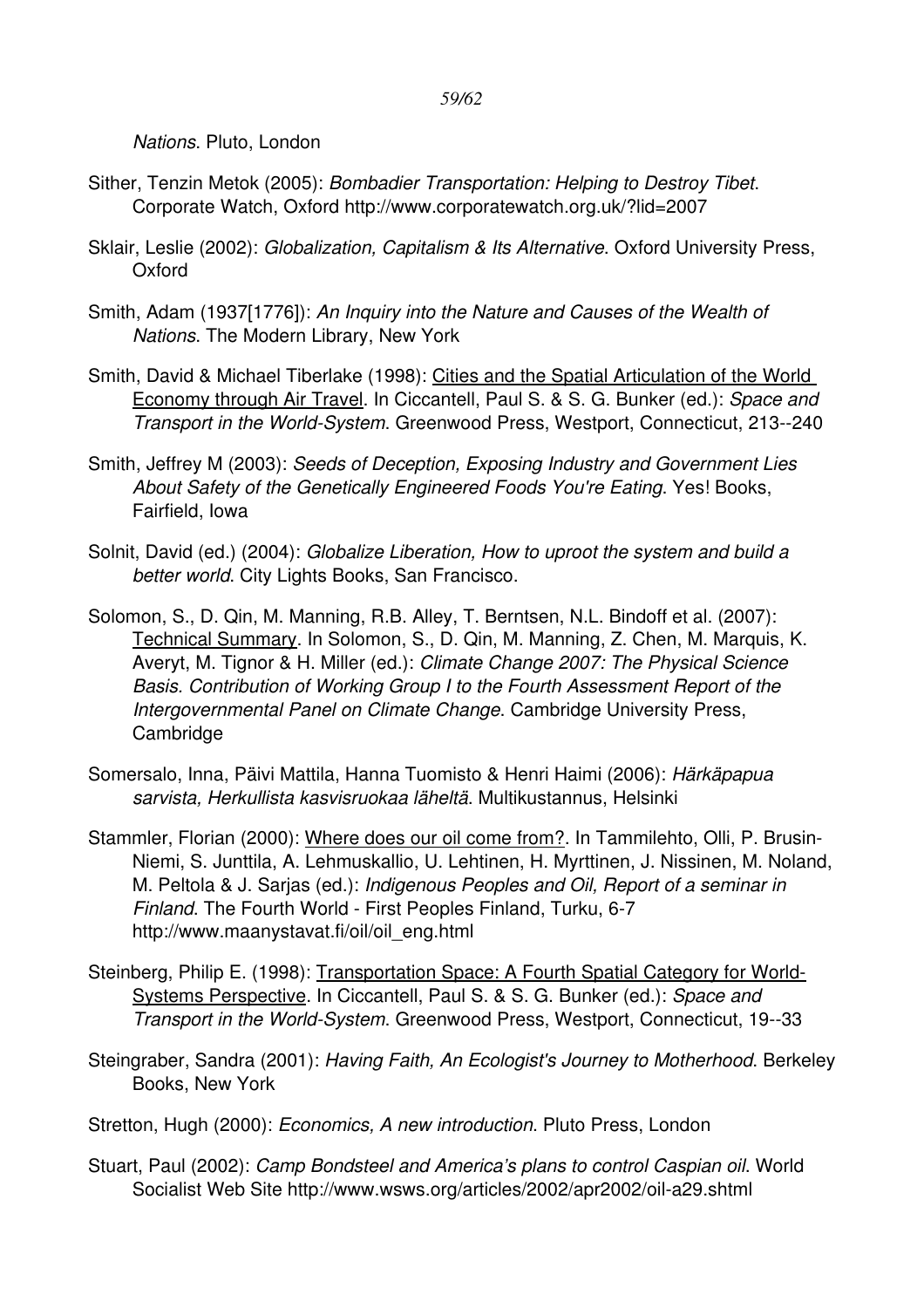*Nations*. Pluto, London

Sither, Tenzin Metok (2005): *Bombadier Transportation: Helping to Destroy Tibet*. Corporate Watch, Oxford http://www.corporatewatch.org.uk/?lid=2007

Sklair, Leslie (2002): *Globalization, Capitalism & Its Alternative*. Oxford University Press, Oxford

Smith, Adam (1937[1776]): *An Inquiry into the Nature and Causes of the Wealth of Nations*. The Modern Library, New York

Smith, David & Michael Tiberlake (1998): Cities and the Spatial Articulation of the World Economy through Air Travel. In Ciccantell, Paul S. & S. G. Bunker (ed.): *Space and Transport in the World-System*. Greenwood Press, Westport, Connecticut, 213--240

Smith, Jeffrey M (2003): *Seeds of Deception, Exposing Industry and Government Lies About Safety of the Genetically Engineered Foods You're Eating*. Yes! Books, Fairfield, Iowa

Solnit, David (ed.) (2004): *Globalize Liberation, How to uproot the system and build a better world*. City Lights Books, San Francisco.

Solomon, S., D. Qin, M. Manning, R.B. Alley, T. Berntsen, N.L. Bindoff et al. (2007): Technical Summary. In Solomon, S., D. Qin, M. Manning, Z. Chen, M. Marquis, K. Averyt, M. Tignor & H. Miller (ed.): *Climate Change 2007: The Physical Science Basis. Contribution of Working Group I to the Fourth Assessment Report of the Intergovernmental Panel on Climate Change*. Cambridge University Press, Cambridge

Somersalo, Inna, Päivi Mattila, Hanna Tuomisto & Henri Haimi (2006): *Härkäpapua sarvista, Herkullista kasvisruokaa läheltä*. Multikustannus, Helsinki

Stammler, Florian (2000): Where does our oil come from?. In Tammilehto, Olli, P. Brusin-Niemi, S. Junttila, A. Lehmuskallio, U. Lehtinen, H. Myrttinen, J. Nissinen, M. Noland, M. Peltola & J. Sarjas (ed.): *Indigenous Peoples and Oil, Report of a seminar in Finland*. The Fourth World - First Peoples Finland, Turku, 6-7 http://www.maanystavat.fi/oil/oil_eng.html

Steinberg, Philip E. (1998): Transportation Space: A Fourth Spatial Category for World-Systems Perspective. In Ciccantell, Paul S. & S. G. Bunker (ed.): *Space and Transport in the World-System*. Greenwood Press, Westport, Connecticut, 19--33

Steingraber, Sandra (2001): *Having Faith, An Ecologist's Journey to Motherhood*. Berkeley Books, New York

Stretton, Hugh (2000): *Economics, A new introduction*. Pluto Press, London

Stuart, Paul (2002): *Camp Bondsteel and America's plans to control Caspian oil*. World Socialist Web Site http://www.wsws.org/articles/2002/apr2002/oil-a29.shtml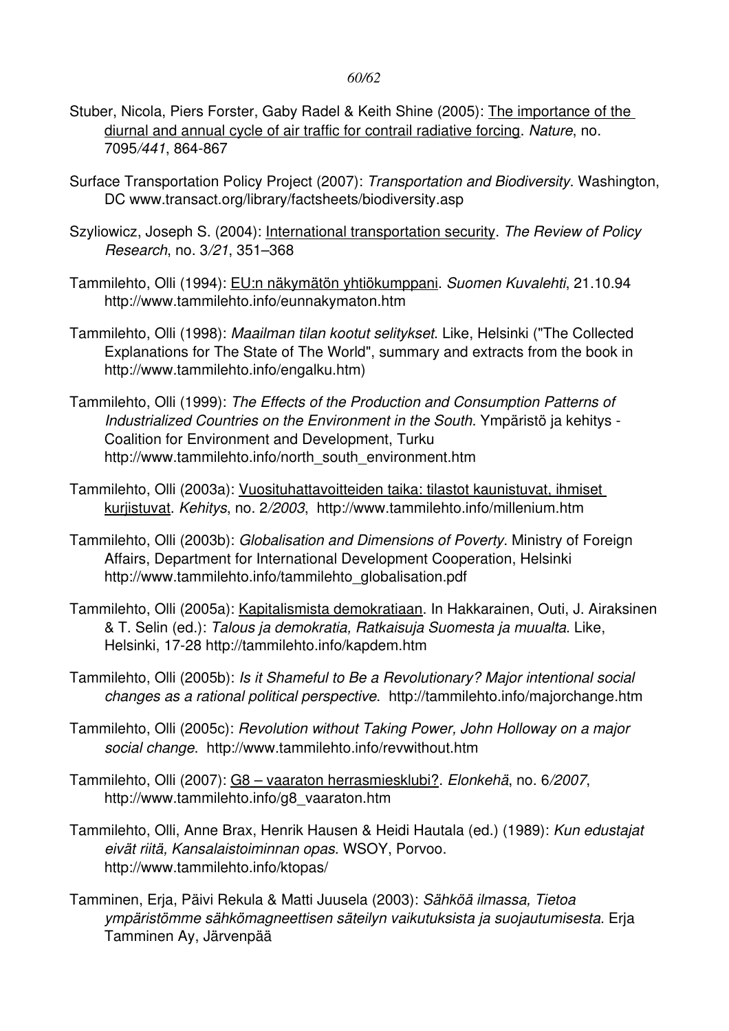Stuber, Nicola, Piers Forster, Gaby Radel & Keith Shine (2005): The importance of the diurnal and annual cycle of air traffic for contrail radiative forcing. *Nature*, no. 7095*/441*, 864-867

Surface Transportation Policy Project (2007): *Transportation and Biodiversity*. Washington, DC www.transact.org/library/factsheets/biodiversity.asp

Szyliowicz, Joseph S. (2004): International transportation security. *The Review of Policy Research*, no. 3*/21*, 351–368

Tammilehto, Olli (1994): EU:n näkymätön yhtiökumppani. *Suomen Kuvalehti*, 21.10.94 http://www.tammilehto.info/eunnakymaton.htm

Tammilehto, Olli (1998): *Maailman tilan kootut selitykset*. Like, Helsinki ("The Collected Explanations for The State of The World", summary and extracts from the book in http://www.tammilehto.info/engalku.htm)

Tammilehto, Olli (1999): *The Effects of the Production and Consumption Patterns of Industrialized Countries on the Environment in the South*. Ympäristö ja kehitys - Coalition for Environment and Development, Turku http://www.tammilehto.info/north_south_environment.htm

Tammilehto, Olli (2003a): Vuosituhattavoitteiden taika: tilastot kaunistuvat, ihmiset kurjistuvat. *Kehitys*, no. 2*/2003*, http://www.tammilehto.info/millenium.htm

Tammilehto, Olli (2003b): *Globalisation and Dimensions of Poverty*. Ministry of Foreign Affairs, Department for International Development Cooperation, Helsinki http://www.tammilehto.info/tammilehto_globalisation.pdf

Tammilehto, Olli (2005a): Kapitalismista demokratiaan. In Hakkarainen, Outi, J. Airaksinen & T. Selin (ed.): *Talous ja demokratia, Ratkaisuja Suomesta ja muualta*. Like, Helsinki, 17-28 http://tammilehto.info/kapdem.htm

Tammilehto, Olli (2005b): *Is it Shameful to Be a Revolutionary? Major intentional social changes as a rational political perspective*. http://tammilehto.info/majorchange.htm

Tammilehto, Olli (2005c): *Revolution without Taking Power, John Holloway on a major social change*. http://www.tammilehto.info/revwithout.htm

Tammilehto, Olli (2007): G8 – vaaraton herrasmiesklubi?. *Elonkehä*, no. 6*/2007*, http://www.tammilehto.info/g8_vaaraton.htm

Tammilehto, Olli, Anne Brax, Henrik Hausen & Heidi Hautala (ed.) (1989): *Kun edustajat eivät riitä, Kansalaistoiminnan opas*. WSOY, Porvoo. http://www.tammilehto.info/ktopas/

Tamminen, Erja, Päivi Rekula & Matti Juusela (2003): *Sähköä ilmassa, Tietoa ympäristömme sähkömagneettisen säteilyn vaikutuksista ja suojautumisesta*. Erja Tamminen Ay, Järvenpää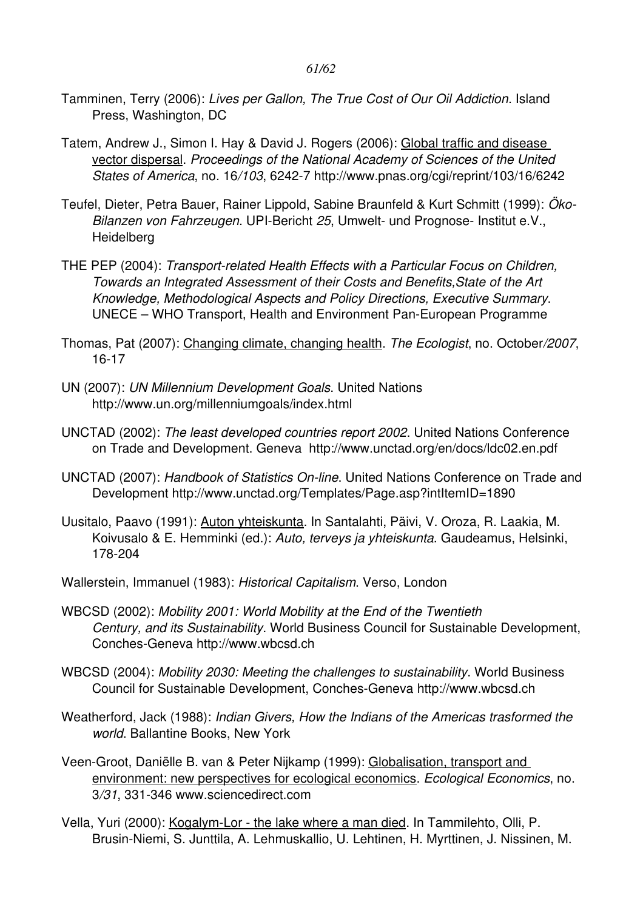Tamminen, Terry (2006): *Lives per Gallon, The True Cost of Our Oil Addiction*. Island Press, Washington, DC

Tatem, Andrew J., Simon I. Hay & David J. Rogers (2006): Global traffic and disease vector dispersal. *Proceedings of the National Academy of Sciences of the United States of America*, no. 16*/103*, 6242-7 http://www.pnas.org/cgi/reprint/103/16/6242

Teufel, Dieter, Petra Bauer, Rainer Lippold, Sabine Braunfeld & Kurt Schmitt (1999): *Öko-Bilanzen von Fahrzeugen*. UPI-Bericht *25*, Umwelt- und Prognose- Institut e.V., Heidelberg

THE PEP (2004): *Transport-related Health Effects with a Particular Focus on Children, Towards an Integrated Assessment of their Costs and Benefits,State of the Art Knowledge, Methodological Aspects and Policy Directions, Executive Summary*. UNECE – WHO Transport, Health and Environment Pan-European Programme

Thomas, Pat (2007): Changing climate, changing health. *The Ecologist*, no. October*/2007*, 16-17

UN (2007): *UN Millennium Development Goals*. United Nations http://www.un.org/millenniumgoals/index.html

UNCTAD (2002): *The least developed countries report 2002*. United Nations Conference on Trade and Development. Geneva http://www.unctad.org/en/docs/ldc02.en.pdf

UNCTAD (2007): *Handbook of Statistics On-line*. United Nations Conference on Trade and Development http://www.unctad.org/Templates/Page.asp?intItemID=1890

Uusitalo, Paavo (1991): Auton yhteiskunta. In Santalahti, Päivi, V. Oroza, R. Laakia, M. Koivusalo & E. Hemminki (ed.): *Auto, terveys ja yhteiskunta*. Gaudeamus, Helsinki, 178-204

Wallerstein, Immanuel (1983): *Historical Capitalism*. Verso, London

WBCSD (2002): *Mobility 2001: World Mobility at the End of the Twentieth Century, and its Sustainability*. World Business Council for Sustainable Development, Conches-Geneva http://www.wbcsd.ch

WBCSD (2004): *Mobility 2030: Meeting the challenges to sustainability*. World Business Council for Sustainable Development, Conches-Geneva http://www.wbcsd.ch

Weatherford, Jack (1988): *Indian Givers, How the Indians of the Americas trasformed the world*. Ballantine Books, New York

Veen-Groot, Daniëlle B. van & Peter Nijkamp (1999): Globalisation, transport and environment: new perspectives for ecological economics. *Ecological Economics*, no. 3*/31*, 331-346 www.sciencedirect.com

Vella, Yuri (2000): Kogalym-Lor - the lake where a man died. In Tammilehto, Olli, P. Brusin-Niemi, S. Junttila, A. Lehmuskallio, U. Lehtinen, H. Myrttinen, J. Nissinen, M.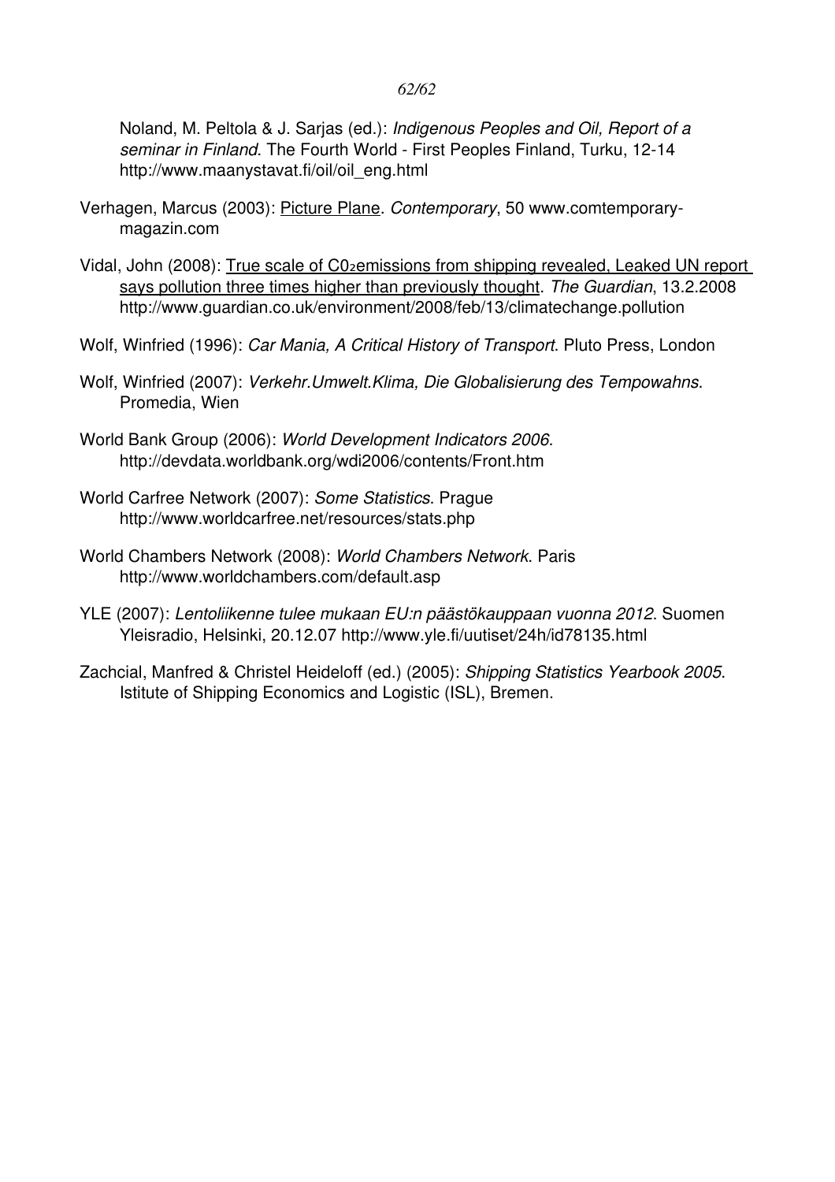Noland, M. Peltola & J. Sarjas (ed.): *Indigenous Peoples and Oil, Report of a seminar in Finland*. The Fourth World - First Peoples Finland, Turku, 12-14 http://www.maanystavat.fi/oil/oil_eng.html

Verhagen, Marcus (2003): Picture Plane. *Contemporary*, 50 www.comtemporary-magazin.com

Vidal, John (2008): True scale of $C0_2$emissions from shipping revealed, Leaked UN report says pollution three times higher than previously thought. *The Guardian*, 13.2.2008 http://www.guardian.co.uk/environment/2008/feb/13/climatechange.pollution

Wolf, Winfried (1996): *Car Mania, A Critical History of Transport*. Pluto Press, London

Wolf, Winfried (2007): *Verkehr.Umwelt.Klima, Die Globalisierung des Tempowahns*. Promedia, Wien

World Bank Group (2006): *World Development Indicators 2006*. http://devdata.worldbank.org/wdi2006/contents/Front.htm

World Carfree Network (2007): *Some Statistics*. Prague http://www.worldcarfree.net/resources/stats.php

World Chambers Network (2008): *World Chambers Network*. Paris http://www.worldchambers.com/default.asp

YLE (2007): *Lentoliikenne tulee mukaan EU:n päästökauppaan vuonna 2012*. Suomen Yleisradio, Helsinki, 20.12.07 http://www.yle.fi/uutiset/24h/id78135.html

Zachcial, Manfred & Christel Heideloff (ed.) (2005): *Shipping Statistics Yearbook 2005*. Istitute of Shipping Economics and Logistic (ISL), Bremen.